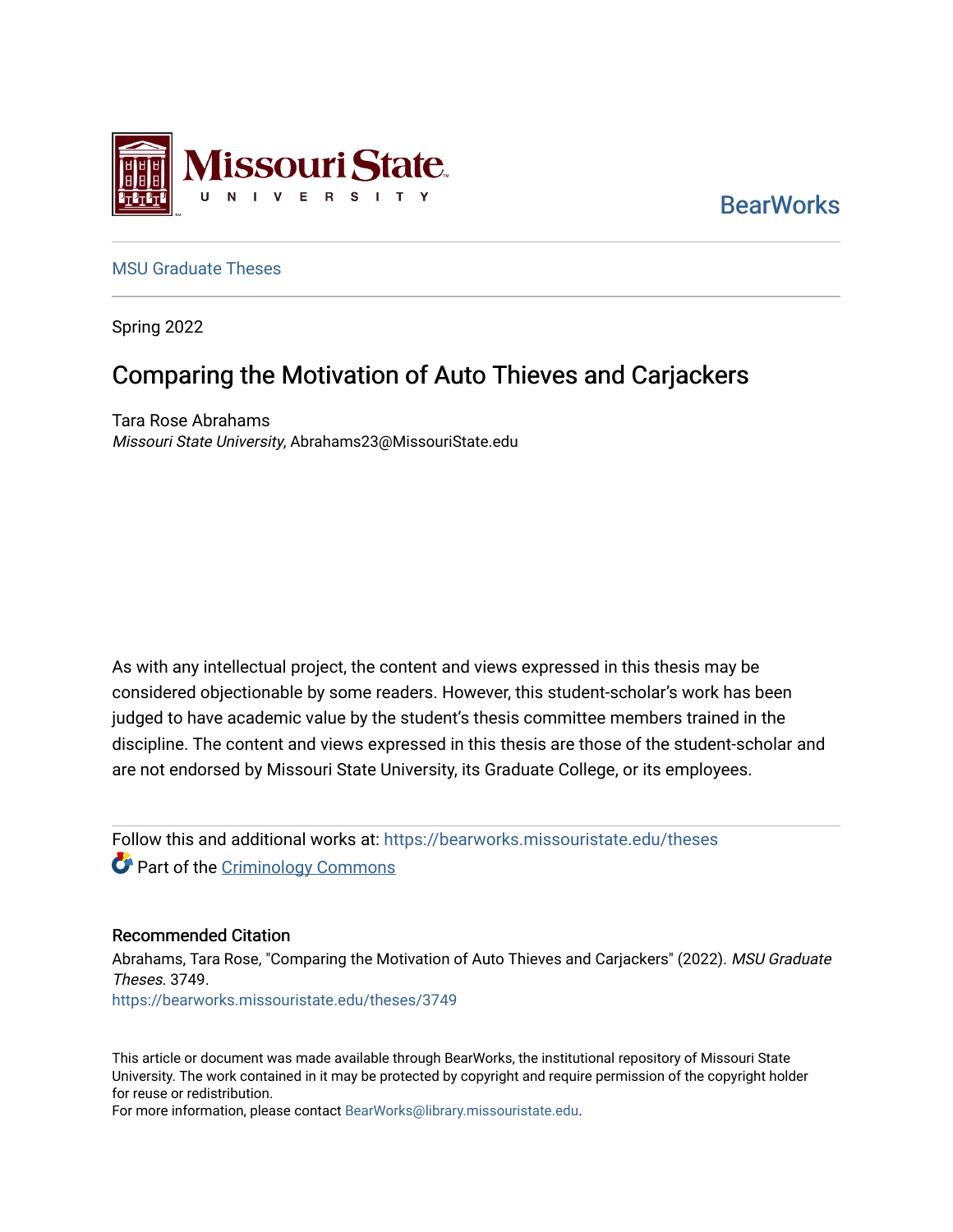Missouri State University

BearWorks

MSU Graduate Theses

Spring 2022

# Comparing the Motivation of Auto Thieves and Carjackers

Tara Rose Abrahams
*Missouri State University*, Abrahams23@MissouriState.edu

As with any intellectual project, the content and views expressed in this thesis may be considered objectionable by some readers. However, this student-scholar's work has been judged to have academic value by the student's thesis committee members trained in the discipline. The content and views expressed in this thesis are those of the student-scholar and are not endorsed by Missouri State University, its Graduate College, or its employees.

Follow this and additional works at: https://bearworks.missouristate.edu/theses

Part of the Criminology Commons

## Recommended Citation

Abrahams, Tara Rose, "Comparing the Motivation of Auto Thieves and Carjackers" (2022). *MSU Graduate Theses*. 3749.
https://bearworks.missouristate.edu/theses/3749

This article or document was made available through BearWorks, the institutional repository of Missouri State University. The work contained in it may be protected by copyright and require permission of the copyright holder for reuse or redistribution.
For more information, please contact BearWorks@library.missouristate.edu.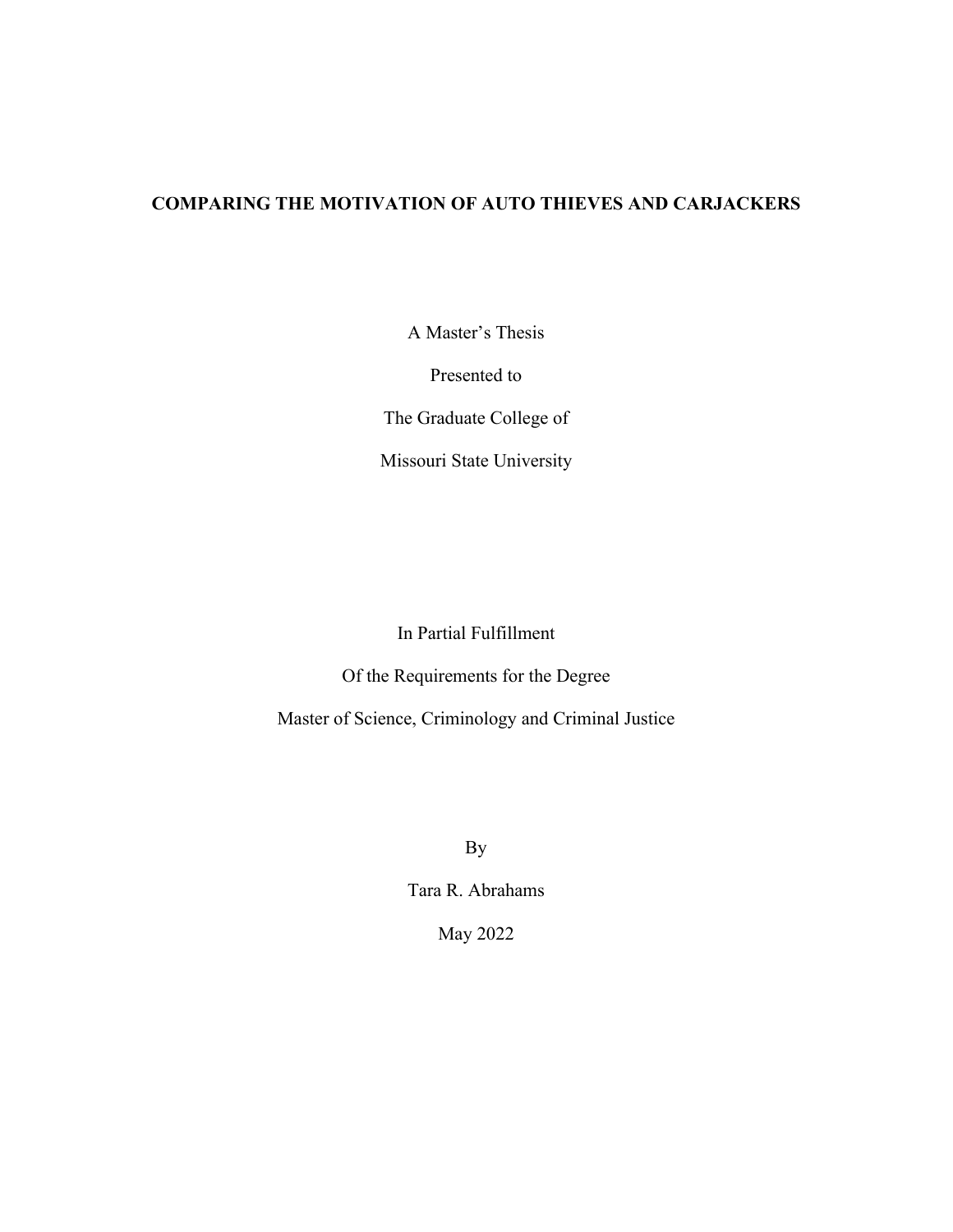# COMPARING THE MOTIVATION OF AUTO THIEVES AND CARJACKERS

A Master's Thesis

Presented to

The Graduate College of

Missouri State University

In Partial Fulfillment

Of the Requirements for the Degree

Master of Science, Criminology and Criminal Justice

By

Tara R. Abrahams

May 2022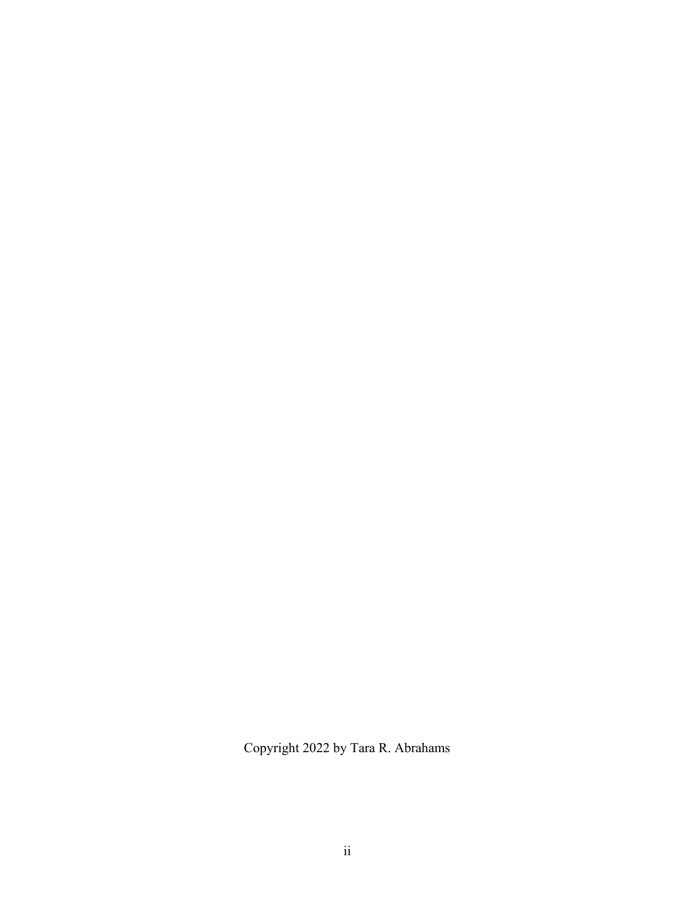Copyright 2022 by Tara R. Abrahams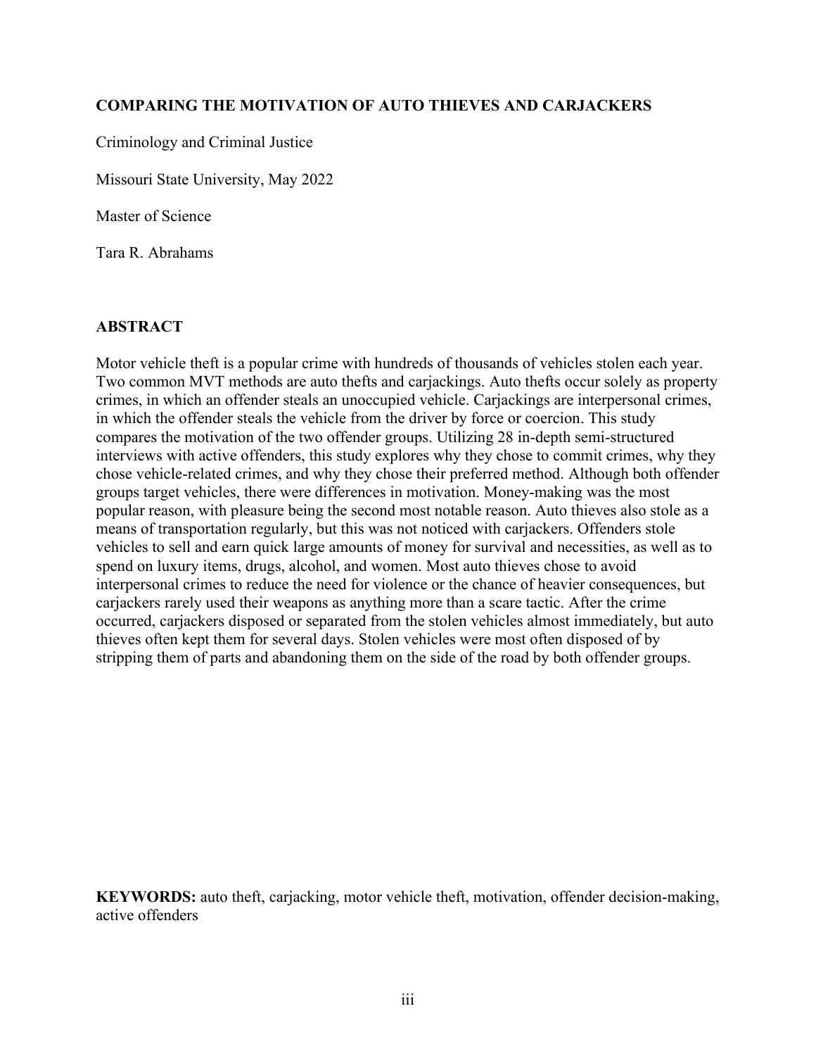**COMPARING THE MOTIVATION OF AUTO THIEVES AND CARJACKERS**

Criminology and Criminal Justice

Missouri State University, May 2022

Master of Science

Tara R. Abrahams

## ABSTRACT

Motor vehicle theft is a popular crime with hundreds of thousands of vehicles stolen each year. Two common MVT methods are auto thefts and carjackings. Auto thefts occur solely as property crimes, in which an offender steals an unoccupied vehicle. Carjackings are interpersonal crimes, in which the offender steals the vehicle from the driver by force or coercion. This study compares the motivation of the two offender groups. Utilizing 28 in-depth semi-structured interviews with active offenders, this study explores why they chose to commit crimes, why they chose vehicle-related crimes, and why they chose their preferred method. Although both offender groups target vehicles, there were differences in motivation. Money-making was the most popular reason, with pleasure being the second most notable reason. Auto thieves also stole as a means of transportation regularly, but this was not noticed with carjackers. Offenders stole vehicles to sell and earn quick large amounts of money for survival and necessities, as well as to spend on luxury items, drugs, alcohol, and women. Most auto thieves chose to avoid interpersonal crimes to reduce the need for violence or the chance of heavier consequences, but carjackers rarely used their weapons as anything more than a scare tactic. After the crime occurred, carjackers disposed or separated from the stolen vehicles almost immediately, but auto thieves often kept them for several days. Stolen vehicles were most often disposed of by stripping them of parts and abandoning them on the side of the road by both offender groups.

**KEYWORDS:** auto theft, carjacking, motor vehicle theft, motivation, offender decision-making, active offenders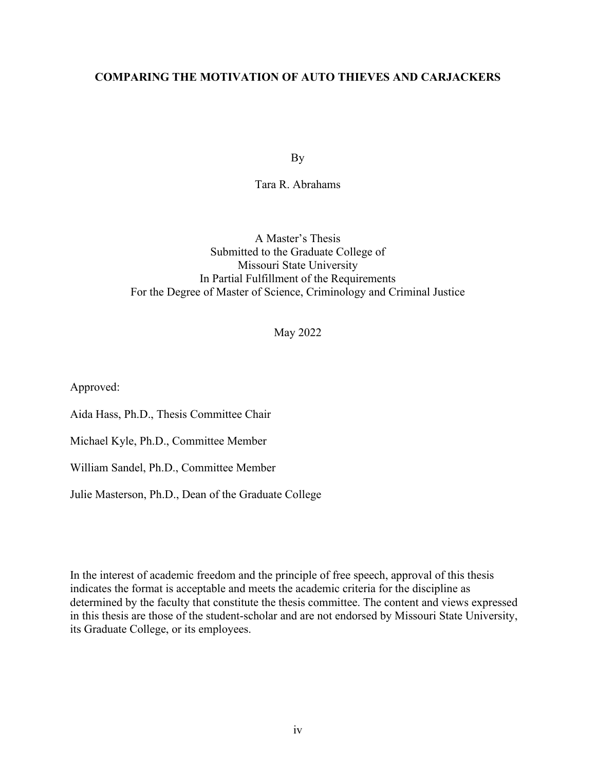**COMPARING THE MOTIVATION OF AUTO THIEVES AND CARJACKERS**

By

Tara R. Abrahams

A Master's Thesis
Submitted to the Graduate College of
Missouri State University
In Partial Fulfillment of the Requirements
For the Degree of Master of Science, Criminology and Criminal Justice

May 2022

Approved:

Aida Hass, Ph.D., Thesis Committee Chair

Michael Kyle, Ph.D., Committee Member

William Sandel, Ph.D., Committee Member

Julie Masterson, Ph.D., Dean of the Graduate College

In the interest of academic freedom and the principle of free speech, approval of this thesis indicates the format is acceptable and meets the academic criteria for the discipline as determined by the faculty that constitute the thesis committee. The content and views expressed in this thesis are those of the student-scholar and are not endorsed by Missouri State University, its Graduate College, or its employees.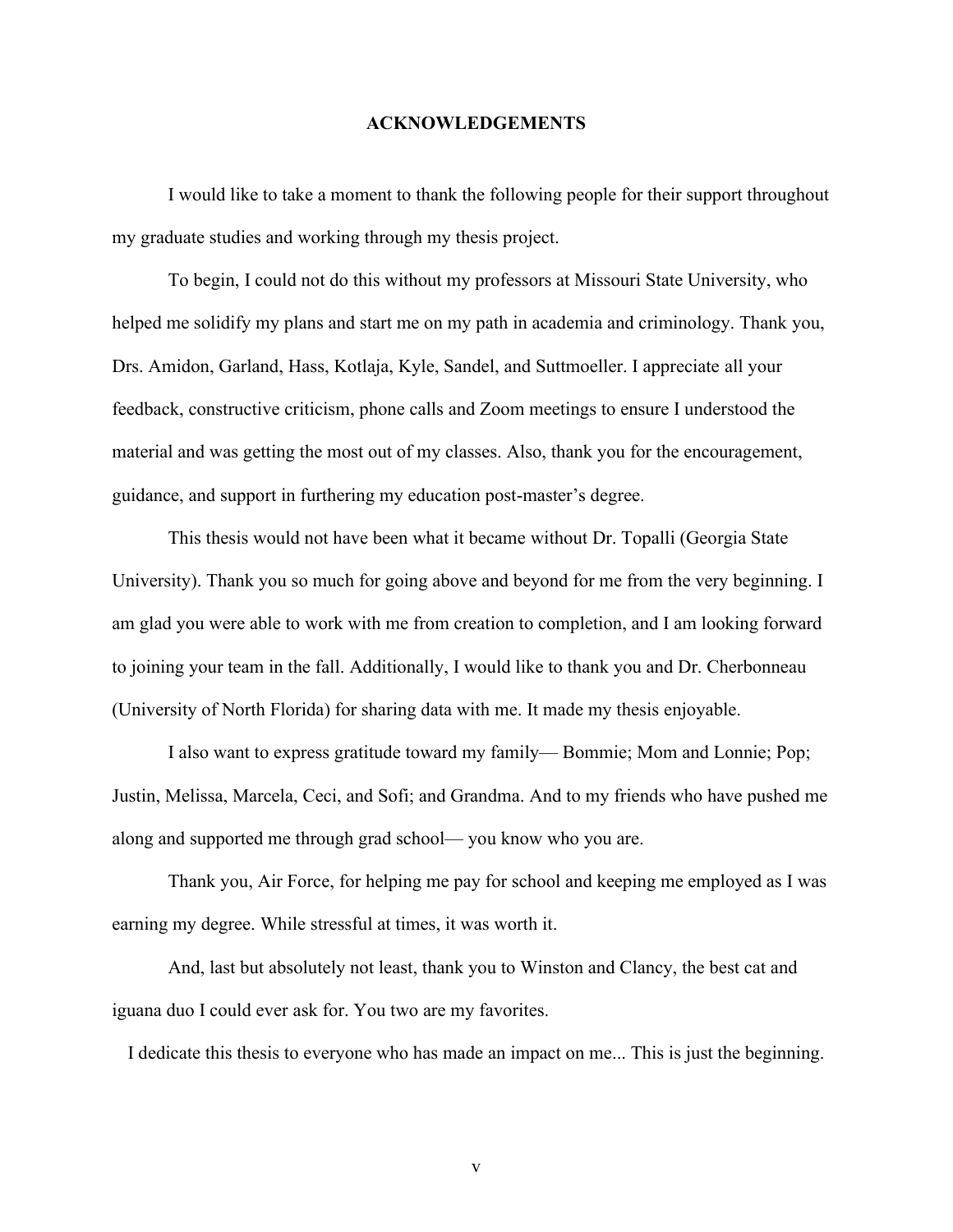# ACKNOWLEDGEMENTS

I would like to take a moment to thank the following people for their support throughout my graduate studies and working through my thesis project.

To begin, I could not do this without my professors at Missouri State University, who helped me solidify my plans and start me on my path in academia and criminology. Thank you, Drs. Amidon, Garland, Hass, Kotlaja, Kyle, Sandel, and Suttmoeller. I appreciate all your feedback, constructive criticism, phone calls and Zoom meetings to ensure I understood the material and was getting the most out of my classes. Also, thank you for the encouragement, guidance, and support in furthering my education post-master's degree.

This thesis would not have been what it became without Dr. Topalli (Georgia State University). Thank you so much for going above and beyond for me from the very beginning. I am glad you were able to work with me from creation to completion, and I am looking forward to joining your team in the fall. Additionally, I would like to thank you and Dr. Cherbonneau (University of North Florida) for sharing data with me. It made my thesis enjoyable.

I also want to express gratitude toward my family— Bommie; Mom and Lonnie; Pop; Justin, Melissa, Marcela, Ceci, and Sofi; and Grandma. And to my friends who have pushed me along and supported me through grad school— you know who you are.

Thank you, Air Force, for helping me pay for school and keeping me employed as I was earning my degree. While stressful at times, it was worth it.

And, last but absolutely not least, thank you to Winston and Clancy, the best cat and iguana duo I could ever ask for. You two are my favorites.

I dedicate this thesis to everyone who has made an impact on me... This is just the beginning.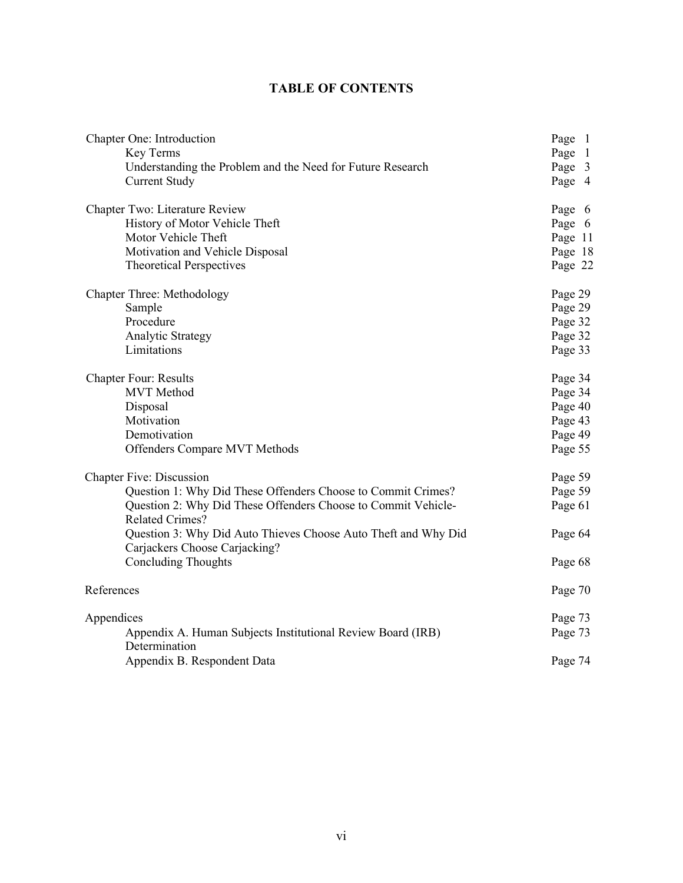# TABLE OF CONTENTS

| | |
|---|---|
| Chapter One: Introduction | Page 1 |
| Key Terms | Page 1 |
| Understanding the Problem and the Need for Future Research | Page 3 |
| Current Study | Page 4 |
| Chapter Two: Literature Review | Page 6 |
| History of Motor Vehicle Theft | Page 6 |
| Motor Vehicle Theft | Page 11 |
| Motivation and Vehicle Disposal | Page 18 |
| Theoretical Perspectives | Page 22 |
| Chapter Three: Methodology | Page 29 |
| Sample | Page 29 |
| Procedure | Page 32 |
| Analytic Strategy | Page 32 |
| Limitations | Page 33 |
| Chapter Four: Results | Page 34 |
| MVT Method | Page 34 |
| Disposal | Page 40 |
| Motivation | Page 43 |
| Demotivation | Page 49 |
| Offenders Compare MVT Methods | Page 55 |
| Chapter Five: Discussion | Page 59 |
| Question 1: Why Did These Offenders Choose to Commit Crimes? | Page 59 |
| Question 2: Why Did These Offenders Choose to Commit Vehicle-Related Crimes? | Page 61 |
| Question 3: Why Did Auto Thieves Choose Auto Theft and Why Did Carjackers Choose Carjacking? | Page 64 |
| Concluding Thoughts | Page 68 |
| References | Page 70 |
| Appendices | Page 73 |
| Appendix A. Human Subjects Institutional Review Board (IRB) Determination | Page 73 |
| Appendix B. Respondent Data | Page 74 |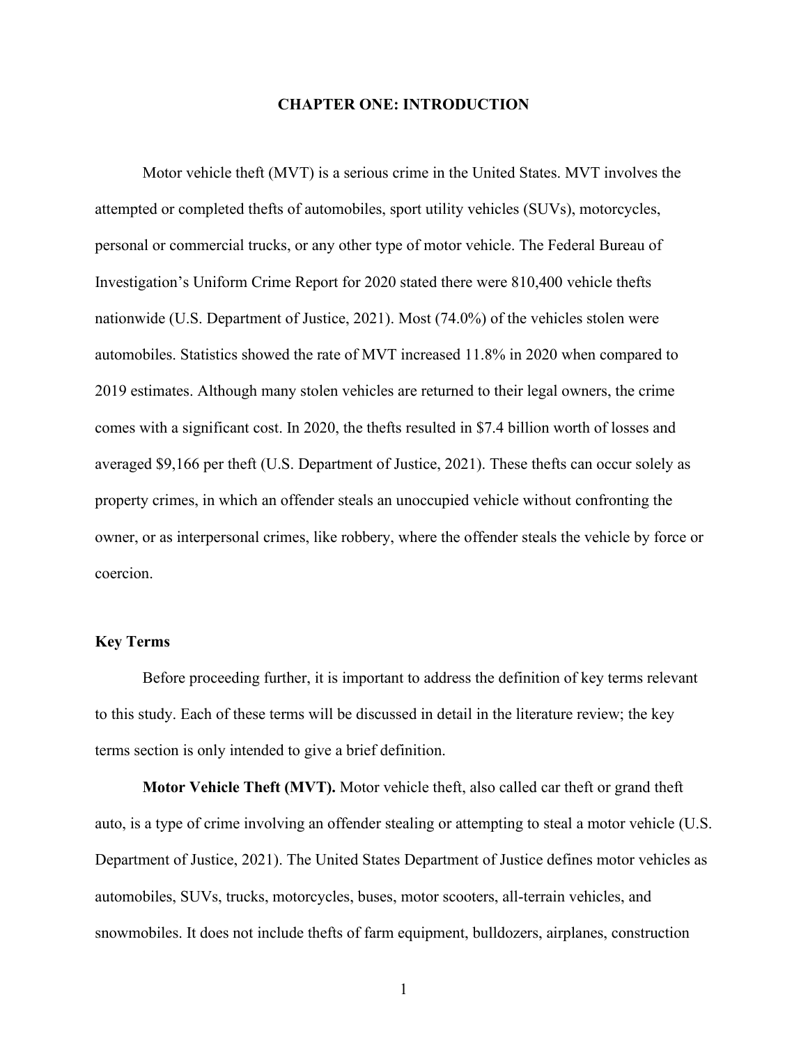# CHAPTER ONE: INTRODUCTION

Motor vehicle theft (MVT) is a serious crime in the United States. MVT involves the attempted or completed thefts of automobiles, sport utility vehicles (SUVs), motorcycles, personal or commercial trucks, or any other type of motor vehicle. The Federal Bureau of Investigation's Uniform Crime Report for 2020 stated there were 810,400 vehicle thefts nationwide (U.S. Department of Justice, 2021). Most (74.0%) of the vehicles stolen were automobiles. Statistics showed the rate of MVT increased 11.8% in 2020 when compared to 2019 estimates. Although many stolen vehicles are returned to their legal owners, the crime comes with a significant cost. In 2020, the thefts resulted in $7.4 billion worth of losses and averaged $9,166 per theft (U.S. Department of Justice, 2021). These thefts can occur solely as property crimes, in which an offender steals an unoccupied vehicle without confronting the owner, or as interpersonal crimes, like robbery, where the offender steals the vehicle by force or coercion.

## Key Terms

Before proceeding further, it is important to address the definition of key terms relevant to this study. Each of these terms will be discussed in detail in the literature review; the key terms section is only intended to give a brief definition.

**Motor Vehicle Theft (MVT).** Motor vehicle theft, also called car theft or grand theft auto, is a type of crime involving an offender stealing or attempting to steal a motor vehicle (U.S. Department of Justice, 2021). The United States Department of Justice defines motor vehicles as automobiles, SUVs, trucks, motorcycles, buses, motor scooters, all-terrain vehicles, and snowmobiles. It does not include thefts of farm equipment, bulldozers, airplanes, construction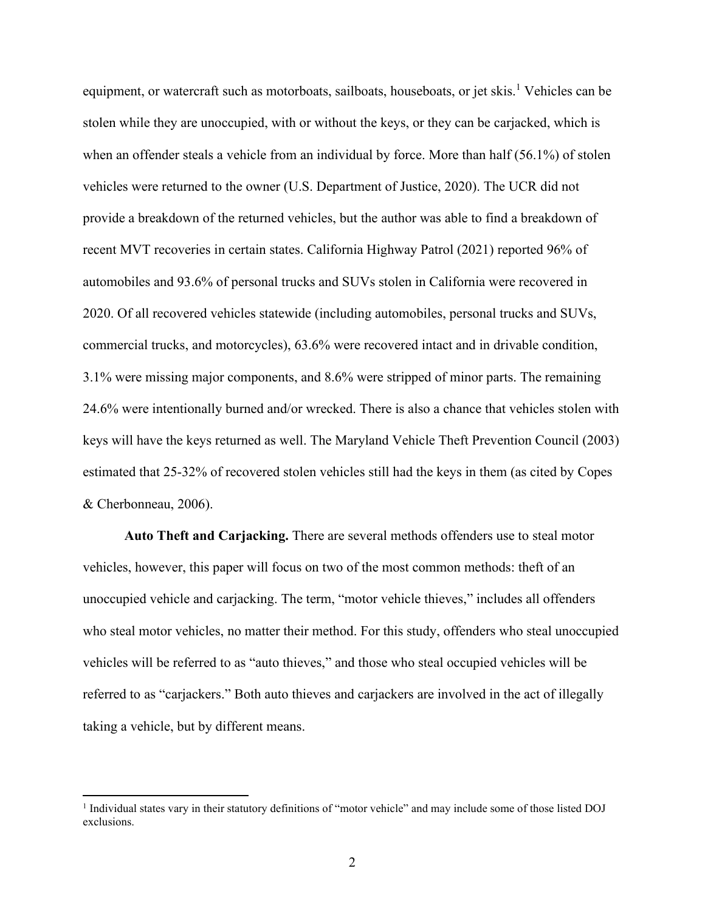equipment, or watercraft such as motorboats, sailboats, houseboats, or jet skis.[1] Vehicles can be stolen while they are unoccupied, with or without the keys, or they can be carjacked, which is when an offender steals a vehicle from an individual by force. More than half (56.1%) of stolen vehicles were returned to the owner (U.S. Department of Justice, 2020). The UCR did not provide a breakdown of the returned vehicles, but the author was able to find a breakdown of recent MVT recoveries in certain states. California Highway Patrol (2021) reported 96% of automobiles and 93.6% of personal trucks and SUVs stolen in California were recovered in 2020. Of all recovered vehicles statewide (including automobiles, personal trucks and SUVs, commercial trucks, and motorcycles), 63.6% were recovered intact and in drivable condition, 3.1% were missing major components, and 8.6% were stripped of minor parts. The remaining 24.6% were intentionally burned and/or wrecked. There is also a chance that vehicles stolen with keys will have the keys returned as well. The Maryland Vehicle Theft Prevention Council (2003) estimated that 25-32% of recovered stolen vehicles still had the keys in them (as cited by Copes & Cherbonneau, 2006).

**Auto Theft and Carjacking.** There are several methods offenders use to steal motor vehicles, however, this paper will focus on two of the most common methods: theft of an unoccupied vehicle and carjacking. The term, "motor vehicle thieves," includes all offenders who steal motor vehicles, no matter their method. For this study, offenders who steal unoccupied vehicles will be referred to as "auto thieves," and those who steal occupied vehicles will be referred to as "carjackers." Both auto thieves and carjackers are involved in the act of illegally taking a vehicle, but by different means.

[1] Individual states vary in their statutory definitions of "motor vehicle" and may include some of those listed DOJ exclusions.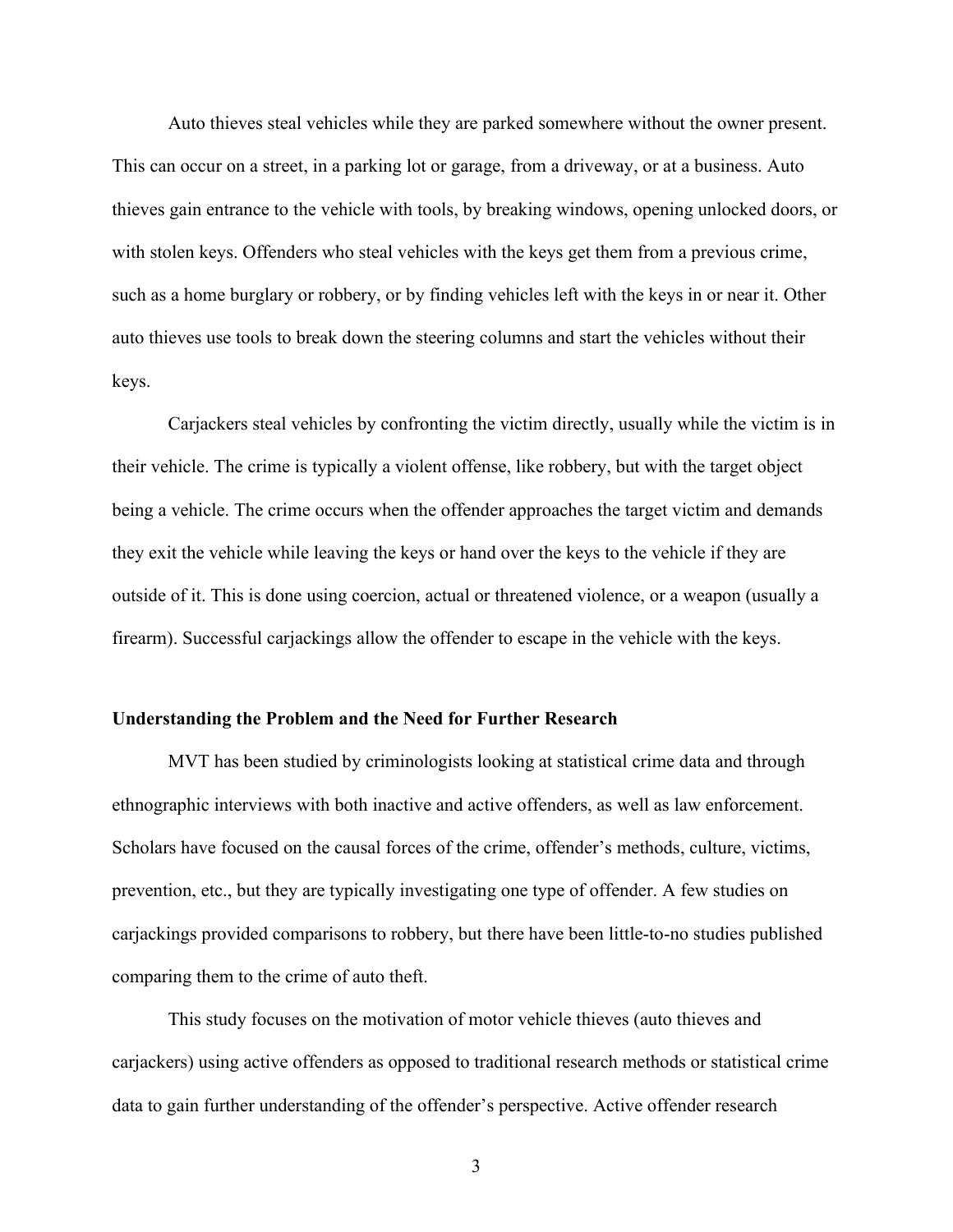Auto thieves steal vehicles while they are parked somewhere without the owner present. This can occur on a street, in a parking lot or garage, from a driveway, or at a business. Auto thieves gain entrance to the vehicle with tools, by breaking windows, opening unlocked doors, or with stolen keys. Offenders who steal vehicles with the keys get them from a previous crime, such as a home burglary or robbery, or by finding vehicles left with the keys in or near it. Other auto thieves use tools to break down the steering columns and start the vehicles without their keys.

Carjackers steal vehicles by confronting the victim directly, usually while the victim is in their vehicle. The crime is typically a violent offense, like robbery, but with the target object being a vehicle. The crime occurs when the offender approaches the target victim and demands they exit the vehicle while leaving the keys or hand over the keys to the vehicle if they are outside of it. This is done using coercion, actual or threatened violence, or a weapon (usually a firearm). Successful carjackings allow the offender to escape in the vehicle with the keys.

**Understanding the Problem and the Need for Further Research**

MVT has been studied by criminologists looking at statistical crime data and through ethnographic interviews with both inactive and active offenders, as well as law enforcement. Scholars have focused on the causal forces of the crime, offender's methods, culture, victims, prevention, etc., but they are typically investigating one type of offender. A few studies on carjackings provided comparisons to robbery, but there have been little-to-no studies published comparing them to the crime of auto theft.

This study focuses on the motivation of motor vehicle thieves (auto thieves and carjackers) using active offenders as opposed to traditional research methods or statistical crime data to gain further understanding of the offender's perspective. Active offender research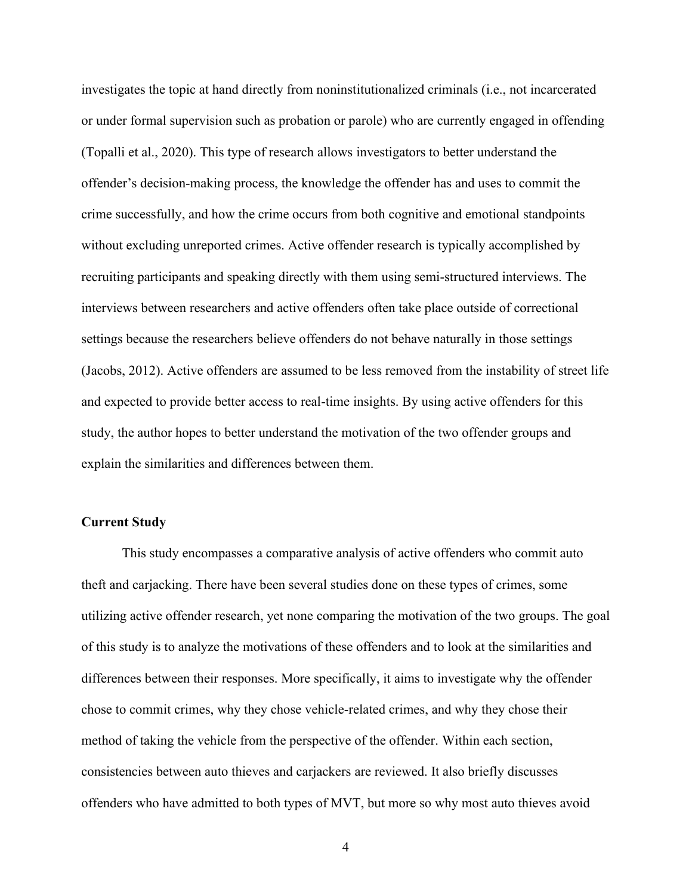investigates the topic at hand directly from noninstitutionalized criminals (i.e., not incarcerated or under formal supervision such as probation or parole) who are currently engaged in offending (Topalli et al., 2020). This type of research allows investigators to better understand the offender's decision-making process, the knowledge the offender has and uses to commit the crime successfully, and how the crime occurs from both cognitive and emotional standpoints without excluding unreported crimes. Active offender research is typically accomplished by recruiting participants and speaking directly with them using semi-structured interviews. The interviews between researchers and active offenders often take place outside of correctional settings because the researchers believe offenders do not behave naturally in those settings (Jacobs, 2012). Active offenders are assumed to be less removed from the instability of street life and expected to provide better access to real-time insights. By using active offenders for this study, the author hopes to better understand the motivation of the two offender groups and explain the similarities and differences between them.

### Current Study

This study encompasses a comparative analysis of active offenders who commit auto theft and carjacking. There have been several studies done on these types of crimes, some utilizing active offender research, yet none comparing the motivation of the two groups. The goal of this study is to analyze the motivations of these offenders and to look at the similarities and differences between their responses. More specifically, it aims to investigate why the offender chose to commit crimes, why they chose vehicle-related crimes, and why they chose their method of taking the vehicle from the perspective of the offender. Within each section, consistencies between auto thieves and carjackers are reviewed. It also briefly discusses offenders who have admitted to both types of MVT, but more so why most auto thieves avoid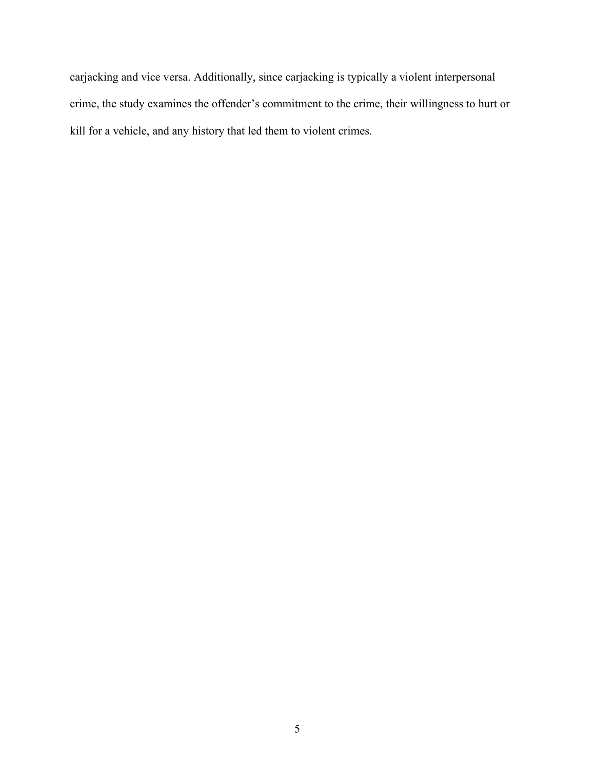carjacking and vice versa. Additionally, since carjacking is typically a violent interpersonal crime, the study examines the offender's commitment to the crime, their willingness to hurt or kill for a vehicle, and any history that led them to violent crimes.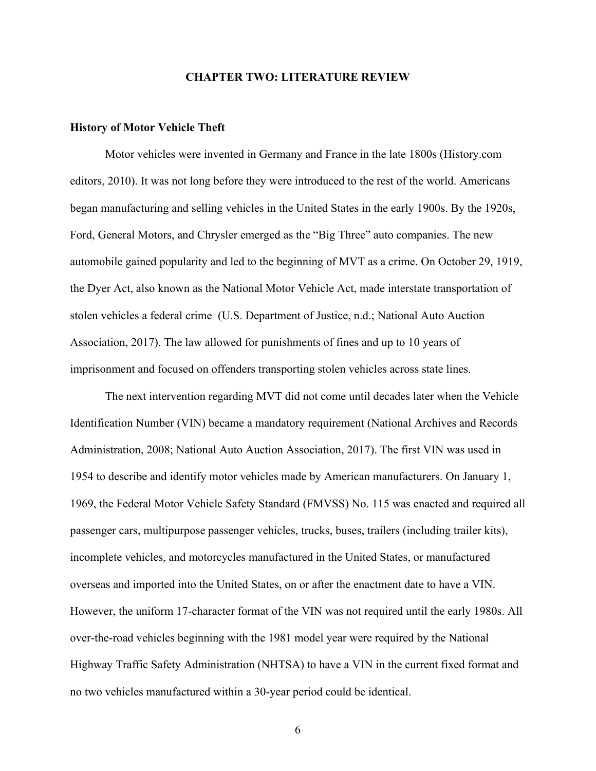# CHAPTER TWO: LITERATURE REVIEW

## History of Motor Vehicle Theft

Motor vehicles were invented in Germany and France in the late 1800s (History.com editors, 2010). It was not long before they were introduced to the rest of the world. Americans began manufacturing and selling vehicles in the United States in the early 1900s. By the 1920s, Ford, General Motors, and Chrysler emerged as the "Big Three" auto companies. The new automobile gained popularity and led to the beginning of MVT as a crime. On October 29, 1919, the Dyer Act, also known as the National Motor Vehicle Act, made interstate transportation of stolen vehicles a federal crime (U.S. Department of Justice, n.d.; National Auto Auction Association, 2017). The law allowed for punishments of fines and up to 10 years of imprisonment and focused on offenders transporting stolen vehicles across state lines.

The next intervention regarding MVT did not come until decades later when the Vehicle Identification Number (VIN) became a mandatory requirement (National Archives and Records Administration, 2008; National Auto Auction Association, 2017). The first VIN was used in 1954 to describe and identify motor vehicles made by American manufacturers. On January 1, 1969, the Federal Motor Vehicle Safety Standard (FMVSS) No. 115 was enacted and required all passenger cars, multipurpose passenger vehicles, trucks, buses, trailers (including trailer kits), incomplete vehicles, and motorcycles manufactured in the United States, or manufactured overseas and imported into the United States, on or after the enactment date to have a VIN. However, the uniform 17-character format of the VIN was not required until the early 1980s. All over-the-road vehicles beginning with the 1981 model year were required by the National Highway Traffic Safety Administration (NHTSA) to have a VIN in the current fixed format and no two vehicles manufactured within a 30-year period could be identical.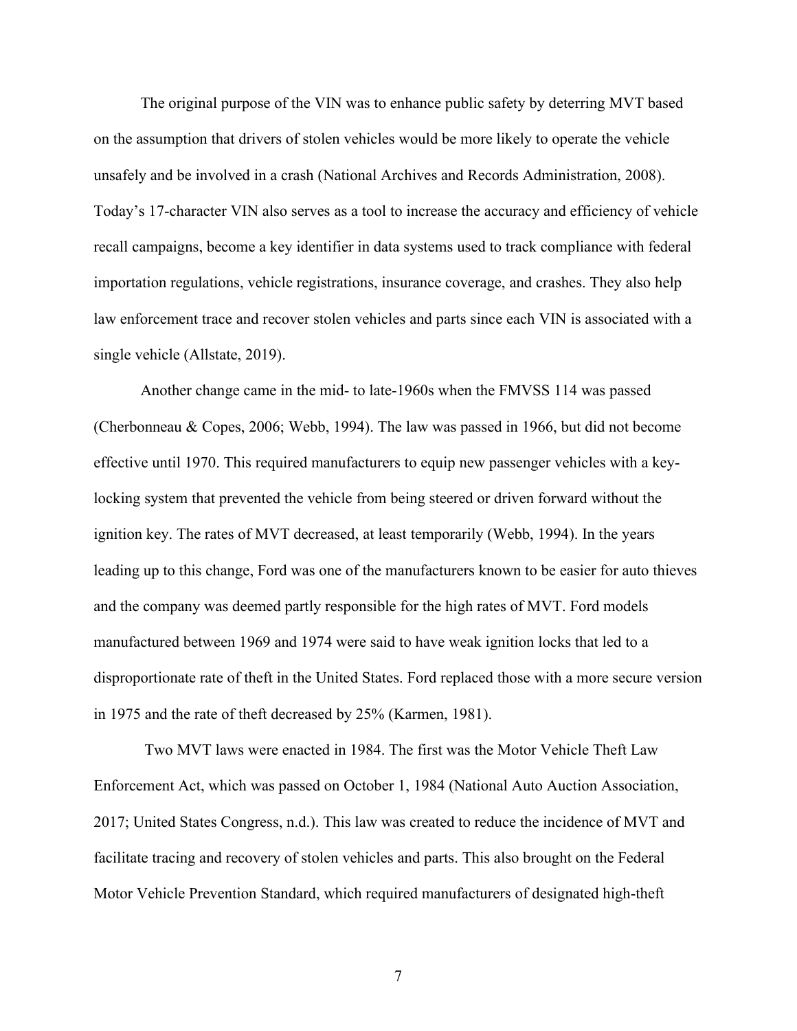The original purpose of the VIN was to enhance public safety by deterring MVT based on the assumption that drivers of stolen vehicles would be more likely to operate the vehicle unsafely and be involved in a crash (National Archives and Records Administration, 2008). Today's 17-character VIN also serves as a tool to increase the accuracy and efficiency of vehicle recall campaigns, become a key identifier in data systems used to track compliance with federal importation regulations, vehicle registrations, insurance coverage, and crashes. They also help law enforcement trace and recover stolen vehicles and parts since each VIN is associated with a single vehicle (Allstate, 2019).

Another change came in the mid- to late-1960s when the FMVSS 114 was passed (Cherbonneau & Copes, 2006; Webb, 1994). The law was passed in 1966, but did not become effective until 1970. This required manufacturers to equip new passenger vehicles with a key-locking system that prevented the vehicle from being steered or driven forward without the ignition key. The rates of MVT decreased, at least temporarily (Webb, 1994). In the years leading up to this change, Ford was one of the manufacturers known to be easier for auto thieves and the company was deemed partly responsible for the high rates of MVT. Ford models manufactured between 1969 and 1974 were said to have weak ignition locks that led to a disproportionate rate of theft in the United States. Ford replaced those with a more secure version in 1975 and the rate of theft decreased by 25% (Karmen, 1981).

Two MVT laws were enacted in 1984. The first was the Motor Vehicle Theft Law Enforcement Act, which was passed on October 1, 1984 (National Auto Auction Association, 2017; United States Congress, n.d.). This law was created to reduce the incidence of MVT and facilitate tracing and recovery of stolen vehicles and parts. This also brought on the Federal Motor Vehicle Prevention Standard, which required manufacturers of designated high-theft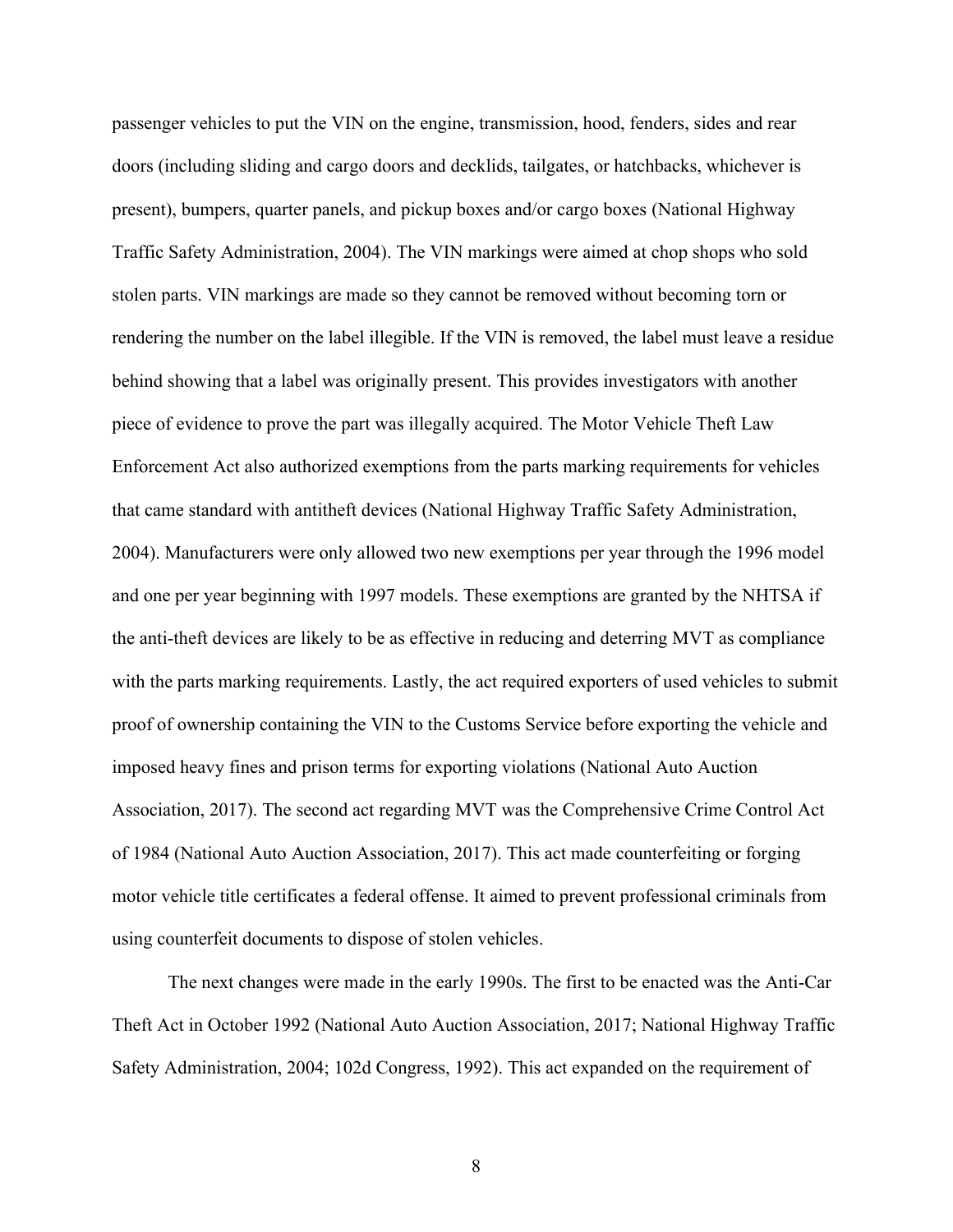passenger vehicles to put the VIN on the engine, transmission, hood, fenders, sides and rear doors (including sliding and cargo doors and decklids, tailgates, or hatchbacks, whichever is present), bumpers, quarter panels, and pickup boxes and/or cargo boxes (National Highway Traffic Safety Administration, 2004). The VIN markings were aimed at chop shops who sold stolen parts. VIN markings are made so they cannot be removed without becoming torn or rendering the number on the label illegible. If the VIN is removed, the label must leave a residue behind showing that a label was originally present. This provides investigators with another piece of evidence to prove the part was illegally acquired. The Motor Vehicle Theft Law Enforcement Act also authorized exemptions from the parts marking requirements for vehicles that came standard with antitheft devices (National Highway Traffic Safety Administration, 2004). Manufacturers were only allowed two new exemptions per year through the 1996 model and one per year beginning with 1997 models. These exemptions are granted by the NHTSA if the anti-theft devices are likely to be as effective in reducing and deterring MVT as compliance with the parts marking requirements. Lastly, the act required exporters of used vehicles to submit proof of ownership containing the VIN to the Customs Service before exporting the vehicle and imposed heavy fines and prison terms for exporting violations (National Auto Auction Association, 2017). The second act regarding MVT was the Comprehensive Crime Control Act of 1984 (National Auto Auction Association, 2017). This act made counterfeiting or forging motor vehicle title certificates a federal offense. It aimed to prevent professional criminals from using counterfeit documents to dispose of stolen vehicles.

The next changes were made in the early 1990s. The first to be enacted was the Anti-Car Theft Act in October 1992 (National Auto Auction Association, 2017; National Highway Traffic Safety Administration, 2004; 102d Congress, 1992). This act expanded on the requirement of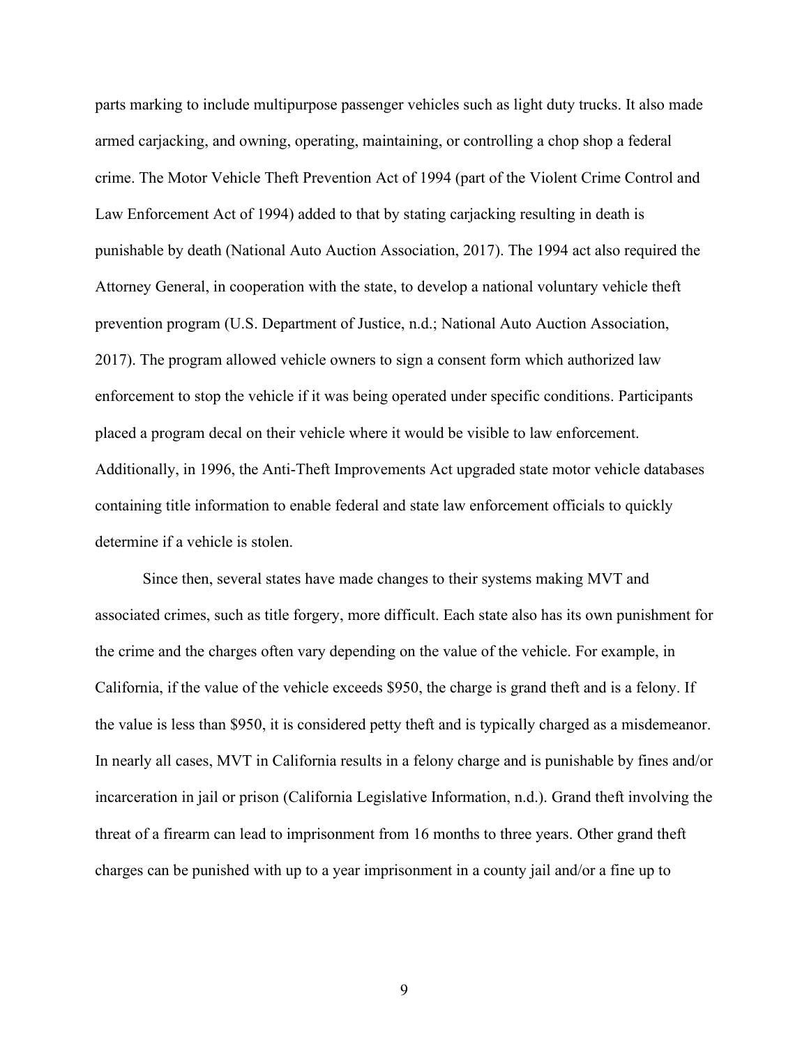parts marking to include multipurpose passenger vehicles such as light duty trucks. It also made armed carjacking, and owning, operating, maintaining, or controlling a chop shop a federal crime. The Motor Vehicle Theft Prevention Act of 1994 (part of the Violent Crime Control and Law Enforcement Act of 1994) added to that by stating carjacking resulting in death is punishable by death (National Auto Auction Association, 2017). The 1994 act also required the Attorney General, in cooperation with the state, to develop a national voluntary vehicle theft prevention program (U.S. Department of Justice, n.d.; National Auto Auction Association, 2017). The program allowed vehicle owners to sign a consent form which authorized law enforcement to stop the vehicle if it was being operated under specific conditions. Participants placed a program decal on their vehicle where it would be visible to law enforcement. Additionally, in 1996, the Anti-Theft Improvements Act upgraded state motor vehicle databases containing title information to enable federal and state law enforcement officials to quickly determine if a vehicle is stolen.

Since then, several states have made changes to their systems making MVT and associated crimes, such as title forgery, more difficult. Each state also has its own punishment for the crime and the charges often vary depending on the value of the vehicle. For example, in California, if the value of the vehicle exceeds $950, the charge is grand theft and is a felony. If the value is less than $950, it is considered petty theft and is typically charged as a misdemeanor. In nearly all cases, MVT in California results in a felony charge and is punishable by fines and/or incarceration in jail or prison (California Legislative Information, n.d.). Grand theft involving the threat of a firearm can lead to imprisonment from 16 months to three years. Other grand theft charges can be punished with up to a year imprisonment in a county jail and/or a fine up to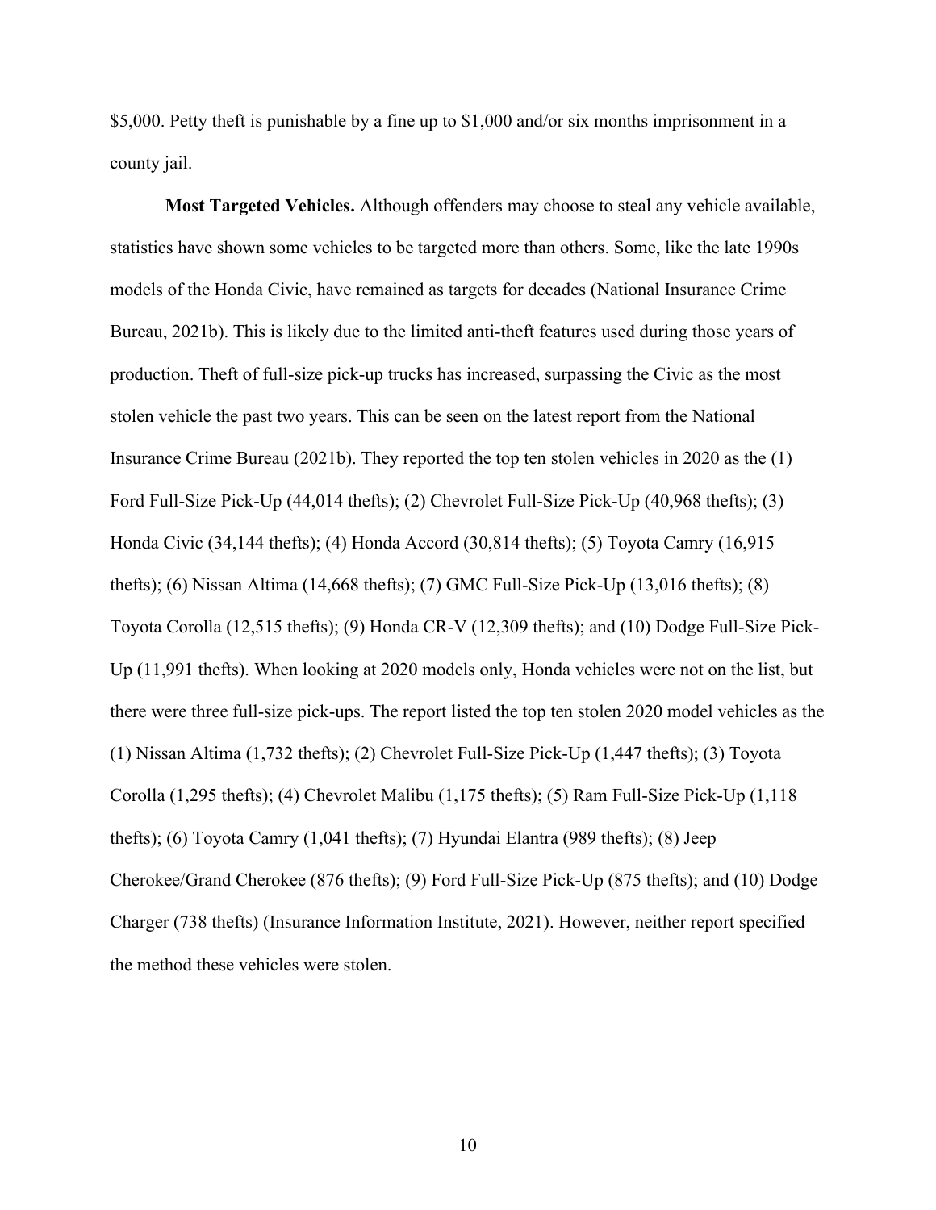$5,000. Petty theft is punishable by a fine up to $1,000 and/or six months imprisonment in a county jail.

**Most Targeted Vehicles.** Although offenders may choose to steal any vehicle available, statistics have shown some vehicles to be targeted more than others. Some, like the late 1990s models of the Honda Civic, have remained as targets for decades (National Insurance Crime Bureau, 2021b). This is likely due to the limited anti-theft features used during those years of production. Theft of full-size pick-up trucks has increased, surpassing the Civic as the most stolen vehicle the past two years. This can be seen on the latest report from the National Insurance Crime Bureau (2021b). They reported the top ten stolen vehicles in 2020 as the (1) Ford Full-Size Pick-Up (44,014 thefts); (2) Chevrolet Full-Size Pick-Up (40,968 thefts); (3) Honda Civic (34,144 thefts); (4) Honda Accord (30,814 thefts); (5) Toyota Camry (16,915 thefts); (6) Nissan Altima (14,668 thefts); (7) GMC Full-Size Pick-Up (13,016 thefts); (8) Toyota Corolla (12,515 thefts); (9) Honda CR-V (12,309 thefts); and (10) Dodge Full-Size Pick-Up (11,991 thefts). When looking at 2020 models only, Honda vehicles were not on the list, but there were three full-size pick-ups. The report listed the top ten stolen 2020 model vehicles as the (1) Nissan Altima (1,732 thefts); (2) Chevrolet Full-Size Pick-Up (1,447 thefts); (3) Toyota Corolla (1,295 thefts); (4) Chevrolet Malibu (1,175 thefts); (5) Ram Full-Size Pick-Up (1,118 thefts); (6) Toyota Camry (1,041 thefts); (7) Hyundai Elantra (989 thefts); (8) Jeep Cherokee/Grand Cherokee (876 thefts); (9) Ford Full-Size Pick-Up (875 thefts); and (10) Dodge Charger (738 thefts) (Insurance Information Institute, 2021). However, neither report specified the method these vehicles were stolen.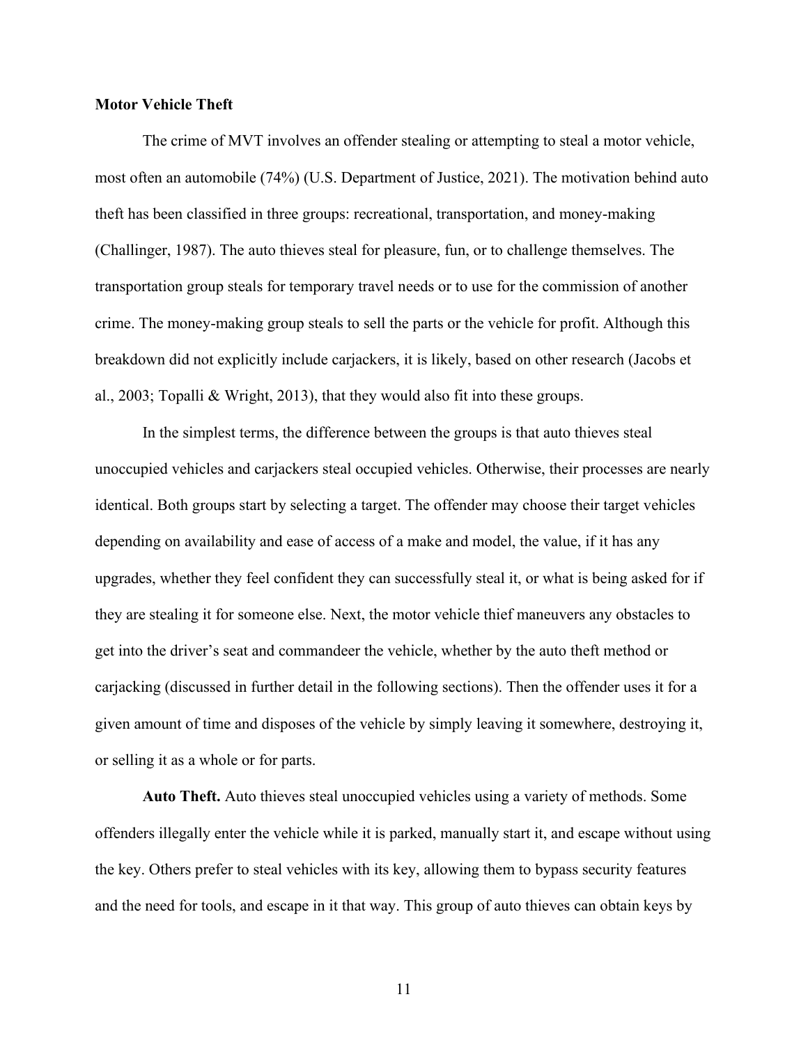## Motor Vehicle Theft

The crime of MVT involves an offender stealing or attempting to steal a motor vehicle, most often an automobile (74%) (U.S. Department of Justice, 2021). The motivation behind auto theft has been classified in three groups: recreational, transportation, and money-making (Challinger, 1987). The auto thieves steal for pleasure, fun, or to challenge themselves. The transportation group steals for temporary travel needs or to use for the commission of another crime. The money-making group steals to sell the parts or the vehicle for profit. Although this breakdown did not explicitly include carjackers, it is likely, based on other research (Jacobs et al., 2003; Topalli & Wright, 2013), that they would also fit into these groups.

In the simplest terms, the difference between the groups is that auto thieves steal unoccupied vehicles and carjackers steal occupied vehicles. Otherwise, their processes are nearly identical. Both groups start by selecting a target. The offender may choose their target vehicles depending on availability and ease of access of a make and model, the value, if it has any upgrades, whether they feel confident they can successfully steal it, or what is being asked for if they are stealing it for someone else. Next, the motor vehicle thief maneuvers any obstacles to get into the driver's seat and commandeer the vehicle, whether by the auto theft method or carjacking (discussed in further detail in the following sections). Then the offender uses it for a given amount of time and disposes of the vehicle by simply leaving it somewhere, destroying it, or selling it as a whole or for parts.

**Auto Theft.** Auto thieves steal unoccupied vehicles using a variety of methods. Some offenders illegally enter the vehicle while it is parked, manually start it, and escape without using the key. Others prefer to steal vehicles with its key, allowing them to bypass security features and the need for tools, and escape in it that way. This group of auto thieves can obtain keys by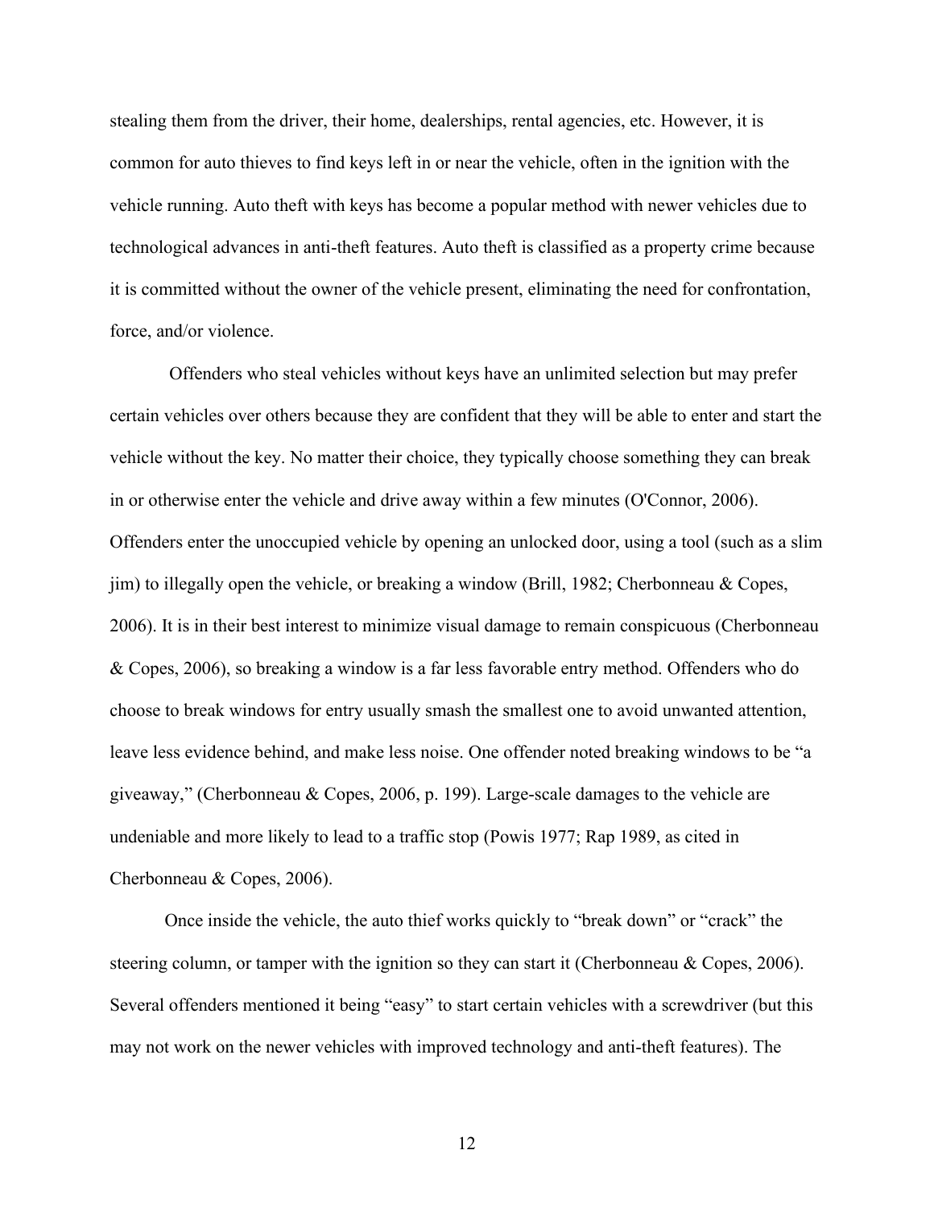stealing them from the driver, their home, dealerships, rental agencies, etc. However, it is common for auto thieves to find keys left in or near the vehicle, often in the ignition with the vehicle running. Auto theft with keys has become a popular method with newer vehicles due to technological advances in anti-theft features. Auto theft is classified as a property crime because it is committed without the owner of the vehicle present, eliminating the need for confrontation, force, and/or violence.

Offenders who steal vehicles without keys have an unlimited selection but may prefer certain vehicles over others because they are confident that they will be able to enter and start the vehicle without the key. No matter their choice, they typically choose something they can break in or otherwise enter the vehicle and drive away within a few minutes (O'Connor, 2006). Offenders enter the unoccupied vehicle by opening an unlocked door, using a tool (such as a slim jim) to illegally open the vehicle, or breaking a window (Brill, 1982; Cherbonneau & Copes, 2006). It is in their best interest to minimize visual damage to remain conspicuous (Cherbonneau & Copes, 2006), so breaking a window is a far less favorable entry method. Offenders who do choose to break windows for entry usually smash the smallest one to avoid unwanted attention, leave less evidence behind, and make less noise. One offender noted breaking windows to be "a giveaway," (Cherbonneau & Copes, 2006, p. 199). Large-scale damages to the vehicle are undeniable and more likely to lead to a traffic stop (Powis 1977; Rap 1989, as cited in Cherbonneau & Copes, 2006).

Once inside the vehicle, the auto thief works quickly to "break down" or "crack" the steering column, or tamper with the ignition so they can start it (Cherbonneau & Copes, 2006). Several offenders mentioned it being "easy" to start certain vehicles with a screwdriver (but this may not work on the newer vehicles with improved technology and anti-theft features). The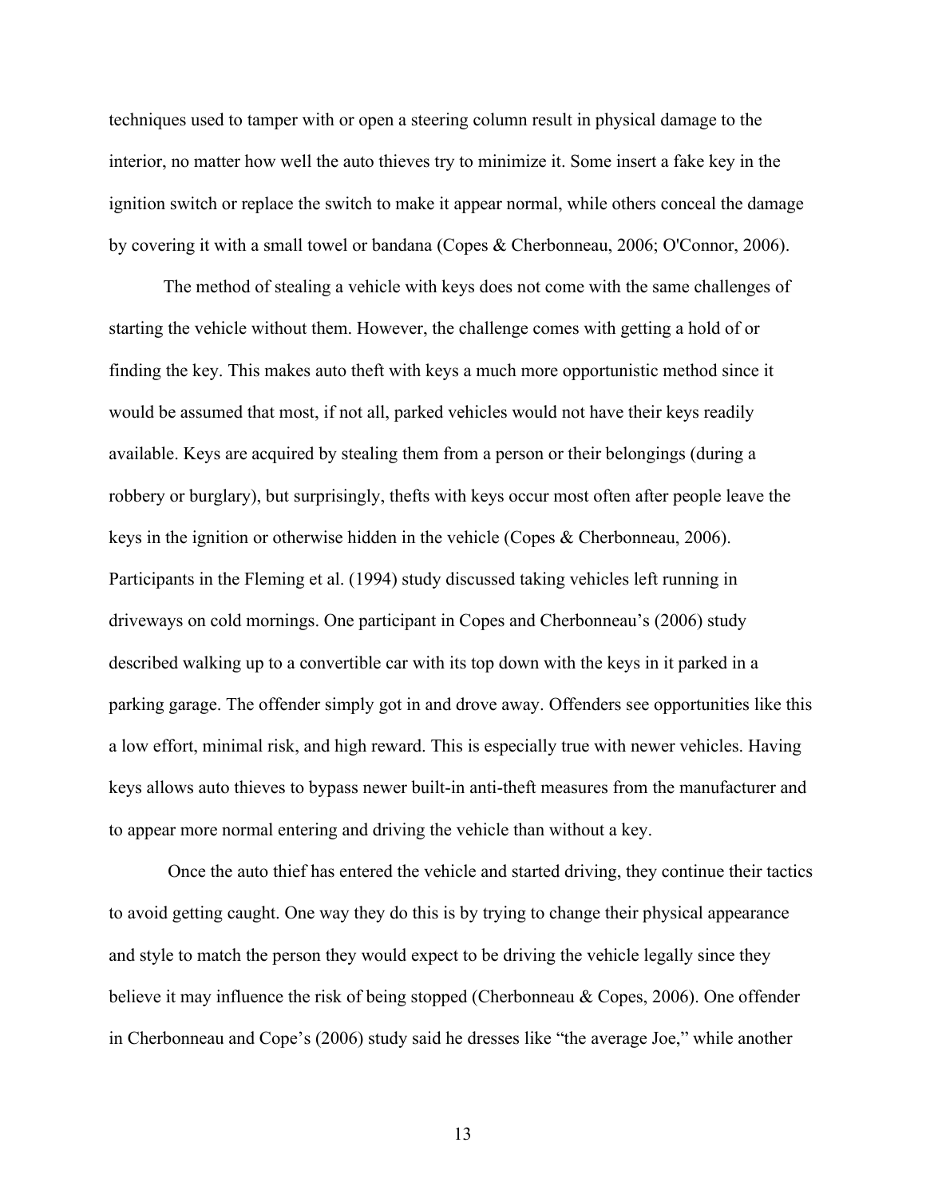techniques used to tamper with or open a steering column result in physical damage to the interior, no matter how well the auto thieves try to minimize it. Some insert a fake key in the ignition switch or replace the switch to make it appear normal, while others conceal the damage by covering it with a small towel or bandana (Copes & Cherbonneau, 2006; O'Connor, 2006).

The method of stealing a vehicle with keys does not come with the same challenges of starting the vehicle without them. However, the challenge comes with getting a hold of or finding the key. This makes auto theft with keys a much more opportunistic method since it would be assumed that most, if not all, parked vehicles would not have their keys readily available. Keys are acquired by stealing them from a person or their belongings (during a robbery or burglary), but surprisingly, thefts with keys occur most often after people leave the keys in the ignition or otherwise hidden in the vehicle (Copes & Cherbonneau, 2006). Participants in the Fleming et al. (1994) study discussed taking vehicles left running in driveways on cold mornings. One participant in Copes and Cherbonneau's (2006) study described walking up to a convertible car with its top down with the keys in it parked in a parking garage. The offender simply got in and drove away. Offenders see opportunities like this a low effort, minimal risk, and high reward. This is especially true with newer vehicles. Having keys allows auto thieves to bypass newer built-in anti-theft measures from the manufacturer and to appear more normal entering and driving the vehicle than without a key.

Once the auto thief has entered the vehicle and started driving, they continue their tactics to avoid getting caught. One way they do this is by trying to change their physical appearance and style to match the person they would expect to be driving the vehicle legally since they believe it may influence the risk of being stopped (Cherbonneau & Copes, 2006). One offender in Cherbonneau and Cope's (2006) study said he dresses like "the average Joe," while another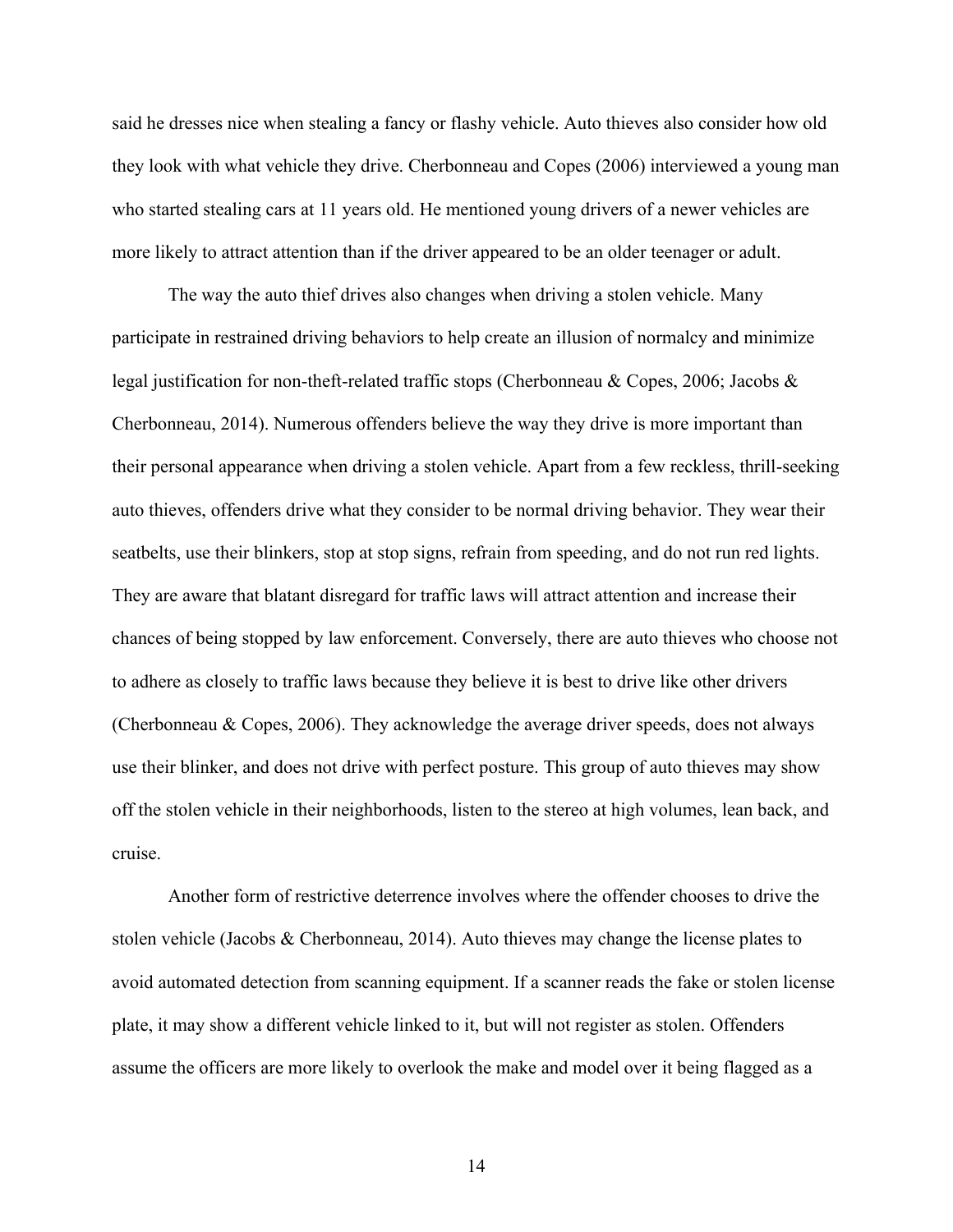said he dresses nice when stealing a fancy or flashy vehicle. Auto thieves also consider how old they look with what vehicle they drive. Cherbonneau and Copes (2006) interviewed a young man who started stealing cars at 11 years old. He mentioned young drivers of a newer vehicles are more likely to attract attention than if the driver appeared to be an older teenager or adult.

The way the auto thief drives also changes when driving a stolen vehicle. Many participate in restrained driving behaviors to help create an illusion of normalcy and minimize legal justification for non-theft-related traffic stops (Cherbonneau & Copes, 2006; Jacobs & Cherbonneau, 2014). Numerous offenders believe the way they drive is more important than their personal appearance when driving a stolen vehicle. Apart from a few reckless, thrill-seeking auto thieves, offenders drive what they consider to be normal driving behavior. They wear their seatbelts, use their blinkers, stop at stop signs, refrain from speeding, and do not run red lights. They are aware that blatant disregard for traffic laws will attract attention and increase their chances of being stopped by law enforcement. Conversely, there are auto thieves who choose not to adhere as closely to traffic laws because they believe it is best to drive like other drivers (Cherbonneau & Copes, 2006). They acknowledge the average driver speeds, does not always use their blinker, and does not drive with perfect posture. This group of auto thieves may show off the stolen vehicle in their neighborhoods, listen to the stereo at high volumes, lean back, and cruise.

Another form of restrictive deterrence involves where the offender chooses to drive the stolen vehicle (Jacobs & Cherbonneau, 2014). Auto thieves may change the license plates to avoid automated detection from scanning equipment. If a scanner reads the fake or stolen license plate, it may show a different vehicle linked to it, but will not register as stolen. Offenders assume the officers are more likely to overlook the make and model over it being flagged as a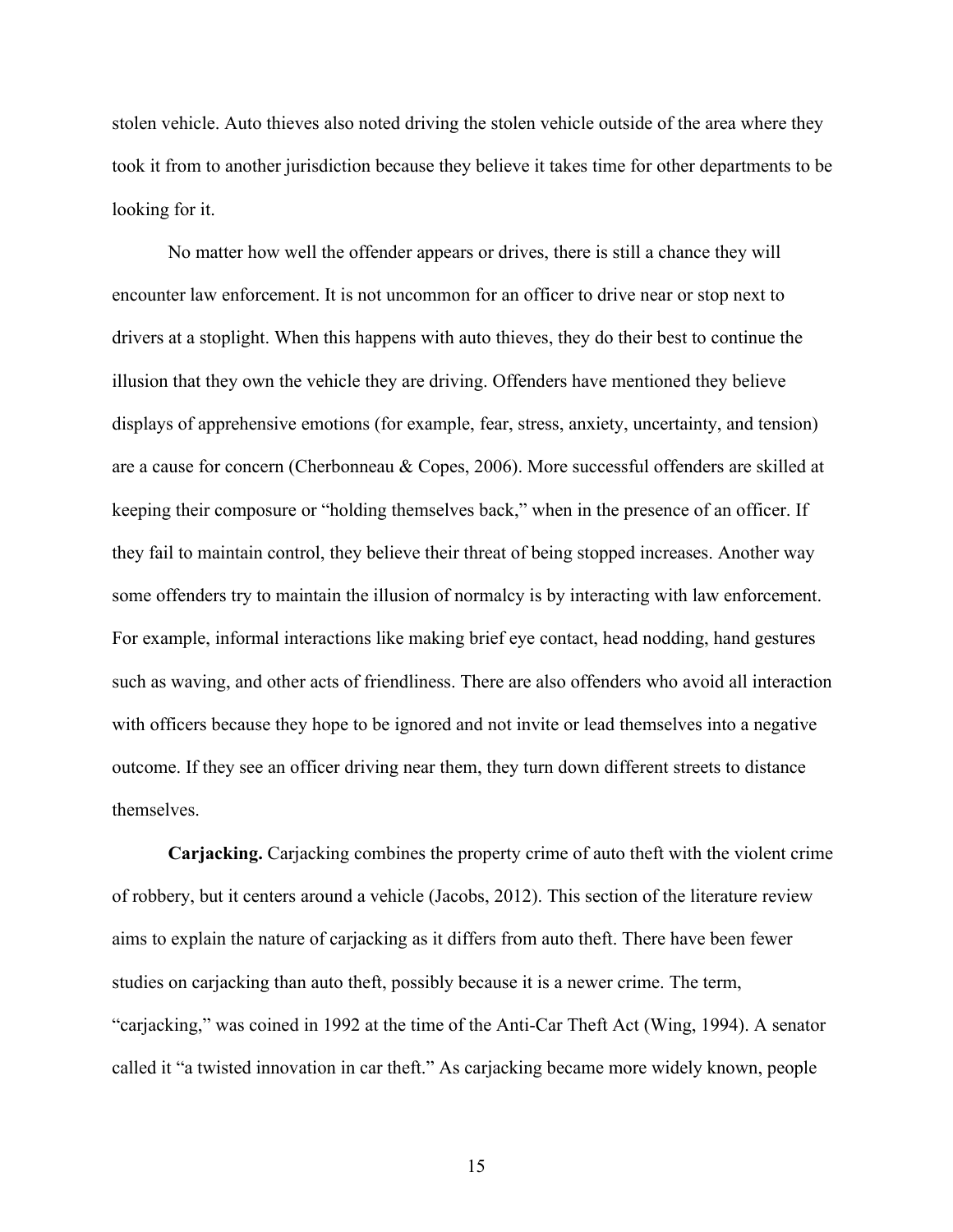stolen vehicle. Auto thieves also noted driving the stolen vehicle outside of the area where they took it from to another jurisdiction because they believe it takes time for other departments to be looking for it.

No matter how well the offender appears or drives, there is still a chance they will encounter law enforcement. It is not uncommon for an officer to drive near or stop next to drivers at a stoplight. When this happens with auto thieves, they do their best to continue the illusion that they own the vehicle they are driving. Offenders have mentioned they believe displays of apprehensive emotions (for example, fear, stress, anxiety, uncertainty, and tension) are a cause for concern (Cherbonneau & Copes, 2006). More successful offenders are skilled at keeping their composure or "holding themselves back," when in the presence of an officer. If they fail to maintain control, they believe their threat of being stopped increases. Another way some offenders try to maintain the illusion of normalcy is by interacting with law enforcement. For example, informal interactions like making brief eye contact, head nodding, hand gestures such as waving, and other acts of friendliness. There are also offenders who avoid all interaction with officers because they hope to be ignored and not invite or lead themselves into a negative outcome. If they see an officer driving near them, they turn down different streets to distance themselves.

**Carjacking.** Carjacking combines the property crime of auto theft with the violent crime of robbery, but it centers around a vehicle (Jacobs, 2012). This section of the literature review aims to explain the nature of carjacking as it differs from auto theft. There have been fewer studies on carjacking than auto theft, possibly because it is a newer crime. The term, "carjacking," was coined in 1992 at the time of the Anti-Car Theft Act (Wing, 1994). A senator called it "a twisted innovation in car theft." As carjacking became more widely known, people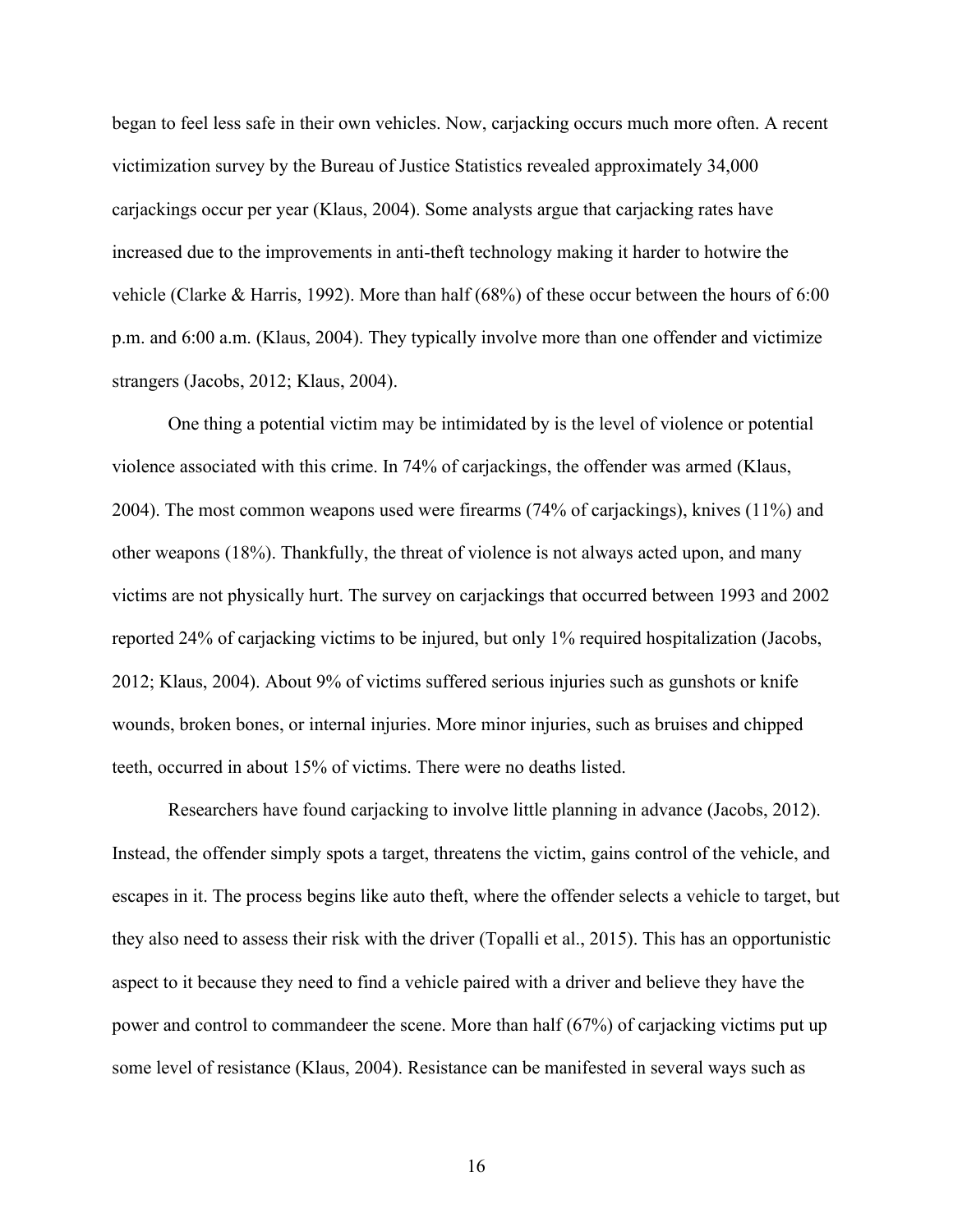began to feel less safe in their own vehicles. Now, carjacking occurs much more often. A recent victimization survey by the Bureau of Justice Statistics revealed approximately 34,000 carjackings occur per year (Klaus, 2004). Some analysts argue that carjacking rates have increased due to the improvements in anti-theft technology making it harder to hotwire the vehicle (Clarke & Harris, 1992). More than half (68%) of these occur between the hours of 6:00 p.m. and 6:00 a.m. (Klaus, 2004). They typically involve more than one offender and victimize strangers (Jacobs, 2012; Klaus, 2004).

One thing a potential victim may be intimidated by is the level of violence or potential violence associated with this crime. In 74% of carjackings, the offender was armed (Klaus, 2004). The most common weapons used were firearms (74% of carjackings), knives (11%) and other weapons (18%). Thankfully, the threat of violence is not always acted upon, and many victims are not physically hurt. The survey on carjackings that occurred between 1993 and 2002 reported 24% of carjacking victims to be injured, but only 1% required hospitalization (Jacobs, 2012; Klaus, 2004). About 9% of victims suffered serious injuries such as gunshots or knife wounds, broken bones, or internal injuries. More minor injuries, such as bruises and chipped teeth, occurred in about 15% of victims. There were no deaths listed.

Researchers have found carjacking to involve little planning in advance (Jacobs, 2012). Instead, the offender simply spots a target, threatens the victim, gains control of the vehicle, and escapes in it. The process begins like auto theft, where the offender selects a vehicle to target, but they also need to assess their risk with the driver (Topalli et al., 2015). This has an opportunistic aspect to it because they need to find a vehicle paired with a driver and believe they have the power and control to commandeer the scene. More than half (67%) of carjacking victims put up some level of resistance (Klaus, 2004). Resistance can be manifested in several ways such as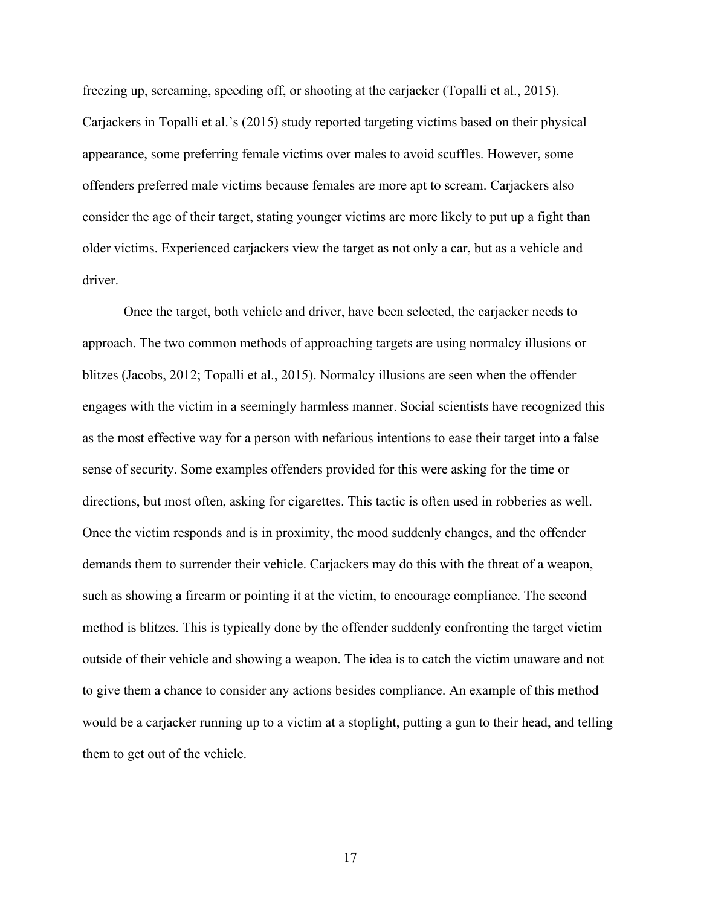freezing up, screaming, speeding off, or shooting at the carjacker (Topalli et al., 2015). Carjackers in Topalli et al.'s (2015) study reported targeting victims based on their physical appearance, some preferring female victims over males to avoid scuffles. However, some offenders preferred male victims because females are more apt to scream. Carjackers also consider the age of their target, stating younger victims are more likely to put up a fight than older victims. Experienced carjackers view the target as not only a car, but as a vehicle and driver.

Once the target, both vehicle and driver, have been selected, the carjacker needs to approach. The two common methods of approaching targets are using normalcy illusions or blitzes (Jacobs, 2012; Topalli et al., 2015). Normalcy illusions are seen when the offender engages with the victim in a seemingly harmless manner. Social scientists have recognized this as the most effective way for a person with nefarious intentions to ease their target into a false sense of security. Some examples offenders provided for this were asking for the time or directions, but most often, asking for cigarettes. This tactic is often used in robberies as well. Once the victim responds and is in proximity, the mood suddenly changes, and the offender demands them to surrender their vehicle. Carjackers may do this with the threat of a weapon, such as showing a firearm or pointing it at the victim, to encourage compliance. The second method is blitzes. This is typically done by the offender suddenly confronting the target victim outside of their vehicle and showing a weapon. The idea is to catch the victim unaware and not to give them a chance to consider any actions besides compliance. An example of this method would be a carjacker running up to a victim at a stoplight, putting a gun to their head, and telling them to get out of the vehicle.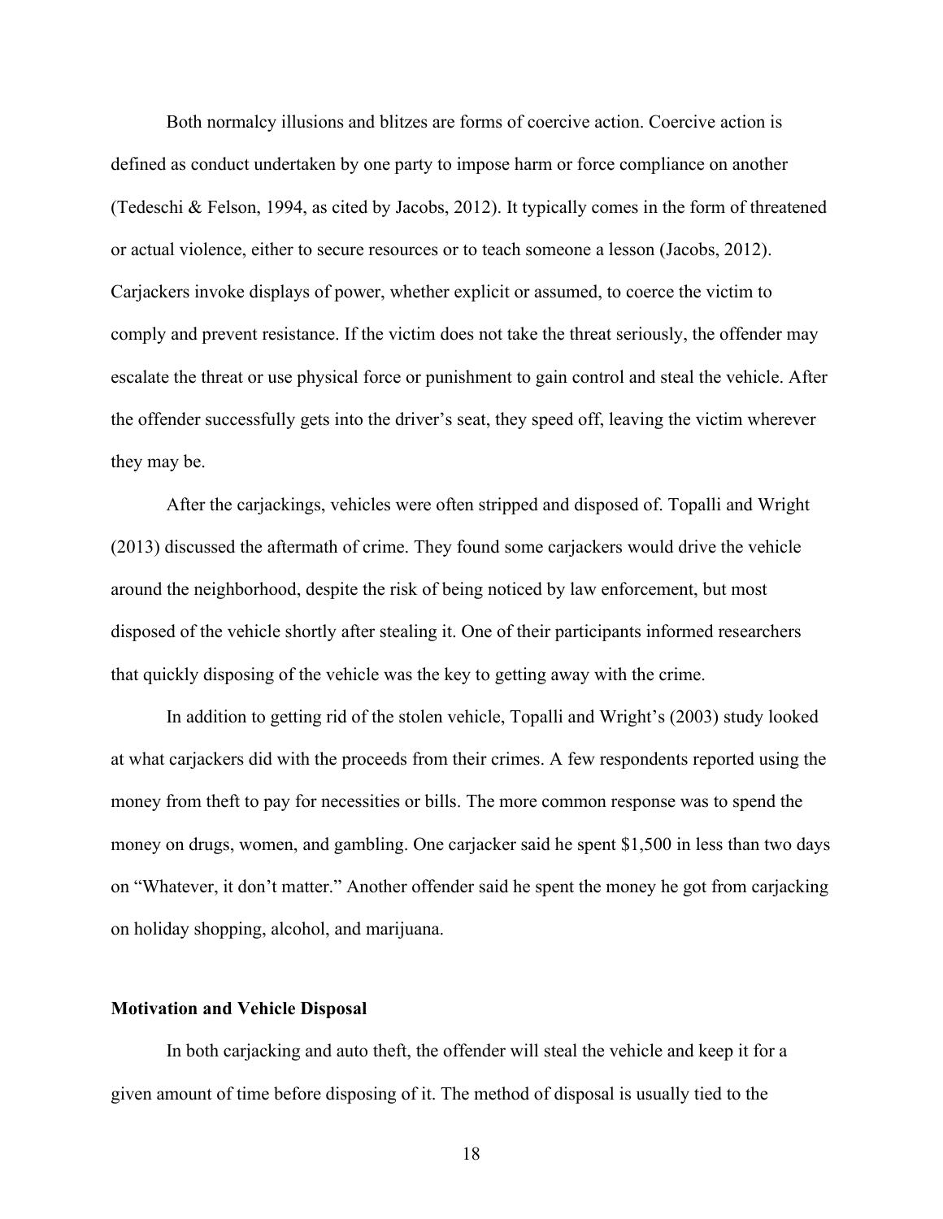Both normalcy illusions and blitzes are forms of coercive action. Coercive action is defined as conduct undertaken by one party to impose harm or force compliance on another (Tedeschi & Felson, 1994, as cited by Jacobs, 2012). It typically comes in the form of threatened or actual violence, either to secure resources or to teach someone a lesson (Jacobs, 2012). Carjackers invoke displays of power, whether explicit or assumed, to coerce the victim to comply and prevent resistance. If the victim does not take the threat seriously, the offender may escalate the threat or use physical force or punishment to gain control and steal the vehicle. After the offender successfully gets into the driver's seat, they speed off, leaving the victim wherever they may be.

After the carjackings, vehicles were often stripped and disposed of. Topalli and Wright (2013) discussed the aftermath of crime. They found some carjackers would drive the vehicle around the neighborhood, despite the risk of being noticed by law enforcement, but most disposed of the vehicle shortly after stealing it. One of their participants informed researchers that quickly disposing of the vehicle was the key to getting away with the crime.

In addition to getting rid of the stolen vehicle, Topalli and Wright's (2003) study looked at what carjackers did with the proceeds from their crimes. A few respondents reported using the money from theft to pay for necessities or bills. The more common response was to spend the money on drugs, women, and gambling. One carjacker said he spent $1,500 in less than two days on "Whatever, it don't matter." Another offender said he spent the money he got from carjacking on holiday shopping, alcohol, and marijuana.

**Motivation and Vehicle Disposal**

In both carjacking and auto theft, the offender will steal the vehicle and keep it for a given amount of time before disposing of it. The method of disposal is usually tied to the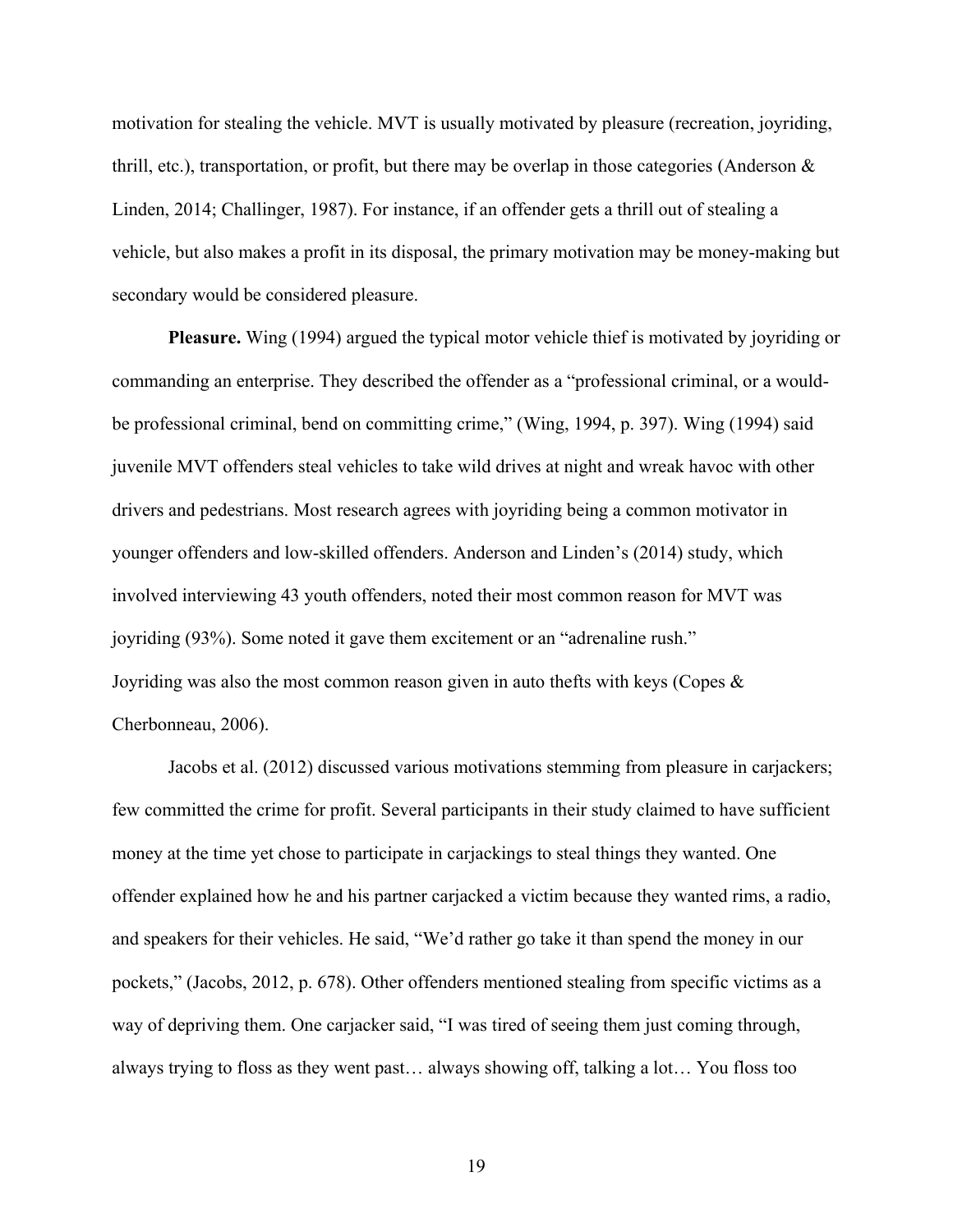motivation for stealing the vehicle. MVT is usually motivated by pleasure (recreation, joyriding, thrill, etc.), transportation, or profit, but there may be overlap in those categories (Anderson & Linden, 2014; Challinger, 1987). For instance, if an offender gets a thrill out of stealing a vehicle, but also makes a profit in its disposal, the primary motivation may be money-making but secondary would be considered pleasure.

**Pleasure.** Wing (1994) argued the typical motor vehicle thief is motivated by joyriding or commanding an enterprise. They described the offender as a "professional criminal, or a would-be professional criminal, bend on committing crime," (Wing, 1994, p. 397). Wing (1994) said juvenile MVT offenders steal vehicles to take wild drives at night and wreak havoc with other drivers and pedestrians. Most research agrees with joyriding being a common motivator in younger offenders and low-skilled offenders. Anderson and Linden's (2014) study, which involved interviewing 43 youth offenders, noted their most common reason for MVT was joyriding (93%). Some noted it gave them excitement or an "adrenaline rush." Joyriding was also the most common reason given in auto thefts with keys (Copes & Cherbonneau, 2006).

Jacobs et al. (2012) discussed various motivations stemming from pleasure in carjackers; few committed the crime for profit. Several participants in their study claimed to have sufficient money at the time yet chose to participate in carjackings to steal things they wanted. One offender explained how he and his partner carjacked a victim because they wanted rims, a radio, and speakers for their vehicles. He said, "We'd rather go take it than spend the money in our pockets," (Jacobs, 2012, p. 678). Other offenders mentioned stealing from specific victims as a way of depriving them. One carjacker said, "I was tired of seeing them just coming through, always trying to floss as they went past… always showing off, talking a lot… You floss too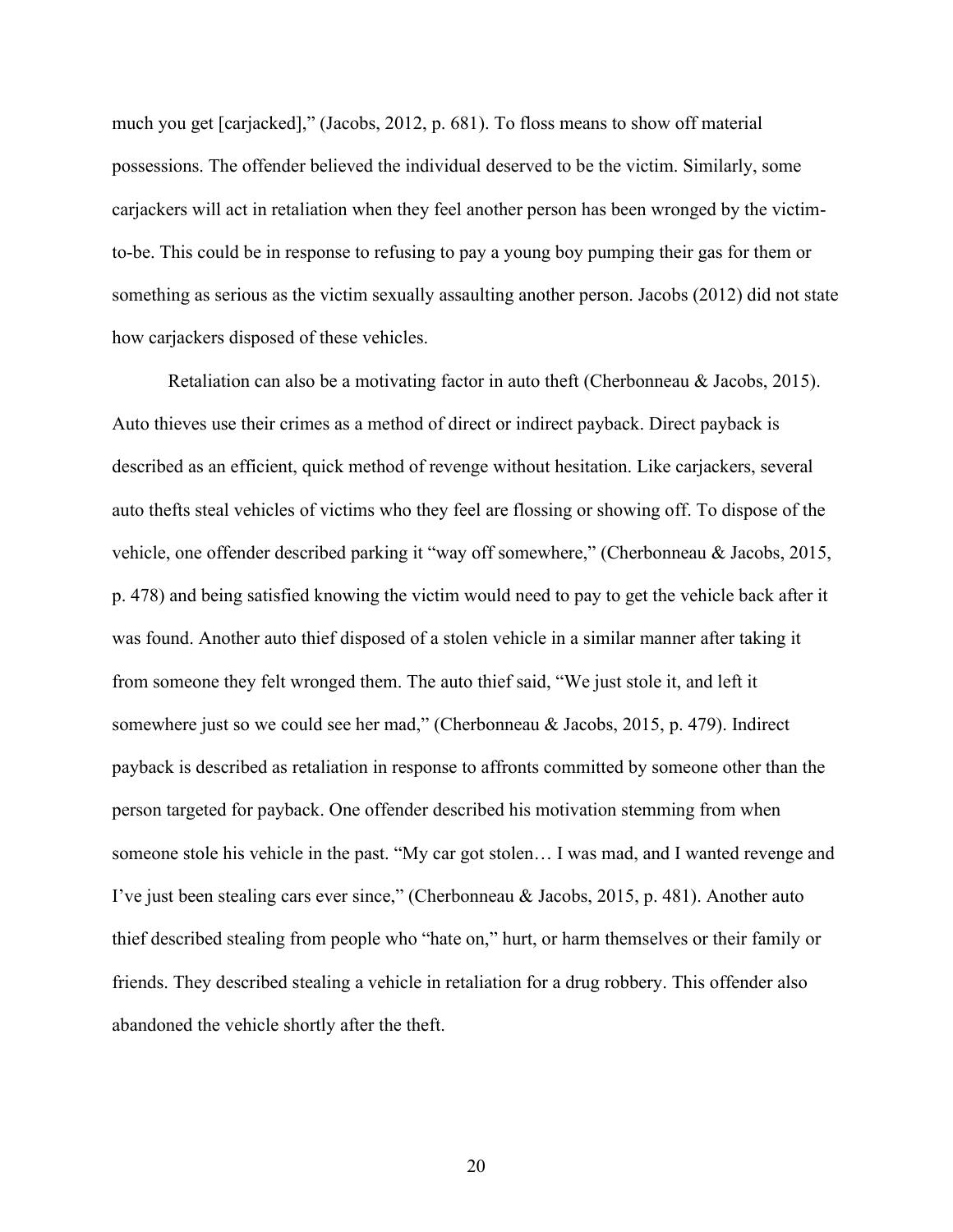much you get [carjacked]," (Jacobs, 2012, p. 681). To floss means to show off material possessions. The offender believed the individual deserved to be the victim. Similarly, some carjackers will act in retaliation when they feel another person has been wronged by the victim-to-be. This could be in response to refusing to pay a young boy pumping their gas for them or something as serious as the victim sexually assaulting another person. Jacobs (2012) did not state how carjackers disposed of these vehicles.

Retaliation can also be a motivating factor in auto theft (Cherbonneau & Jacobs, 2015). Auto thieves use their crimes as a method of direct or indirect payback. Direct payback is described as an efficient, quick method of revenge without hesitation. Like carjackers, several auto thefts steal vehicles of victims who they feel are flossing or showing off. To dispose of the vehicle, one offender described parking it "way off somewhere," (Cherbonneau & Jacobs, 2015, p. 478) and being satisfied knowing the victim would need to pay to get the vehicle back after it was found. Another auto thief disposed of a stolen vehicle in a similar manner after taking it from someone they felt wronged them. The auto thief said, "We just stole it, and left it somewhere just so we could see her mad," (Cherbonneau & Jacobs, 2015, p. 479). Indirect payback is described as retaliation in response to affronts committed by someone other than the person targeted for payback. One offender described his motivation stemming from when someone stole his vehicle in the past. "My car got stolen… I was mad, and I wanted revenge and I've just been stealing cars ever since," (Cherbonneau & Jacobs, 2015, p. 481). Another auto thief described stealing from people who "hate on," hurt, or harm themselves or their family or friends. They described stealing a vehicle in retaliation for a drug robbery. This offender also abandoned the vehicle shortly after the theft.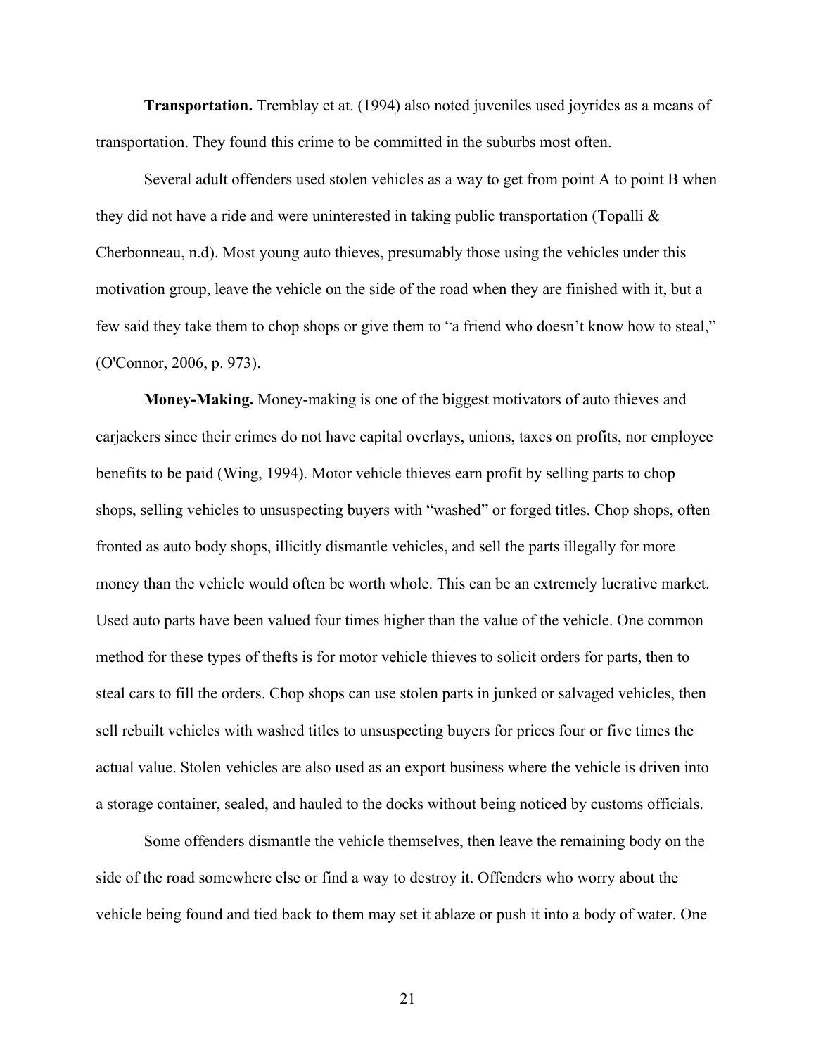**Transportation.** Tremblay et at. (1994) also noted juveniles used joyrides as a means of transportation. They found this crime to be committed in the suburbs most often.

Several adult offenders used stolen vehicles as a way to get from point A to point B when they did not have a ride and were uninterested in taking public transportation (Topalli & Cherbonneau, n.d). Most young auto thieves, presumably those using the vehicles under this motivation group, leave the vehicle on the side of the road when they are finished with it, but a few said they take them to chop shops or give them to "a friend who doesn't know how to steal," (O'Connor, 2006, p. 973).

**Money-Making.** Money-making is one of the biggest motivators of auto thieves and carjackers since their crimes do not have capital overlays, unions, taxes on profits, nor employee benefits to be paid (Wing, 1994). Motor vehicle thieves earn profit by selling parts to chop shops, selling vehicles to unsuspecting buyers with "washed" or forged titles. Chop shops, often fronted as auto body shops, illicitly dismantle vehicles, and sell the parts illegally for more money than the vehicle would often be worth whole. This can be an extremely lucrative market. Used auto parts have been valued four times higher than the value of the vehicle. One common method for these types of thefts is for motor vehicle thieves to solicit orders for parts, then to steal cars to fill the orders. Chop shops can use stolen parts in junked or salvaged vehicles, then sell rebuilt vehicles with washed titles to unsuspecting buyers for prices four or five times the actual value. Stolen vehicles are also used as an export business where the vehicle is driven into a storage container, sealed, and hauled to the docks without being noticed by customs officials.

Some offenders dismantle the vehicle themselves, then leave the remaining body on the side of the road somewhere else or find a way to destroy it. Offenders who worry about the vehicle being found and tied back to them may set it ablaze or push it into a body of water. One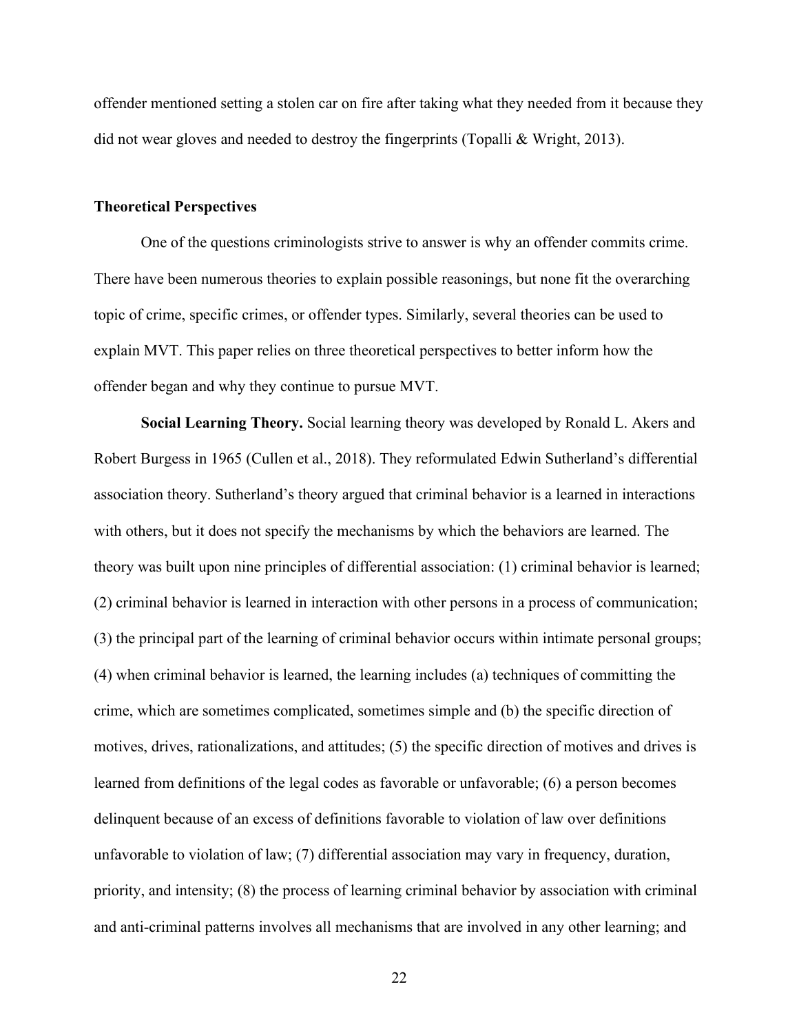offender mentioned setting a stolen car on fire after taking what they needed from it because they did not wear gloves and needed to destroy the fingerprints (Topalli & Wright, 2013).

### Theoretical Perspectives

One of the questions criminologists strive to answer is why an offender commits crime. There have been numerous theories to explain possible reasonings, but none fit the overarching topic of crime, specific crimes, or offender types. Similarly, several theories can be used to explain MVT. This paper relies on three theoretical perspectives to better inform how the offender began and why they continue to pursue MVT.

**Social Learning Theory.** Social learning theory was developed by Ronald L. Akers and Robert Burgess in 1965 (Cullen et al., 2018). They reformulated Edwin Sutherland's differential association theory. Sutherland's theory argued that criminal behavior is a learned in interactions with others, but it does not specify the mechanisms by which the behaviors are learned. The theory was built upon nine principles of differential association: (1) criminal behavior is learned; (2) criminal behavior is learned in interaction with other persons in a process of communication; (3) the principal part of the learning of criminal behavior occurs within intimate personal groups; (4) when criminal behavior is learned, the learning includes (a) techniques of committing the crime, which are sometimes complicated, sometimes simple and (b) the specific direction of motives, drives, rationalizations, and attitudes; (5) the specific direction of motives and drives is learned from definitions of the legal codes as favorable or unfavorable; (6) a person becomes delinquent because of an excess of definitions favorable to violation of law over definitions unfavorable to violation of law; (7) differential association may vary in frequency, duration, priority, and intensity; (8) the process of learning criminal behavior by association with criminal and anti-criminal patterns involves all mechanisms that are involved in any other learning; and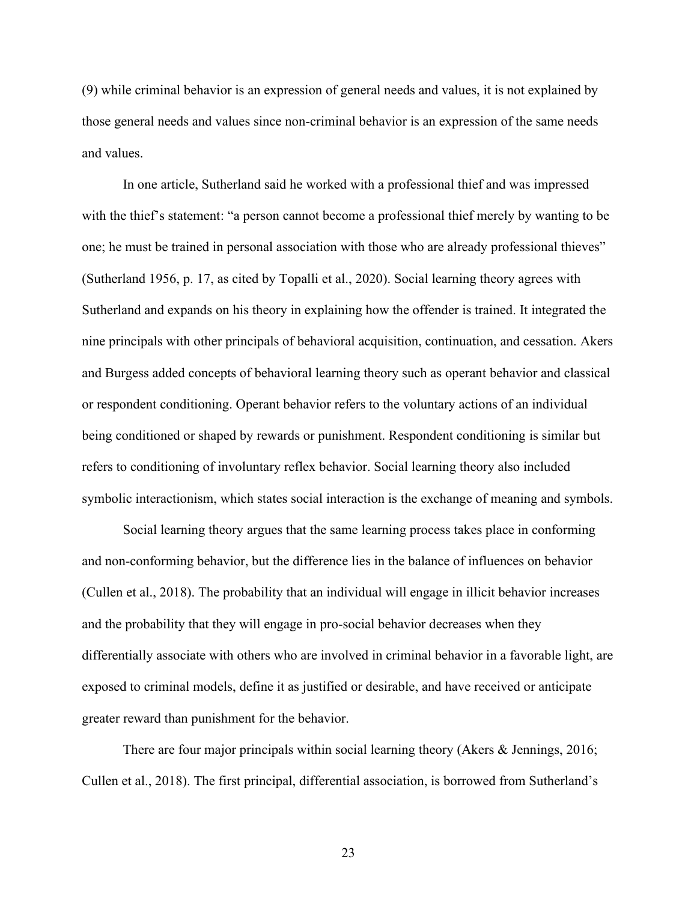(9) while criminal behavior is an expression of general needs and values, it is not explained by those general needs and values since non-criminal behavior is an expression of the same needs and values.

In one article, Sutherland said he worked with a professional thief and was impressed with the thief's statement: "a person cannot become a professional thief merely by wanting to be one; he must be trained in personal association with those who are already professional thieves" (Sutherland 1956, p. 17, as cited by Topalli et al., 2020). Social learning theory agrees with Sutherland and expands on his theory in explaining how the offender is trained. It integrated the nine principals with other principals of behavioral acquisition, continuation, and cessation. Akers and Burgess added concepts of behavioral learning theory such as operant behavior and classical or respondent conditioning. Operant behavior refers to the voluntary actions of an individual being conditioned or shaped by rewards or punishment. Respondent conditioning is similar but refers to conditioning of involuntary reflex behavior. Social learning theory also included symbolic interactionism, which states social interaction is the exchange of meaning and symbols.

Social learning theory argues that the same learning process takes place in conforming and non-conforming behavior, but the difference lies in the balance of influences on behavior (Cullen et al., 2018). The probability that an individual will engage in illicit behavior increases and the probability that they will engage in pro-social behavior decreases when they differentially associate with others who are involved in criminal behavior in a favorable light, are exposed to criminal models, define it as justified or desirable, and have received or anticipate greater reward than punishment for the behavior.

There are four major principals within social learning theory (Akers & Jennings, 2016; Cullen et al., 2018). The first principal, differential association, is borrowed from Sutherland's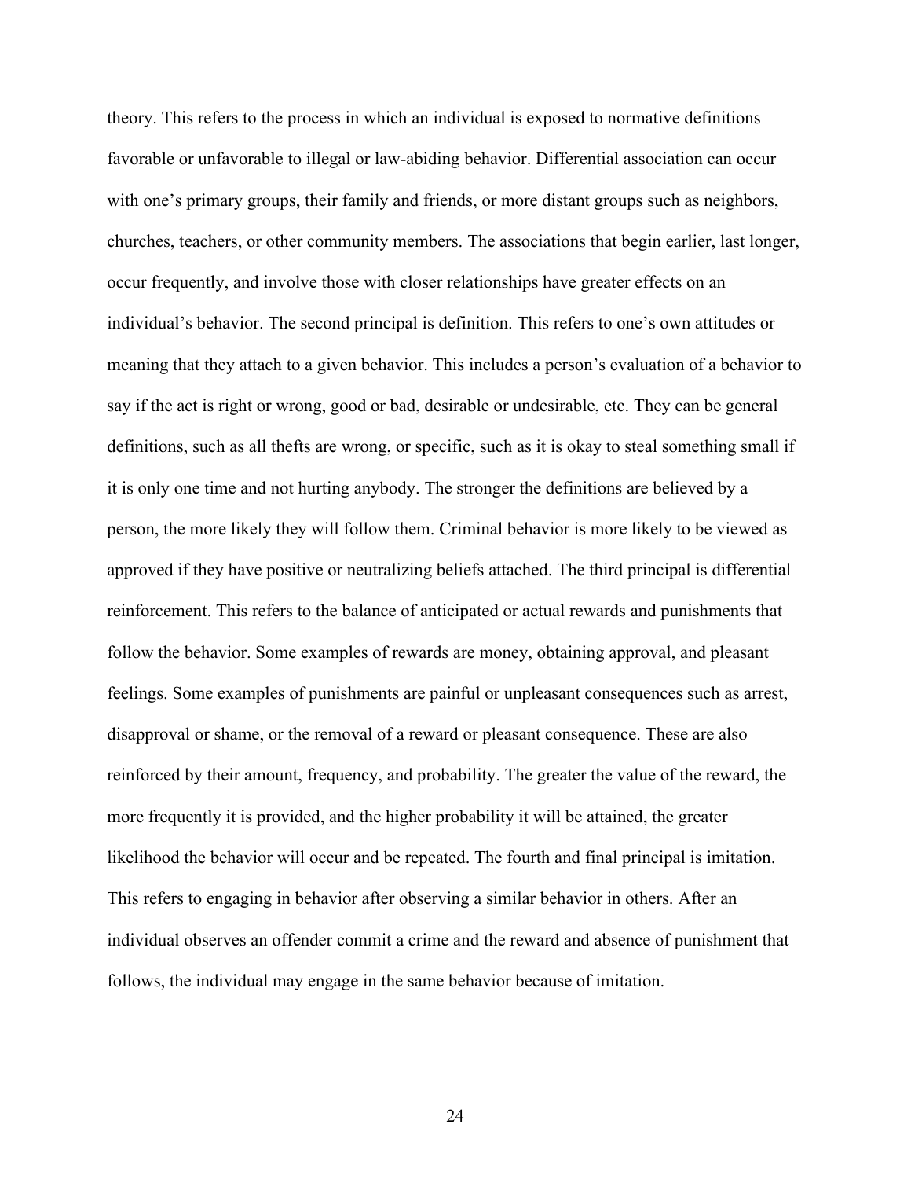theory. This refers to the process in which an individual is exposed to normative definitions favorable or unfavorable to illegal or law-abiding behavior. Differential association can occur with one's primary groups, their family and friends, or more distant groups such as neighbors, churches, teachers, or other community members. The associations that begin earlier, last longer, occur frequently, and involve those with closer relationships have greater effects on an individual's behavior. The second principal is definition. This refers to one's own attitudes or meaning that they attach to a given behavior. This includes a person's evaluation of a behavior to say if the act is right or wrong, good or bad, desirable or undesirable, etc. They can be general definitions, such as all thefts are wrong, or specific, such as it is okay to steal something small if it is only one time and not hurting anybody. The stronger the definitions are believed by a person, the more likely they will follow them. Criminal behavior is more likely to be viewed as approved if they have positive or neutralizing beliefs attached. The third principal is differential reinforcement. This refers to the balance of anticipated or actual rewards and punishments that follow the behavior. Some examples of rewards are money, obtaining approval, and pleasant feelings. Some examples of punishments are painful or unpleasant consequences such as arrest, disapproval or shame, or the removal of a reward or pleasant consequence. These are also reinforced by their amount, frequency, and probability. The greater the value of the reward, the more frequently it is provided, and the higher probability it will be attained, the greater likelihood the behavior will occur and be repeated. The fourth and final principal is imitation. This refers to engaging in behavior after observing a similar behavior in others. After an individual observes an offender commit a crime and the reward and absence of punishment that follows, the individual may engage in the same behavior because of imitation.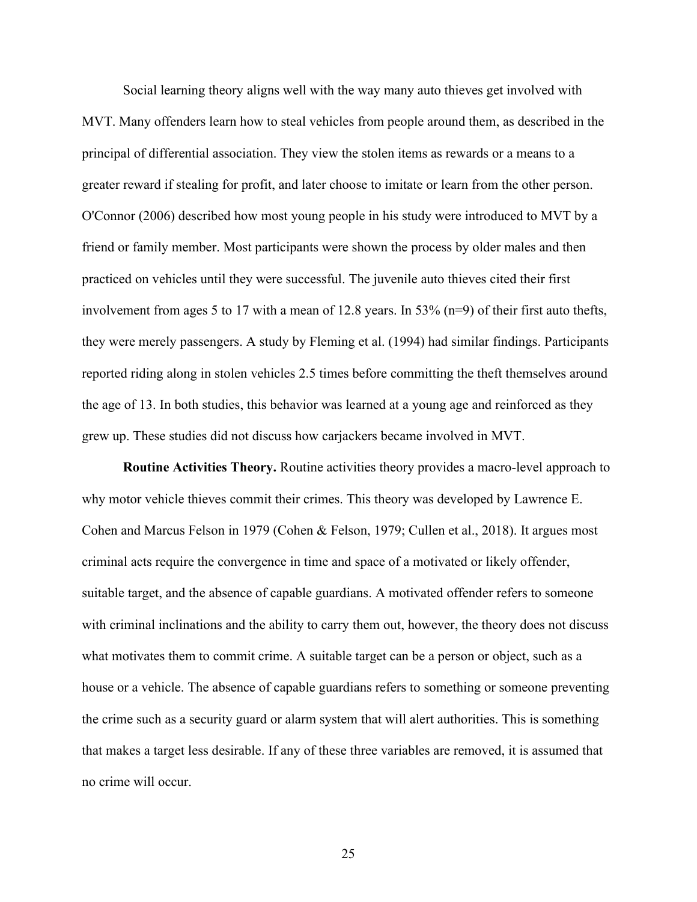Social learning theory aligns well with the way many auto thieves get involved with MVT. Many offenders learn how to steal vehicles from people around them, as described in the principal of differential association. They view the stolen items as rewards or a means to a greater reward if stealing for profit, and later choose to imitate or learn from the other person. O'Connor (2006) described how most young people in his study were introduced to MVT by a friend or family member. Most participants were shown the process by older males and then practiced on vehicles until they were successful. The juvenile auto thieves cited their first involvement from ages 5 to 17 with a mean of 12.8 years. In 53% (n=9) of their first auto thefts, they were merely passengers. A study by Fleming et al. (1994) had similar findings. Participants reported riding along in stolen vehicles 2.5 times before committing the theft themselves around the age of 13. In both studies, this behavior was learned at a young age and reinforced as they grew up. These studies did not discuss how carjackers became involved in MVT.

**Routine Activities Theory.** Routine activities theory provides a macro-level approach to why motor vehicle thieves commit their crimes. This theory was developed by Lawrence E. Cohen and Marcus Felson in 1979 (Cohen & Felson, 1979; Cullen et al., 2018). It argues most criminal acts require the convergence in time and space of a motivated or likely offender, suitable target, and the absence of capable guardians. A motivated offender refers to someone with criminal inclinations and the ability to carry them out, however, the theory does not discuss what motivates them to commit crime. A suitable target can be a person or object, such as a house or a vehicle. The absence of capable guardians refers to something or someone preventing the crime such as a security guard or alarm system that will alert authorities. This is something that makes a target less desirable. If any of these three variables are removed, it is assumed that no crime will occur.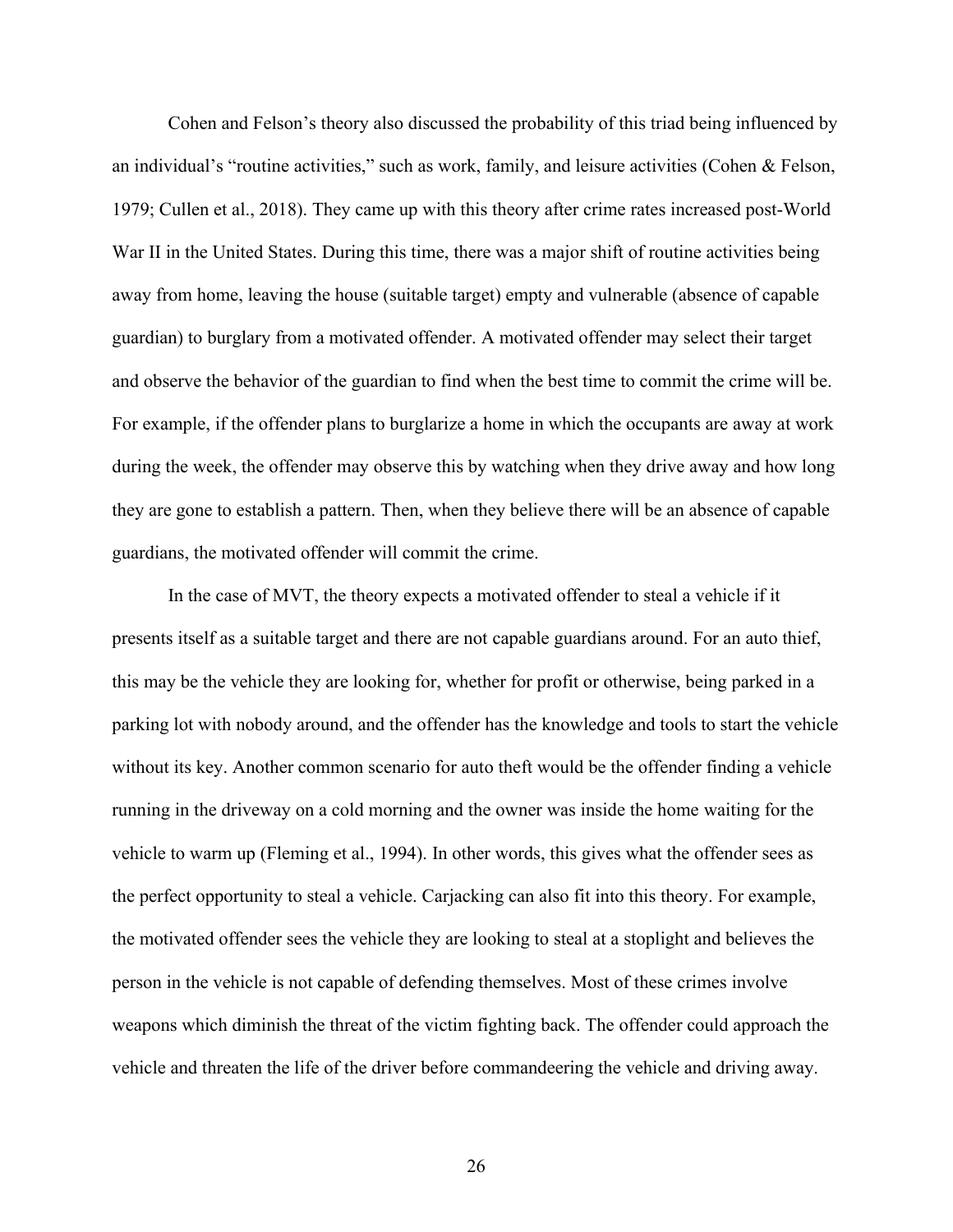Cohen and Felson's theory also discussed the probability of this triad being influenced by an individual's "routine activities," such as work, family, and leisure activities (Cohen & Felson, 1979; Cullen et al., 2018). They came up with this theory after crime rates increased post-World War II in the United States. During this time, there was a major shift of routine activities being away from home, leaving the house (suitable target) empty and vulnerable (absence of capable guardian) to burglary from a motivated offender. A motivated offender may select their target and observe the behavior of the guardian to find when the best time to commit the crime will be. For example, if the offender plans to burglarize a home in which the occupants are away at work during the week, the offender may observe this by watching when they drive away and how long they are gone to establish a pattern. Then, when they believe there will be an absence of capable guardians, the motivated offender will commit the crime.

In the case of MVT, the theory expects a motivated offender to steal a vehicle if it presents itself as a suitable target and there are not capable guardians around. For an auto thief, this may be the vehicle they are looking for, whether for profit or otherwise, being parked in a parking lot with nobody around, and the offender has the knowledge and tools to start the vehicle without its key. Another common scenario for auto theft would be the offender finding a vehicle running in the driveway on a cold morning and the owner was inside the home waiting for the vehicle to warm up (Fleming et al., 1994). In other words, this gives what the offender sees as the perfect opportunity to steal a vehicle. Carjacking can also fit into this theory. For example, the motivated offender sees the vehicle they are looking to steal at a stoplight and believes the person in the vehicle is not capable of defending themselves. Most of these crimes involve weapons which diminish the threat of the victim fighting back. The offender could approach the vehicle and threaten the life of the driver before commandeering the vehicle and driving away.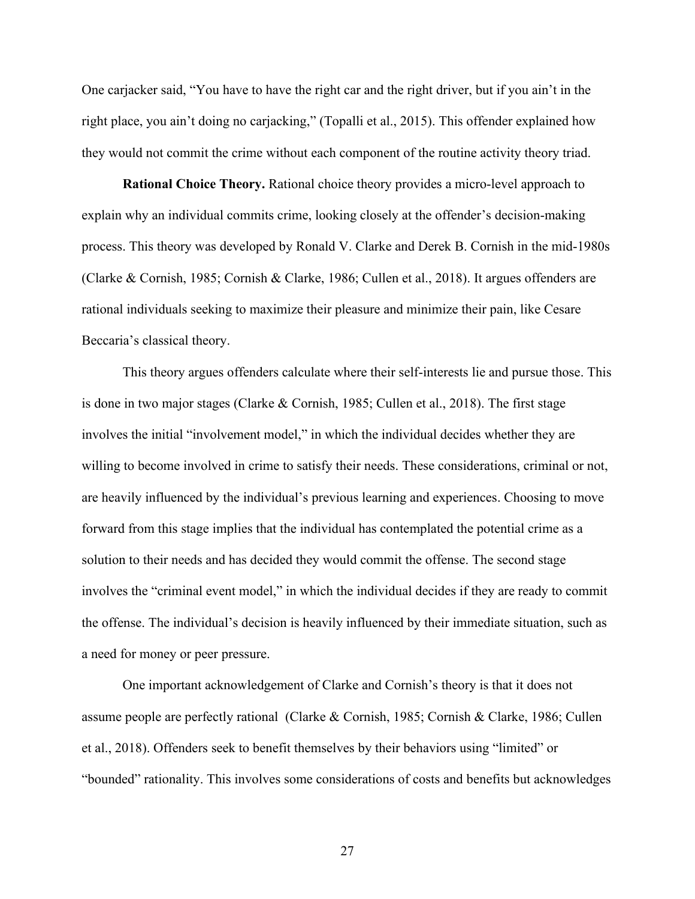One carjacker said, “You have to have the right car and the right driver, but if you ain’t in the right place, you ain’t doing no carjacking,” (Topalli et al., 2015). This offender explained how they would not commit the crime without each component of the routine activity theory triad.

**Rational Choice Theory.** Rational choice theory provides a micro-level approach to explain why an individual commits crime, looking closely at the offender’s decision-making process. This theory was developed by Ronald V. Clarke and Derek B. Cornish in the mid-1980s (Clarke & Cornish, 1985; Cornish & Clarke, 1986; Cullen et al., 2018). It argues offenders are rational individuals seeking to maximize their pleasure and minimize their pain, like Cesare Beccaria’s classical theory.

This theory argues offenders calculate where their self-interests lie and pursue those. This is done in two major stages (Clarke & Cornish, 1985; Cullen et al., 2018). The first stage involves the initial “involvement model,” in which the individual decides whether they are willing to become involved in crime to satisfy their needs. These considerations, criminal or not, are heavily influenced by the individual’s previous learning and experiences. Choosing to move forward from this stage implies that the individual has contemplated the potential crime as a solution to their needs and has decided they would commit the offense. The second stage involves the “criminal event model,” in which the individual decides if they are ready to commit the offense. The individual’s decision is heavily influenced by their immediate situation, such as a need for money or peer pressure.

One important acknowledgement of Clarke and Cornish’s theory is that it does not assume people are perfectly rational (Clarke & Cornish, 1985; Cornish & Clarke, 1986; Cullen et al., 2018). Offenders seek to benefit themselves by their behaviors using “limited” or “bounded” rationality. This involves some considerations of costs and benefits but acknowledges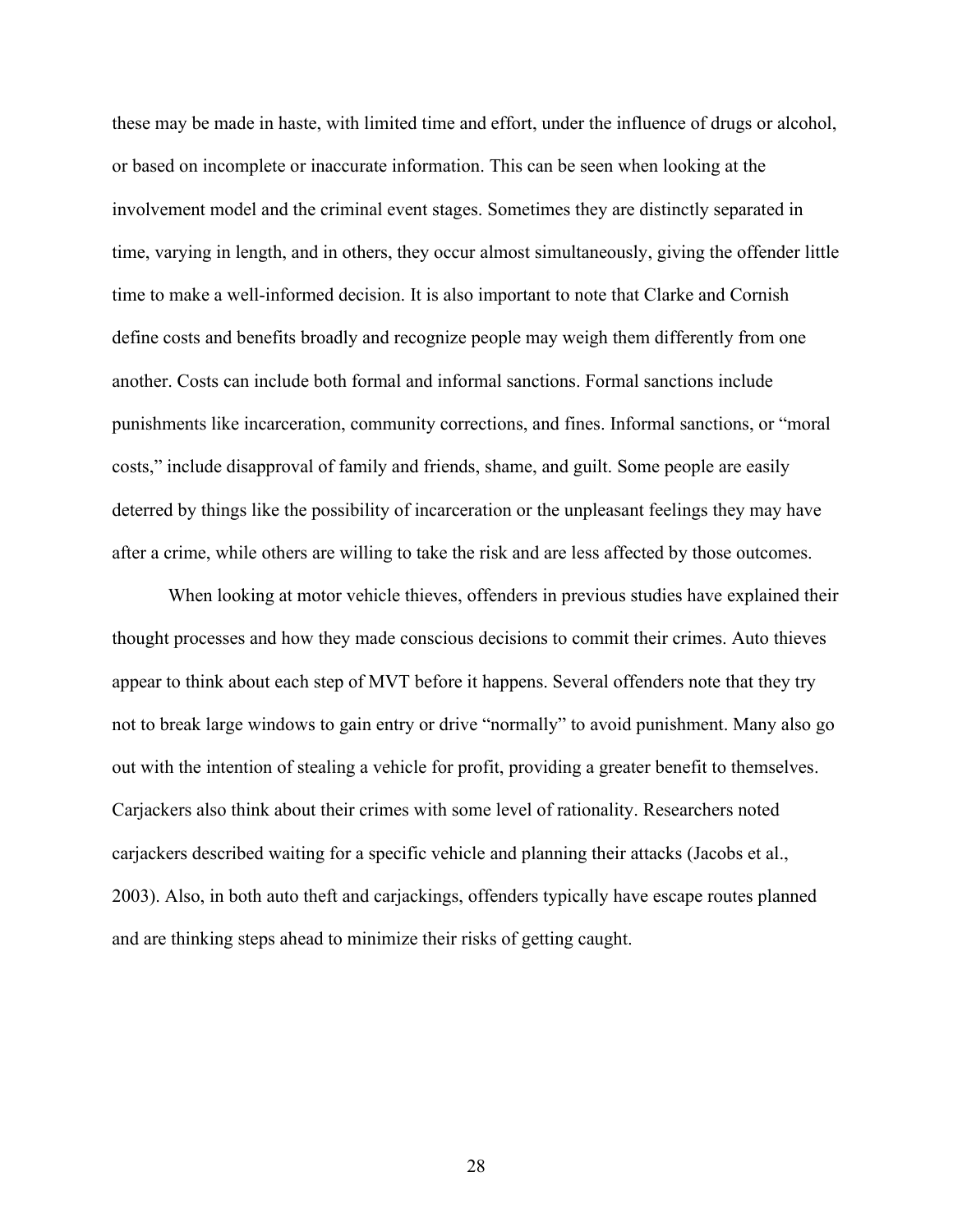these may be made in haste, with limited time and effort, under the influence of drugs or alcohol, or based on incomplete or inaccurate information. This can be seen when looking at the involvement model and the criminal event stages. Sometimes they are distinctly separated in time, varying in length, and in others, they occur almost simultaneously, giving the offender little time to make a well-informed decision. It is also important to note that Clarke and Cornish define costs and benefits broadly and recognize people may weigh them differently from one another. Costs can include both formal and informal sanctions. Formal sanctions include punishments like incarceration, community corrections, and fines. Informal sanctions, or "moral costs," include disapproval of family and friends, shame, and guilt. Some people are easily deterred by things like the possibility of incarceration or the unpleasant feelings they may have after a crime, while others are willing to take the risk and are less affected by those outcomes.

When looking at motor vehicle thieves, offenders in previous studies have explained their thought processes and how they made conscious decisions to commit their crimes. Auto thieves appear to think about each step of MVT before it happens. Several offenders note that they try not to break large windows to gain entry or drive "normally" to avoid punishment. Many also go out with the intention of stealing a vehicle for profit, providing a greater benefit to themselves. Carjackers also think about their crimes with some level of rationality. Researchers noted carjackers described waiting for a specific vehicle and planning their attacks (Jacobs et al., 2003). Also, in both auto theft and carjackings, offenders typically have escape routes planned and are thinking steps ahead to minimize their risks of getting caught.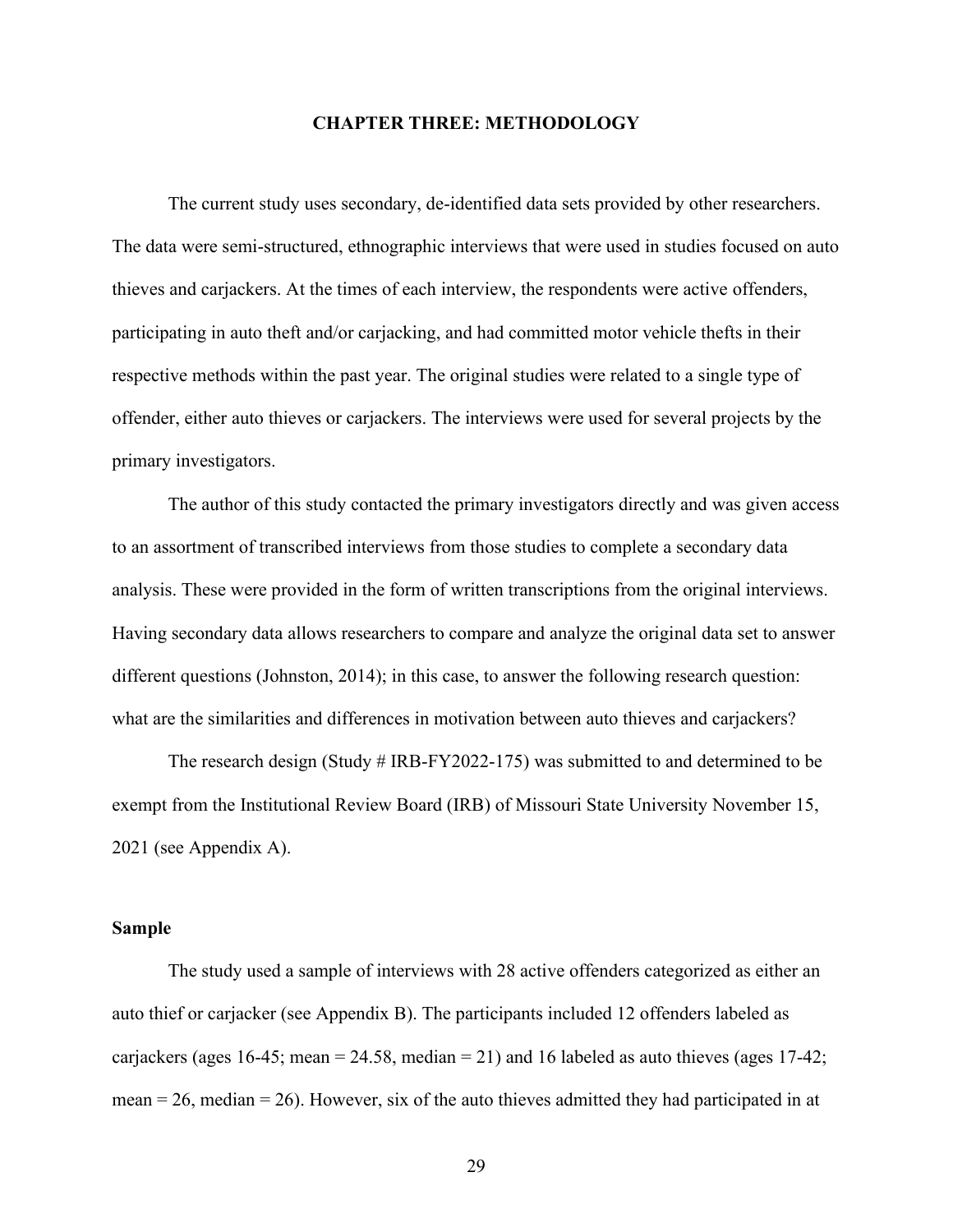# CHAPTER THREE: METHODOLOGY

The current study uses secondary, de-identified data sets provided by other researchers. The data were semi-structured, ethnographic interviews that were used in studies focused on auto thieves and carjackers. At the times of each interview, the respondents were active offenders, participating in auto theft and/or carjacking, and had committed motor vehicle thefts in their respective methods within the past year. The original studies were related to a single type of offender, either auto thieves or carjackers. The interviews were used for several projects by the primary investigators.

The author of this study contacted the primary investigators directly and was given access to an assortment of transcribed interviews from those studies to complete a secondary data analysis. These were provided in the form of written transcriptions from the original interviews. Having secondary data allows researchers to compare and analyze the original data set to answer different questions (Johnston, 2014); in this case, to answer the following research question: what are the similarities and differences in motivation between auto thieves and carjackers?

The research design (Study # IRB-FY2022-175) was submitted to and determined to be exempt from the Institutional Review Board (IRB) of Missouri State University November 15, 2021 (see Appendix A).

## Sample

The study used a sample of interviews with 28 active offenders categorized as either an auto thief or carjacker (see Appendix B). The participants included 12 offenders labeled as carjackers (ages 16-45; mean = 24.58, median = 21) and 16 labeled as auto thieves (ages 17-42; mean = 26, median = 26). However, six of the auto thieves admitted they had participated in at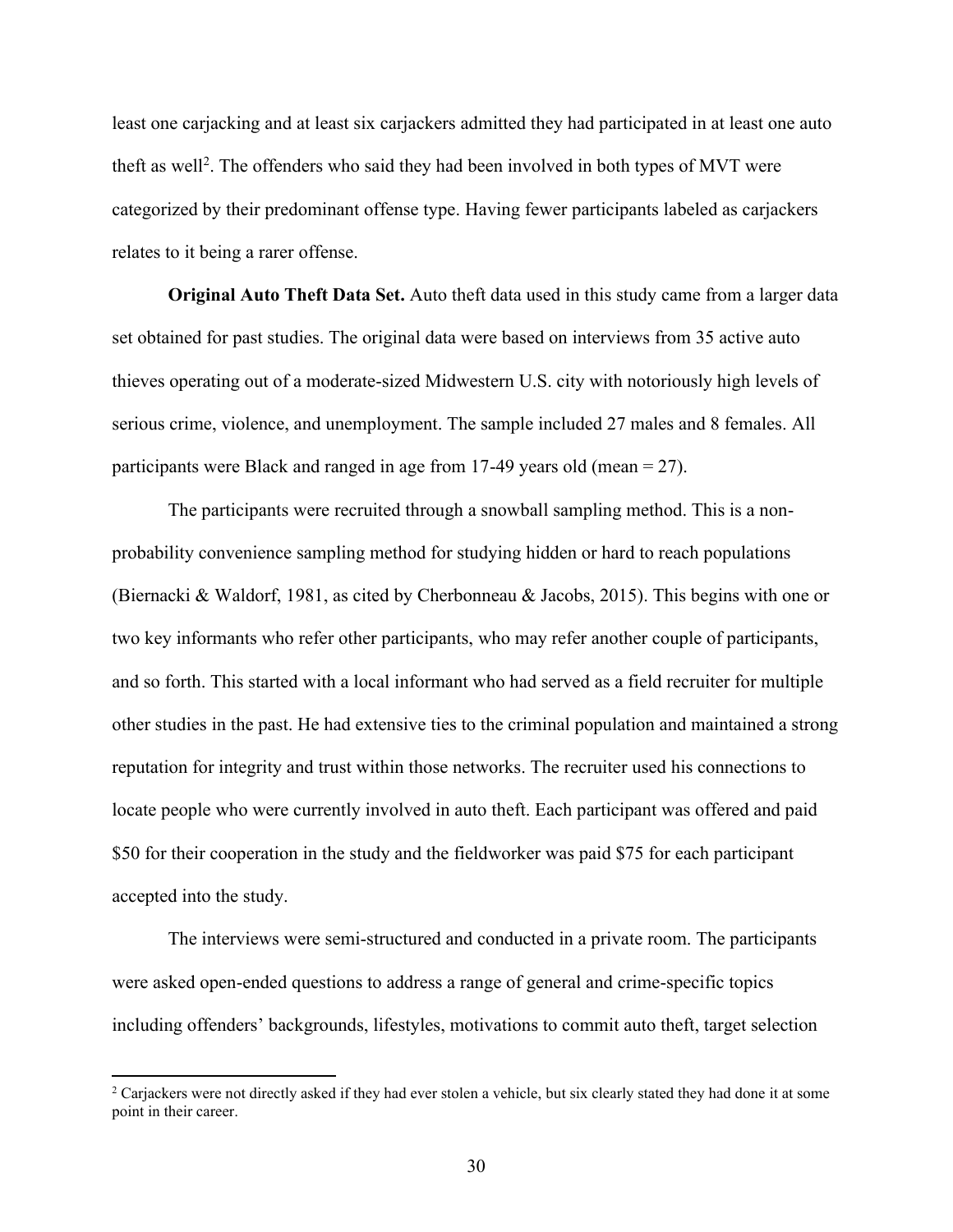least one carjacking and at least six carjackers admitted they had participated in at least one auto theft as well[2]. The offenders who said they had been involved in both types of MVT were categorized by their predominant offense type. Having fewer participants labeled as carjackers relates to it being a rarer offense.

**Original Auto Theft Data Set.** Auto theft data used in this study came from a larger data set obtained for past studies. The original data were based on interviews from 35 active auto thieves operating out of a moderate-sized Midwestern U.S. city with notoriously high levels of serious crime, violence, and unemployment. The sample included 27 males and 8 females. All participants were Black and ranged in age from 17-49 years old (mean = 27).

The participants were recruited through a snowball sampling method. This is a non-probability convenience sampling method for studying hidden or hard to reach populations (Biernacki & Waldorf, 1981, as cited by Cherbonneau & Jacobs, 2015). This begins with one or two key informants who refer other participants, who may refer another couple of participants, and so forth. This started with a local informant who had served as a field recruiter for multiple other studies in the past. He had extensive ties to the criminal population and maintained a strong reputation for integrity and trust within those networks. The recruiter used his connections to locate people who were currently involved in auto theft. Each participant was offered and paid $50 for their cooperation in the study and the fieldworker was paid $75 for each participant accepted into the study.

The interviews were semi-structured and conducted in a private room. The participants were asked open-ended questions to address a range of general and crime-specific topics including offenders' backgrounds, lifestyles, motivations to commit auto theft, target selection

---

[2] Carjackers were not directly asked if they had ever stolen a vehicle, but six clearly stated they had done it at some point in their career.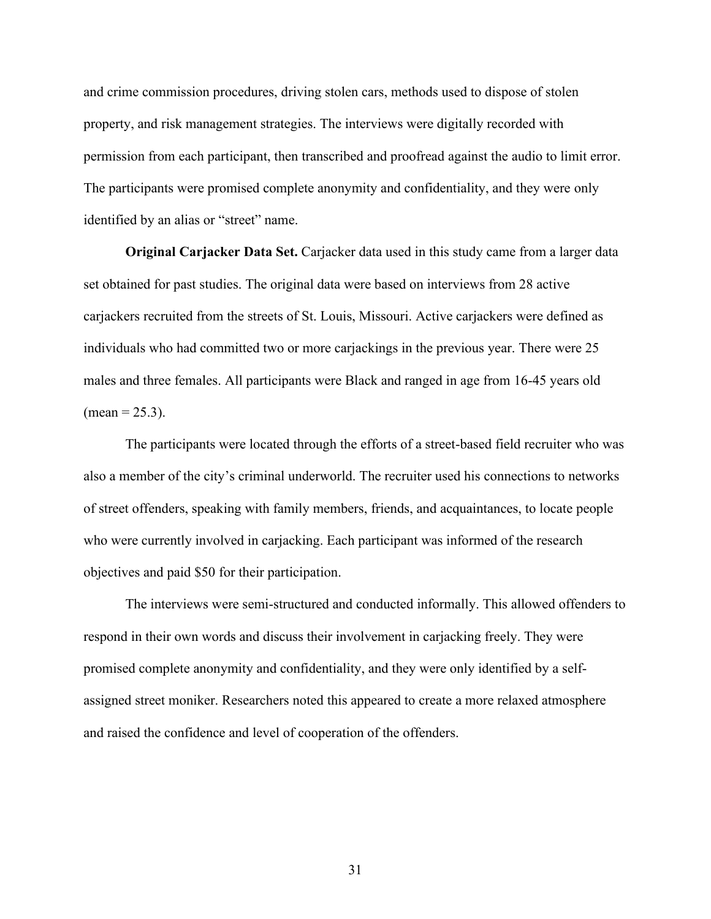and crime commission procedures, driving stolen cars, methods used to dispose of stolen property, and risk management strategies. The interviews were digitally recorded with permission from each participant, then transcribed and proofread against the audio to limit error. The participants were promised complete anonymity and confidentiality, and they were only identified by an alias or "street" name.

**Original Carjacker Data Set.** Carjacker data used in this study came from a larger data set obtained for past studies. The original data were based on interviews from 28 active carjackers recruited from the streets of St. Louis, Missouri. Active carjackers were defined as individuals who had committed two or more carjackings in the previous year. There were 25 males and three females. All participants were Black and ranged in age from 16-45 years old (mean = 25.3).

The participants were located through the efforts of a street-based field recruiter who was also a member of the city's criminal underworld. The recruiter used his connections to networks of street offenders, speaking with family members, friends, and acquaintances, to locate people who were currently involved in carjacking. Each participant was informed of the research objectives and paid $50 for their participation.

The interviews were semi-structured and conducted informally. This allowed offenders to respond in their own words and discuss their involvement in carjacking freely. They were promised complete anonymity and confidentiality, and they were only identified by a self-assigned street moniker. Researchers noted this appeared to create a more relaxed atmosphere and raised the confidence and level of cooperation of the offenders.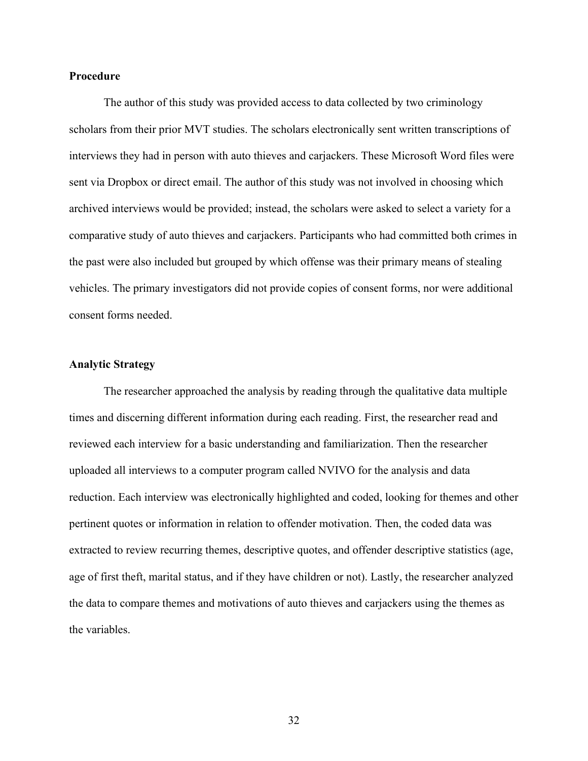### Procedure

The author of this study was provided access to data collected by two criminology scholars from their prior MVT studies. The scholars electronically sent written transcriptions of interviews they had in person with auto thieves and carjackers. These Microsoft Word files were sent via Dropbox or direct email. The author of this study was not involved in choosing which archived interviews would be provided; instead, the scholars were asked to select a variety for a comparative study of auto thieves and carjackers. Participants who had committed both crimes in the past were also included but grouped by which offense was their primary means of stealing vehicles. The primary investigators did not provide copies of consent forms, nor were additional consent forms needed.

### Analytic Strategy

The researcher approached the analysis by reading through the qualitative data multiple times and discerning different information during each reading. First, the researcher read and reviewed each interview for a basic understanding and familiarization. Then the researcher uploaded all interviews to a computer program called NVIVO for the analysis and data reduction. Each interview was electronically highlighted and coded, looking for themes and other pertinent quotes or information in relation to offender motivation. Then, the coded data was extracted to review recurring themes, descriptive quotes, and offender descriptive statistics (age, age of first theft, marital status, and if they have children or not). Lastly, the researcher analyzed the data to compare themes and motivations of auto thieves and carjackers using the themes as the variables.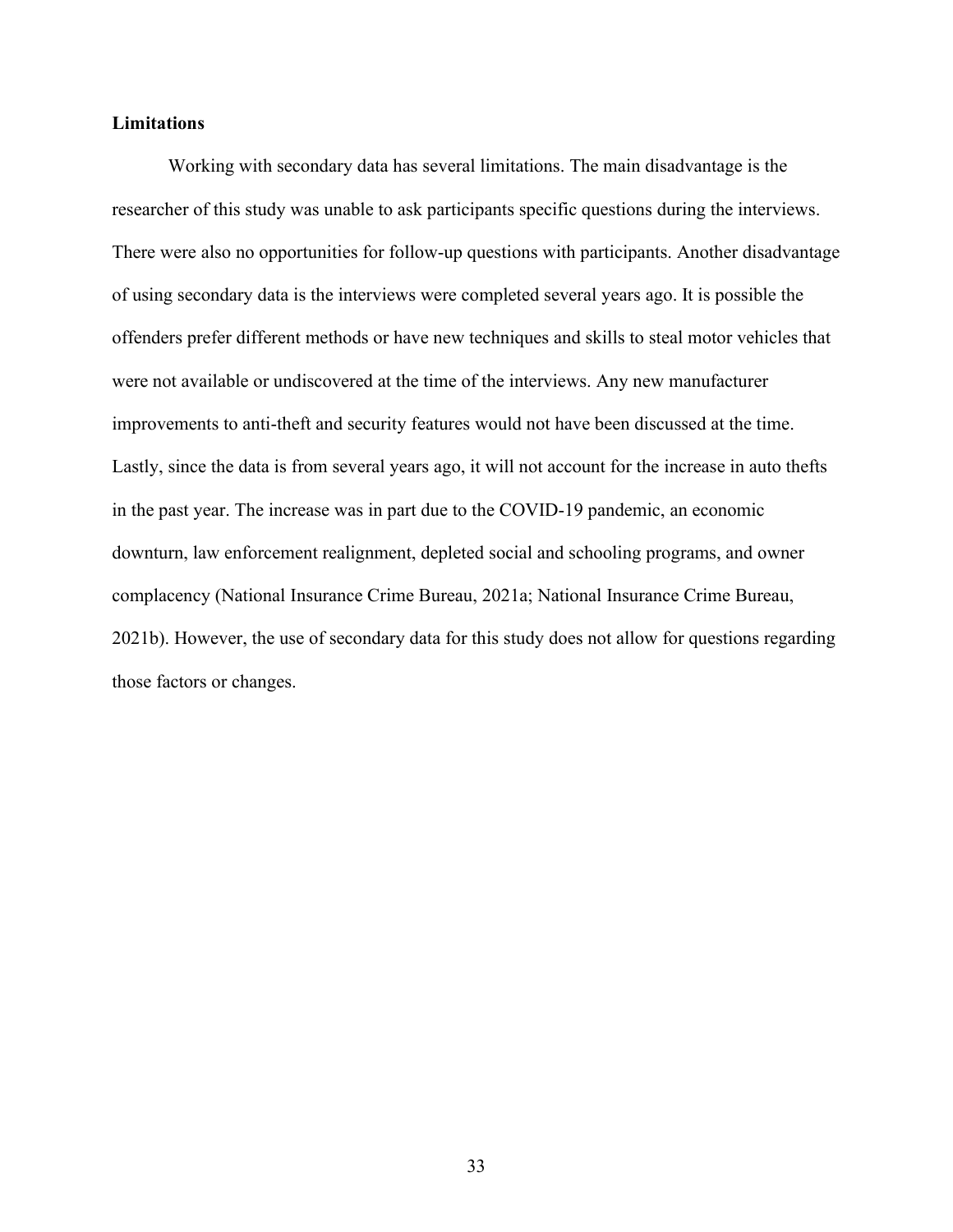**Limitations**

Working with secondary data has several limitations. The main disadvantage is the researcher of this study was unable to ask participants specific questions during the interviews. There were also no opportunities for follow-up questions with participants. Another disadvantage of using secondary data is the interviews were completed several years ago. It is possible the offenders prefer different methods or have new techniques and skills to steal motor vehicles that were not available or undiscovered at the time of the interviews. Any new manufacturer improvements to anti-theft and security features would not have been discussed at the time. Lastly, since the data is from several years ago, it will not account for the increase in auto thefts in the past year. The increase was in part due to the COVID-19 pandemic, an economic downturn, law enforcement realignment, depleted social and schooling programs, and owner complacency (National Insurance Crime Bureau, 2021a; National Insurance Crime Bureau, 2021b). However, the use of secondary data for this study does not allow for questions regarding those factors or changes.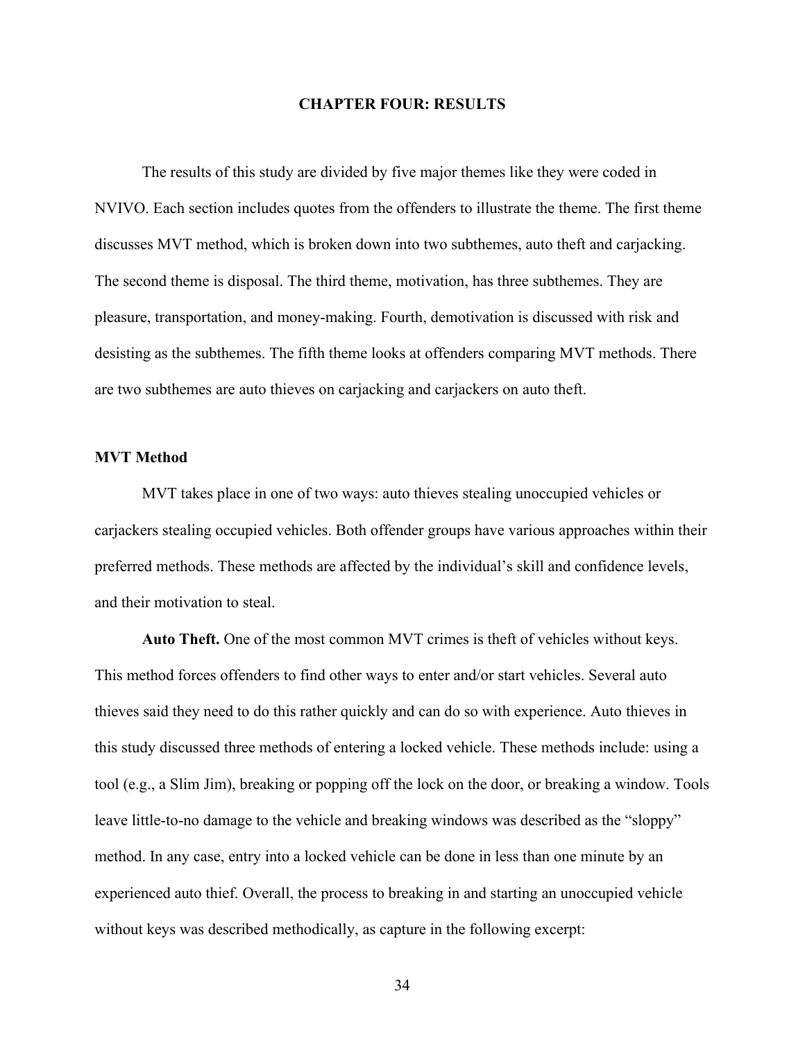# CHAPTER FOUR: RESULTS

The results of this study are divided by five major themes like they were coded in NVIVO. Each section includes quotes from the offenders to illustrate the theme. The first theme discusses MVT method, which is broken down into two subthemes, auto theft and carjacking. The second theme is disposal. The third theme, motivation, has three subthemes. They are pleasure, transportation, and money-making. Fourth, demotivation is discussed with risk and desisting as the subthemes. The fifth theme looks at offenders comparing MVT methods. There are two subthemes are auto thieves on carjacking and carjackers on auto theft.

## MVT Method

MVT takes place in one of two ways: auto thieves stealing unoccupied vehicles or carjackers stealing occupied vehicles. Both offender groups have various approaches within their preferred methods. These methods are affected by the individual's skill and confidence levels, and their motivation to steal.

**Auto Theft.** One of the most common MVT crimes is theft of vehicles without keys. This method forces offenders to find other ways to enter and/or start vehicles. Several auto thieves said they need to do this rather quickly and can do so with experience. Auto thieves in this study discussed three methods of entering a locked vehicle. These methods include: using a tool (e.g., a Slim Jim), breaking or popping off the lock on the door, or breaking a window. Tools leave little-to-no damage to the vehicle and breaking windows was described as the "sloppy" method. In any case, entry into a locked vehicle can be done in less than one minute by an experienced auto thief. Overall, the process to breaking in and starting an unoccupied vehicle without keys was described methodically, as capture in the following excerpt: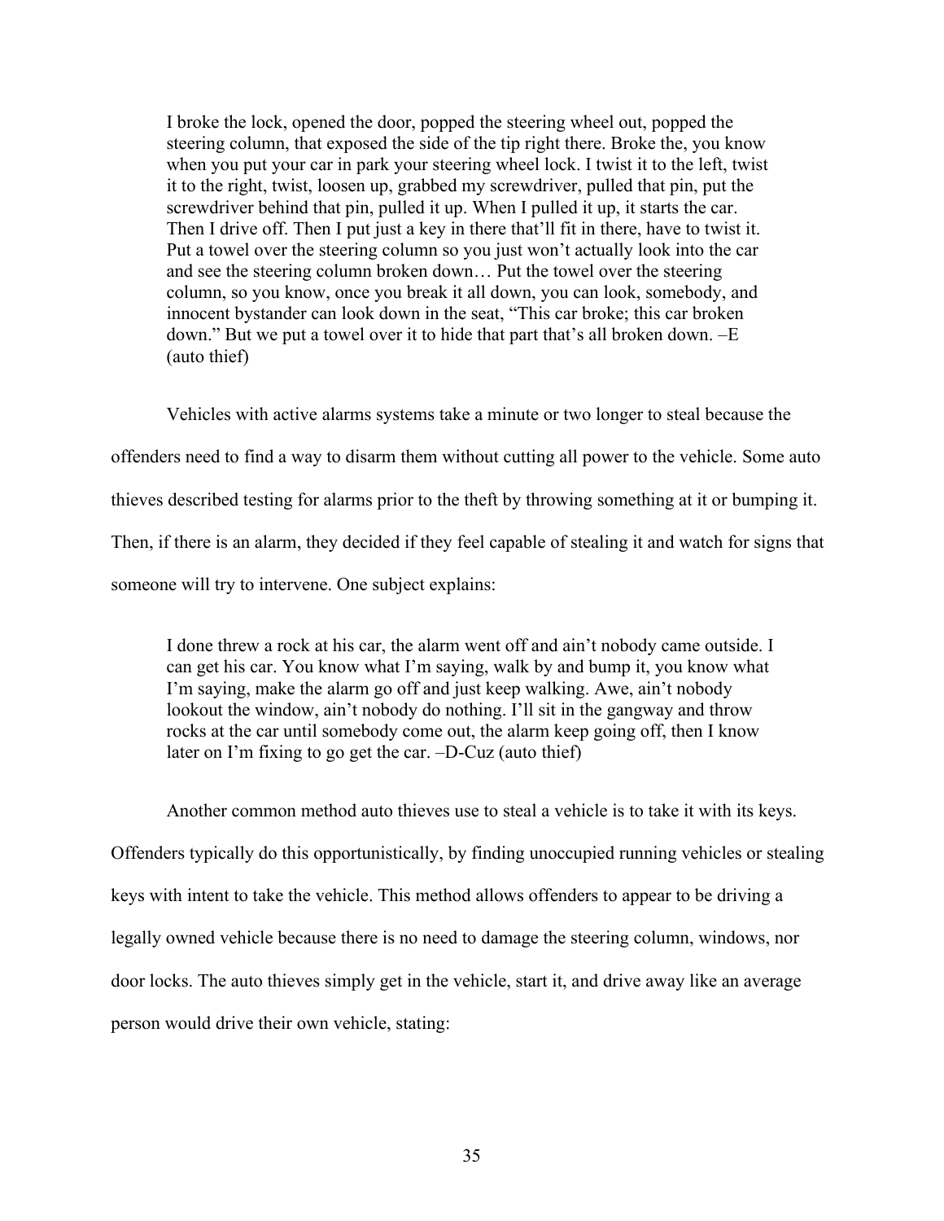> I broke the lock, opened the door, popped the steering wheel out, popped the steering column, that exposed the side of the tip right there. Broke the, you know when you put your car in park your steering wheel lock. I twist it to the left, twist it to the right, twist, loosen up, grabbed my screwdriver, pulled that pin, put the screwdriver behind that pin, pulled it up. When I pulled it up, it starts the car. Then I drive off. Then I put just a key in there that'll fit in there, have to twist it. Put a towel over the steering column so you just won't actually look into the car and see the steering column broken down… Put the towel over the steering column, so you know, once you break it all down, you can look, somebody, and innocent bystander can look down in the seat, "This car broke; this car broken down." But we put a towel over it to hide that part that's all broken down. –E (auto thief)

Vehicles with active alarms systems take a minute or two longer to steal because the offenders need to find a way to disarm them without cutting all power to the vehicle. Some auto thieves described testing for alarms prior to the theft by throwing something at it or bumping it. Then, if there is an alarm, they decided if they feel capable of stealing it and watch for signs that someone will try to intervene. One subject explains:

> I done threw a rock at his car, the alarm went off and ain't nobody came outside. I can get his car. You know what I'm saying, walk by and bump it, you know what I'm saying, make the alarm go off and just keep walking. Awe, ain't nobody lookout the window, ain't nobody do nothing. I'll sit in the gangway and throw rocks at the car until somebody come out, the alarm keep going off, then I know later on I'm fixing to go get the car. –D-Cuz (auto thief)

Another common method auto thieves use to steal a vehicle is to take it with its keys. Offenders typically do this opportunistically, by finding unoccupied running vehicles or stealing keys with intent to take the vehicle. This method allows offenders to appear to be driving a legally owned vehicle because there is no need to damage the steering column, windows, nor door locks. The auto thieves simply get in the vehicle, start it, and drive away like an average person would drive their own vehicle, stating: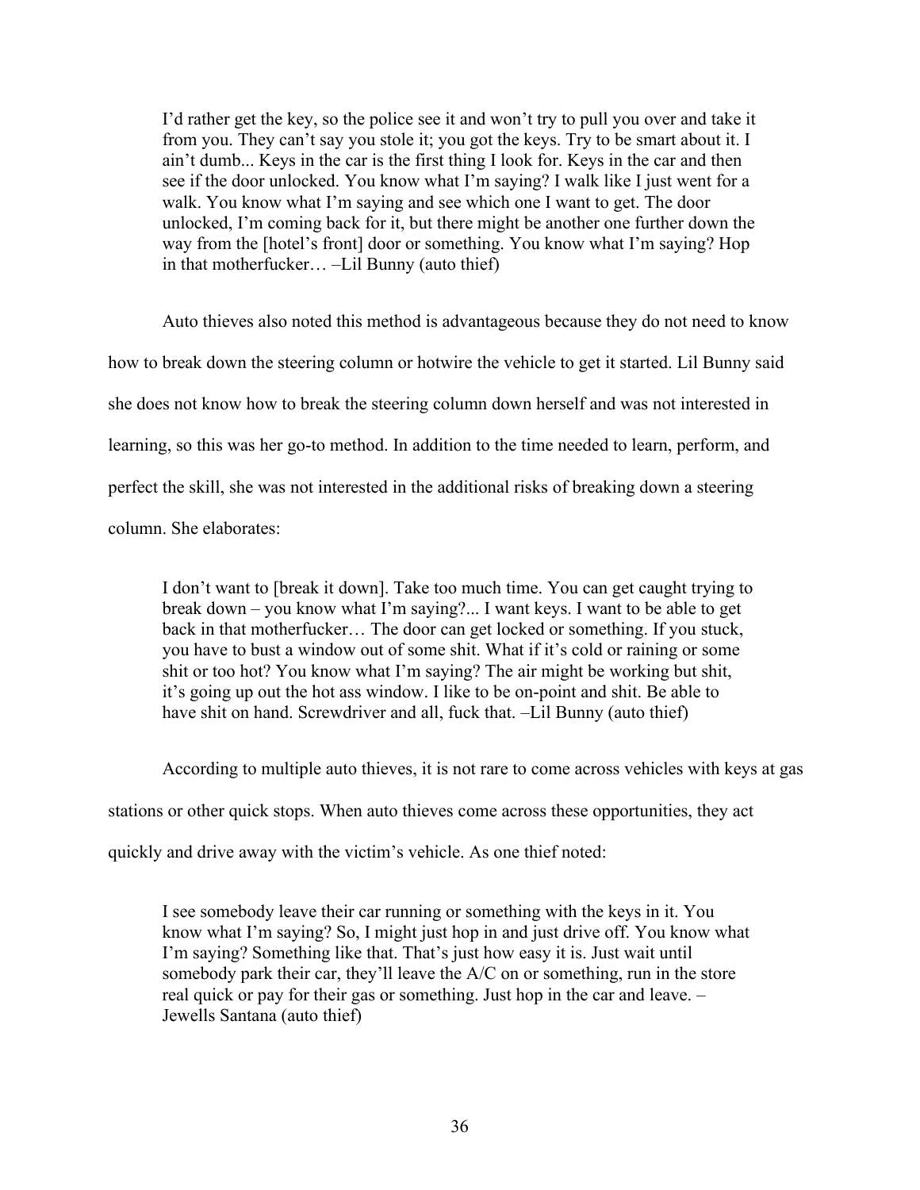> I'd rather get the key, so the police see it and won't try to pull you over and take it from you. They can't say you stole it; you got the keys. Try to be smart about it. I ain't dumb... Keys in the car is the first thing I look for. Keys in the car and then see if the door unlocked. You know what I'm saying? I walk like I just went for a walk. You know what I'm saying and see which one I want to get. The door unlocked, I'm coming back for it, but there might be another one further down the way from the [hotel's front] door or something. You know what I'm saying? Hop in that motherfucker… –Lil Bunny (auto thief)

Auto thieves also noted this method is advantageous because they do not need to know how to break down the steering column or hotwire the vehicle to get it started. Lil Bunny said she does not know how to break the steering column down herself and was not interested in learning, so this was her go-to method. In addition to the time needed to learn, perform, and perfect the skill, she was not interested in the additional risks of breaking down a steering column. She elaborates:

> I don't want to [break it down]. Take too much time. You can get caught trying to break down – you know what I'm saying?... I want keys. I want to be able to get back in that motherfucker… The door can get locked or something. If you stuck, you have to bust a window out of some shit. What if it's cold or raining or some shit or too hot? You know what I'm saying? The air might be working but shit, it's going up out the hot ass window. I like to be on-point and shit. Be able to have shit on hand. Screwdriver and all, fuck that. –Lil Bunny (auto thief)

According to multiple auto thieves, it is not rare to come across vehicles with keys at gas stations or other quick stops. When auto thieves come across these opportunities, they act quickly and drive away with the victim's vehicle. As one thief noted:

> I see somebody leave their car running or something with the keys in it. You know what I'm saying? So, I might just hop in and just drive off. You know what I'm saying? Something like that. That's just how easy it is. Just wait until somebody park their car, they'll leave the A/C on or something, run in the store real quick or pay for their gas or something. Just hop in the car and leave. –Jewells Santana (auto thief)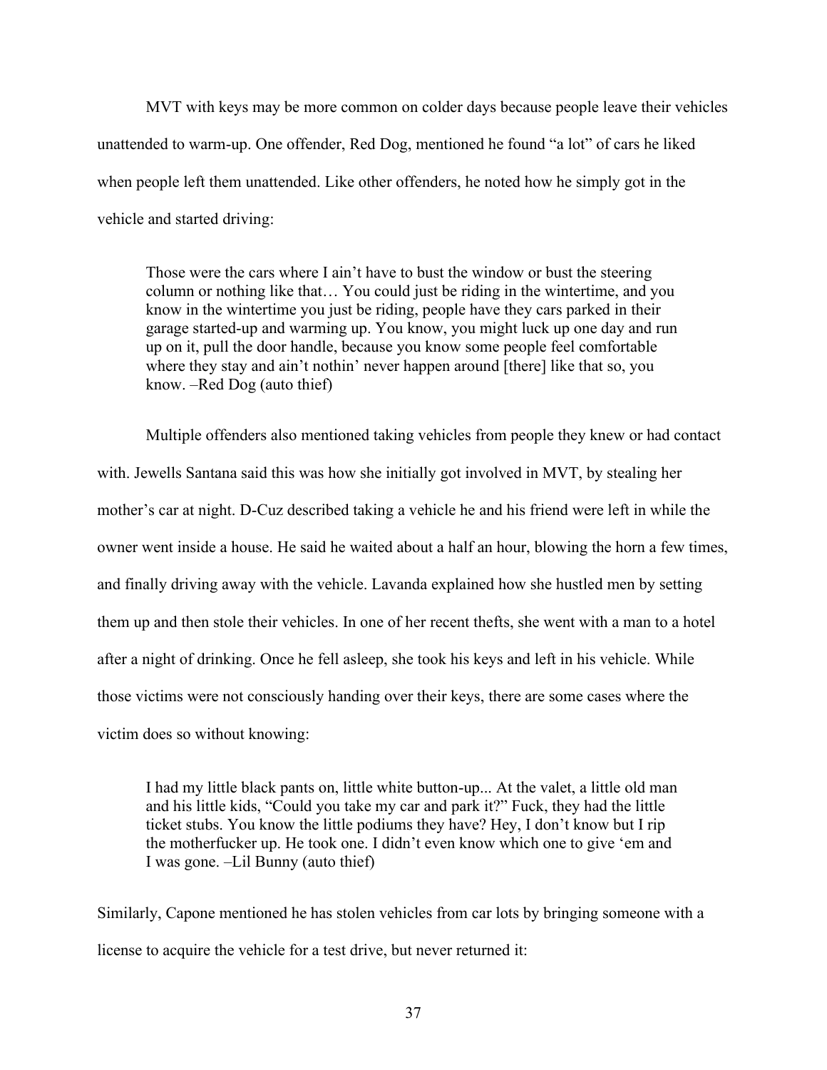MVT with keys may be more common on colder days because people leave their vehicles unattended to warm-up. One offender, Red Dog, mentioned he found "a lot" of cars he liked when people left them unattended. Like other offenders, he noted how he simply got in the vehicle and started driving:

> Those were the cars where I ain't have to bust the window or bust the steering column or nothing like that… You could just be riding in the wintertime, and you know in the wintertime you just be riding, people have they cars parked in their garage started-up and warming up. You know, you might luck up one day and run up on it, pull the door handle, because you know some people feel comfortable where they stay and ain't nothin' never happen around [there] like that so, you know. –Red Dog (auto thief)

Multiple offenders also mentioned taking vehicles from people they knew or had contact with. Jewells Santana said this was how she initially got involved in MVT, by stealing her mother's car at night. D-Cuz described taking a vehicle he and his friend were left in while the owner went inside a house. He said he waited about a half an hour, blowing the horn a few times, and finally driving away with the vehicle. Lavanda explained how she hustled men by setting them up and then stole their vehicles. In one of her recent thefts, she went with a man to a hotel after a night of drinking. Once he fell asleep, she took his keys and left in his vehicle. While those victims were not consciously handing over their keys, there are some cases where the victim does so without knowing:

> I had my little black pants on, little white button-up... At the valet, a little old man and his little kids, "Could you take my car and park it?" Fuck, they had the little ticket stubs. You know the little podiums they have? Hey, I don't know but I rip the motherfucker up. He took one. I didn't even know which one to give 'em and I was gone. –Lil Bunny (auto thief)

Similarly, Capone mentioned he has stolen vehicles from car lots by bringing someone with a license to acquire the vehicle for a test drive, but never returned it: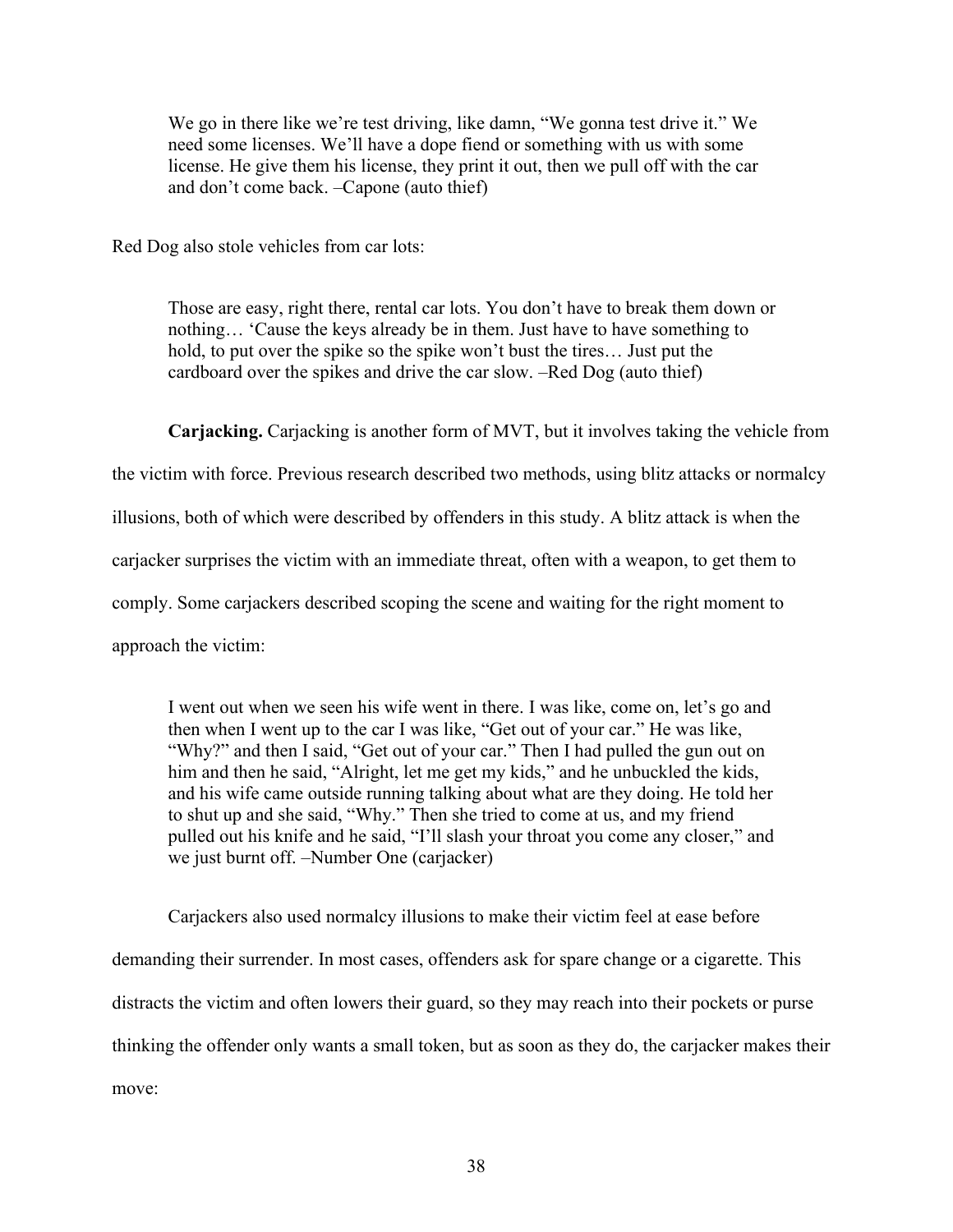> We go in there like we're test driving, like damn, "We gonna test drive it." We need some licenses. We'll have a dope fiend or something with us with some license. He give them his license, they print it out, then we pull off with the car and don't come back. –Capone (auto thief)

Red Dog also stole vehicles from car lots:

> Those are easy, right there, rental car lots. You don't have to break them down or nothing… 'Cause the keys already be in them. Just have to have something to hold, to put over the spike so the spike won't bust the tires… Just put the cardboard over the spikes and drive the car slow. –Red Dog (auto thief)

**Carjacking.** Carjacking is another form of MVT, but it involves taking the vehicle from the victim with force. Previous research described two methods, using blitz attacks or normalcy illusions, both of which were described by offenders in this study. A blitz attack is when the carjacker surprises the victim with an immediate threat, often with a weapon, to get them to comply. Some carjackers described scoping the scene and waiting for the right moment to approach the victim:

> I went out when we seen his wife went in there. I was like, come on, let's go and then when I went up to the car I was like, "Get out of your car." He was like, "Why?" and then I said, "Get out of your car." Then I had pulled the gun out on him and then he said, "Alright, let me get my kids," and he unbuckled the kids, and his wife came outside running talking about what are they doing. He told her to shut up and she said, "Why." Then she tried to come at us, and my friend pulled out his knife and he said, "I'll slash your throat you come any closer," and we just burnt off. –Number One (carjacker)

Carjackers also used normalcy illusions to make their victim feel at ease before demanding their surrender. In most cases, offenders ask for spare change or a cigarette. This distracts the victim and often lowers their guard, so they may reach into their pockets or purse thinking the offender only wants a small token, but as soon as they do, the carjacker makes their move: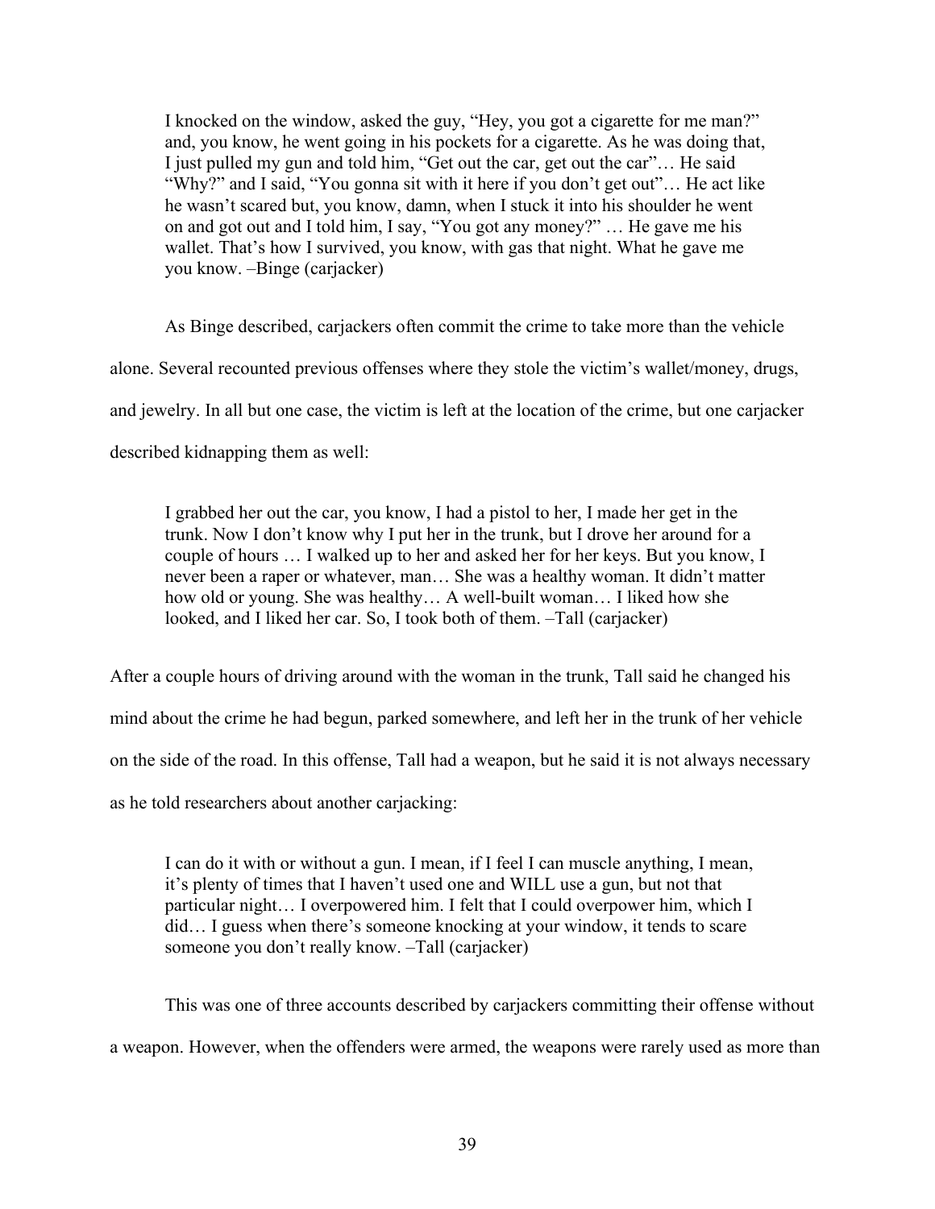> I knocked on the window, asked the guy, "Hey, you got a cigarette for me man?" and, you know, he went going in his pockets for a cigarette. As he was doing that, I just pulled my gun and told him, "Get out the car, get out the car"… He said "Why?" and I said, "You gonna sit with it here if you don't get out"… He act like he wasn't scared but, you know, damn, when I stuck it into his shoulder he went on and got out and I told him, I say, "You got any money?" … He gave me his wallet. That's how I survived, you know, with gas that night. What he gave me you know. –Binge (carjacker)

As Binge described, carjackers often commit the crime to take more than the vehicle alone. Several recounted previous offenses where they stole the victim's wallet/money, drugs, and jewelry. In all but one case, the victim is left at the location of the crime, but one carjacker described kidnapping them as well:

> I grabbed her out the car, you know, I had a pistol to her, I made her get in the trunk. Now I don't know why I put her in the trunk, but I drove her around for a couple of hours … I walked up to her and asked her for her keys. But you know, I never been a raper or whatever, man… She was a healthy woman. It didn't matter how old or young. She was healthy… A well-built woman… I liked how she looked, and I liked her car. So, I took both of them. –Tall (carjacker)

After a couple hours of driving around with the woman in the trunk, Tall said he changed his mind about the crime he had begun, parked somewhere, and left her in the trunk of her vehicle on the side of the road. In this offense, Tall had a weapon, but he said it is not always necessary as he told researchers about another carjacking:

> I can do it with or without a gun. I mean, if I feel I can muscle anything, I mean, it's plenty of times that I haven't used one and WILL use a gun, but not that particular night… I overpowered him. I felt that I could overpower him, which I did… I guess when there's someone knocking at your window, it tends to scare someone you don't really know. –Tall (carjacker)

This was one of three accounts described by carjackers committing their offense without a weapon. However, when the offenders were armed, the weapons were rarely used as more than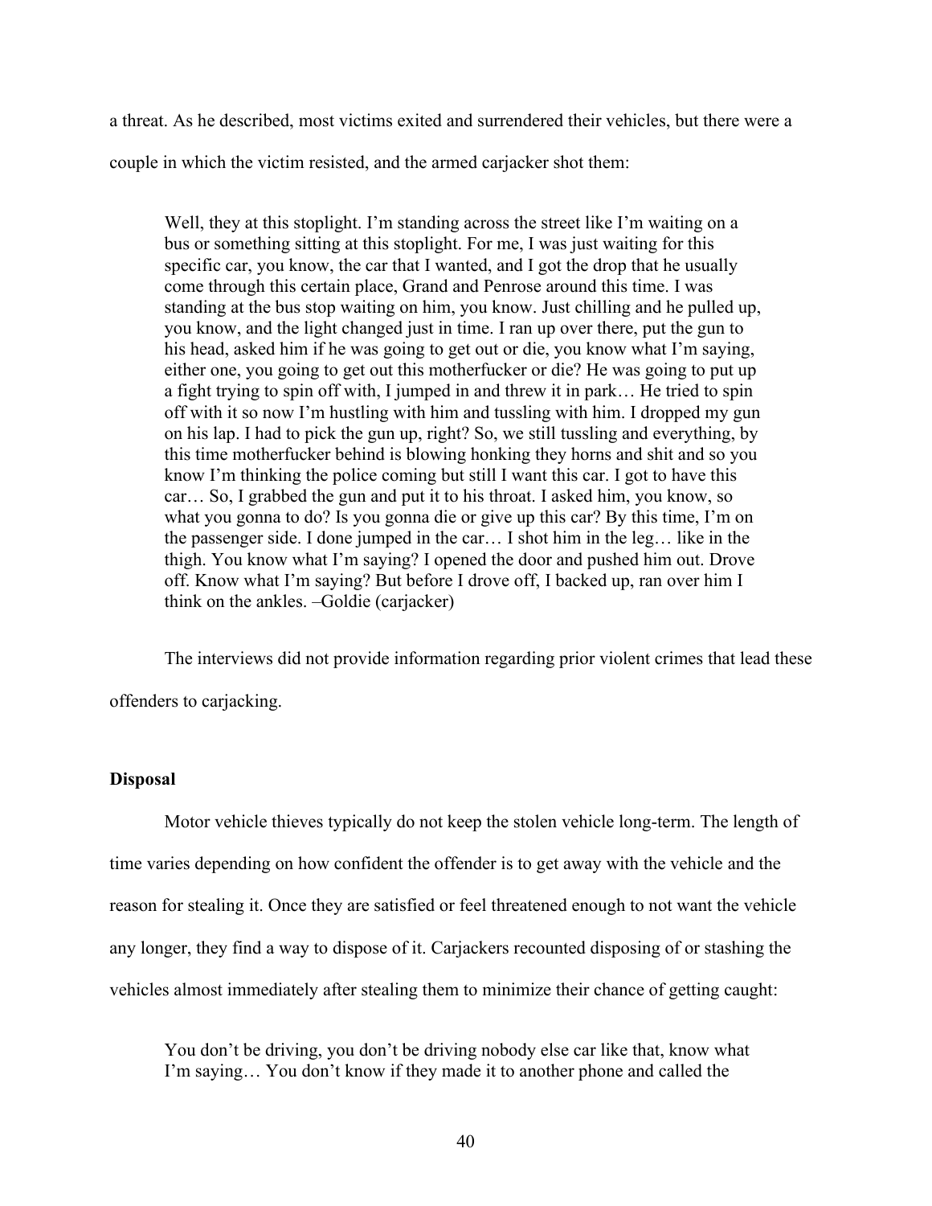a threat. As he described, most victims exited and surrendered their vehicles, but there were a couple in which the victim resisted, and the armed carjacker shot them:

> Well, they at this stoplight. I'm standing across the street like I'm waiting on a bus or something sitting at this stoplight. For me, I was just waiting for this specific car, you know, the car that I wanted, and I got the drop that he usually come through this certain place, Grand and Penrose around this time. I was standing at the bus stop waiting on him, you know. Just chilling and he pulled up, you know, and the light changed just in time. I ran up over there, put the gun to his head, asked him if he was going to get out or die, you know what I'm saying, either one, you going to get out this motherfucker or die? He was going to put up a fight trying to spin off with, I jumped in and threw it in park… He tried to spin off with it so now I'm hustling with him and tussling with him. I dropped my gun on his lap. I had to pick the gun up, right? So, we still tussling and everything, by this time motherfucker behind is blowing honking they horns and shit and so you know I'm thinking the police coming but still I want this car. I got to have this car… So, I grabbed the gun and put it to his throat. I asked him, you know, so what you gonna to do? Is you gonna die or give up this car? By this time, I'm on the passenger side. I done jumped in the car… I shot him in the leg… like in the thigh. You know what I'm saying? I opened the door and pushed him out. Drove off. Know what I'm saying? But before I drove off, I backed up, ran over him I think on the ankles. –Goldie (carjacker)

The interviews did not provide information regarding prior violent crimes that lead these offenders to carjacking.

**Disposal**

Motor vehicle thieves typically do not keep the stolen vehicle long-term. The length of time varies depending on how confident the offender is to get away with the vehicle and the reason for stealing it. Once they are satisfied or feel threatened enough to not want the vehicle any longer, they find a way to dispose of it. Carjackers recounted disposing of or stashing the vehicles almost immediately after stealing them to minimize their chance of getting caught:

> You don't be driving, you don't be driving nobody else car like that, know what I'm saying… You don't know if they made it to another phone and called the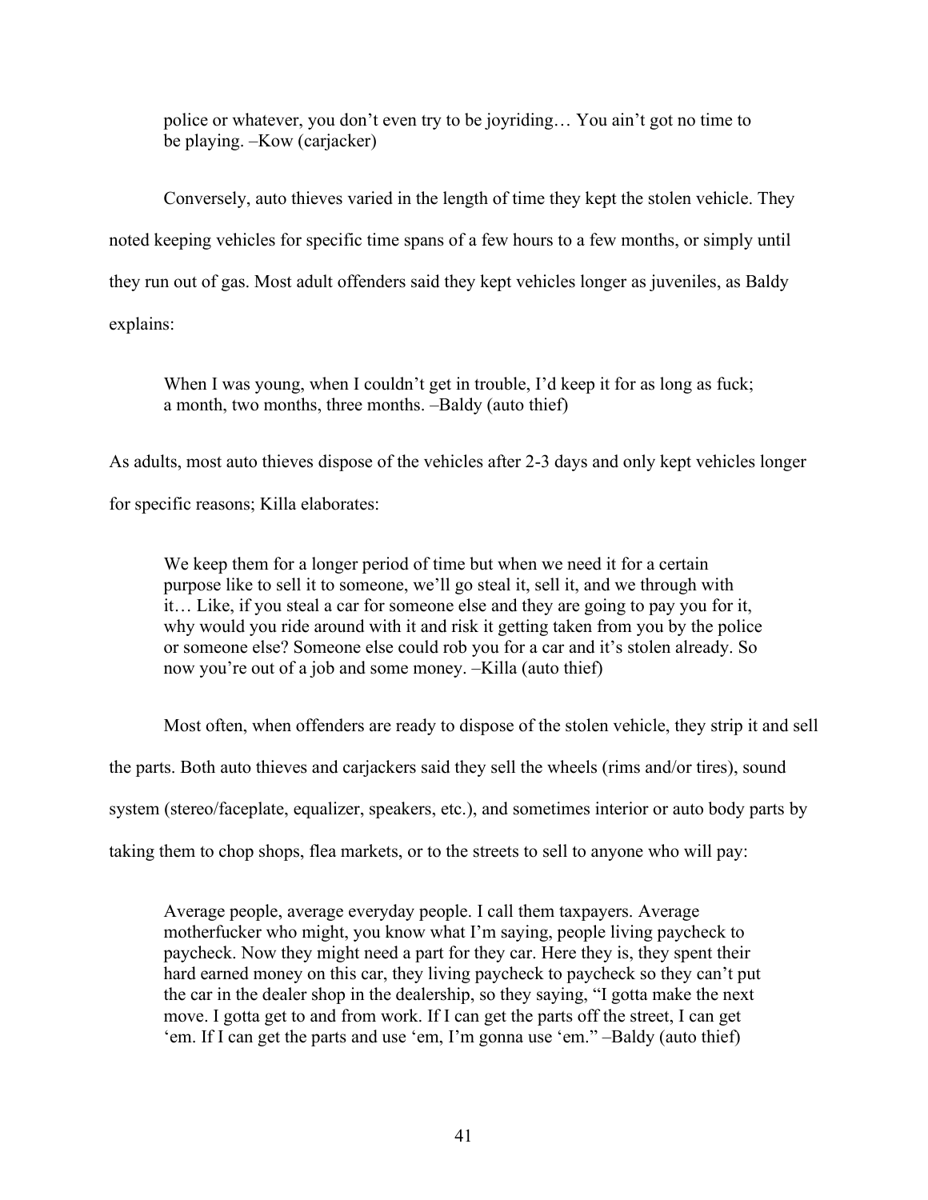> police or whatever, you don't even try to be joyriding… You ain't got no time to be playing. –Kow (carjacker)

Conversely, auto thieves varied in the length of time they kept the stolen vehicle. They noted keeping vehicles for specific time spans of a few hours to a few months, or simply until they run out of gas. Most adult offenders said they kept vehicles longer as juveniles, as Baldy explains:

> When I was young, when I couldn't get in trouble, I'd keep it for as long as fuck; a month, two months, three months. –Baldy (auto thief)

As adults, most auto thieves dispose of the vehicles after 2-3 days and only kept vehicles longer for specific reasons; Killa elaborates:

> We keep them for a longer period of time but when we need it for a certain purpose like to sell it to someone, we'll go steal it, sell it, and we through with it… Like, if you steal a car for someone else and they are going to pay you for it, why would you ride around with it and risk it getting taken from you by the police or someone else? Someone else could rob you for a car and it's stolen already. So now you're out of a job and some money. –Killa (auto thief)

Most often, when offenders are ready to dispose of the stolen vehicle, they strip it and sell the parts. Both auto thieves and carjackers said they sell the wheels (rims and/or tires), sound system (stereo/faceplate, equalizer, speakers, etc.), and sometimes interior or auto body parts by taking them to chop shops, flea markets, or to the streets to sell to anyone who will pay:

> Average people, average everyday people. I call them taxpayers. Average motherfucker who might, you know what I'm saying, people living paycheck to paycheck. Now they might need a part for they car. Here they is, they spent their hard earned money on this car, they living paycheck to paycheck so they can't put the car in the dealer shop in the dealership, so they saying, "I gotta make the next move. I gotta get to and from work. If I can get the parts off the street, I can get 'em. If I can get the parts and use 'em, I'm gonna use 'em." –Baldy (auto thief)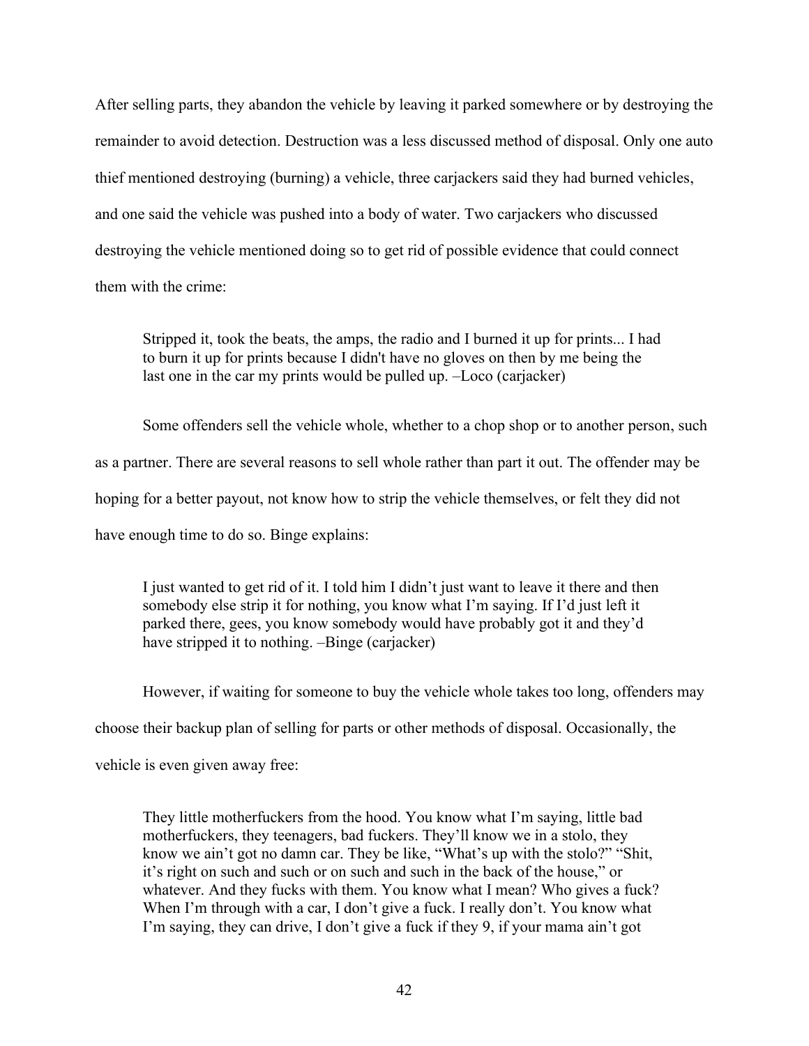After selling parts, they abandon the vehicle by leaving it parked somewhere or by destroying the remainder to avoid detection. Destruction was a less discussed method of disposal. Only one auto thief mentioned destroying (burning) a vehicle, three carjackers said they had burned vehicles, and one said the vehicle was pushed into a body of water. Two carjackers who discussed destroying the vehicle mentioned doing so to get rid of possible evidence that could connect them with the crime:

> Stripped it, took the beats, the amps, the radio and I burned it up for prints... I had to burn it up for prints because I didn't have no gloves on then by me being the last one in the car my prints would be pulled up. –Loco (carjacker)

Some offenders sell the vehicle whole, whether to a chop shop or to another person, such as a partner. There are several reasons to sell whole rather than part it out. The offender may be hoping for a better payout, not know how to strip the vehicle themselves, or felt they did not have enough time to do so. Binge explains:

> I just wanted to get rid of it. I told him I didn't just want to leave it there and then somebody else strip it for nothing, you know what I'm saying. If I'd just left it parked there, gees, you know somebody would have probably got it and they'd have stripped it to nothing. –Binge (carjacker)

However, if waiting for someone to buy the vehicle whole takes too long, offenders may choose their backup plan of selling for parts or other methods of disposal. Occasionally, the vehicle is even given away free:

> They little motherfuckers from the hood. You know what I'm saying, little bad motherfuckers, they teenagers, bad fuckers. They'll know we in a stolo, they know we ain't got no damn car. They be like, "What's up with the stolo?" "Shit, it's right on such and such or on such and such in the back of the house," or whatever. And they fucks with them. You know what I mean? Who gives a fuck? When I'm through with a car, I don't give a fuck. I really don't. You know what I'm saying, they can drive, I don't give a fuck if they 9, if your mama ain't got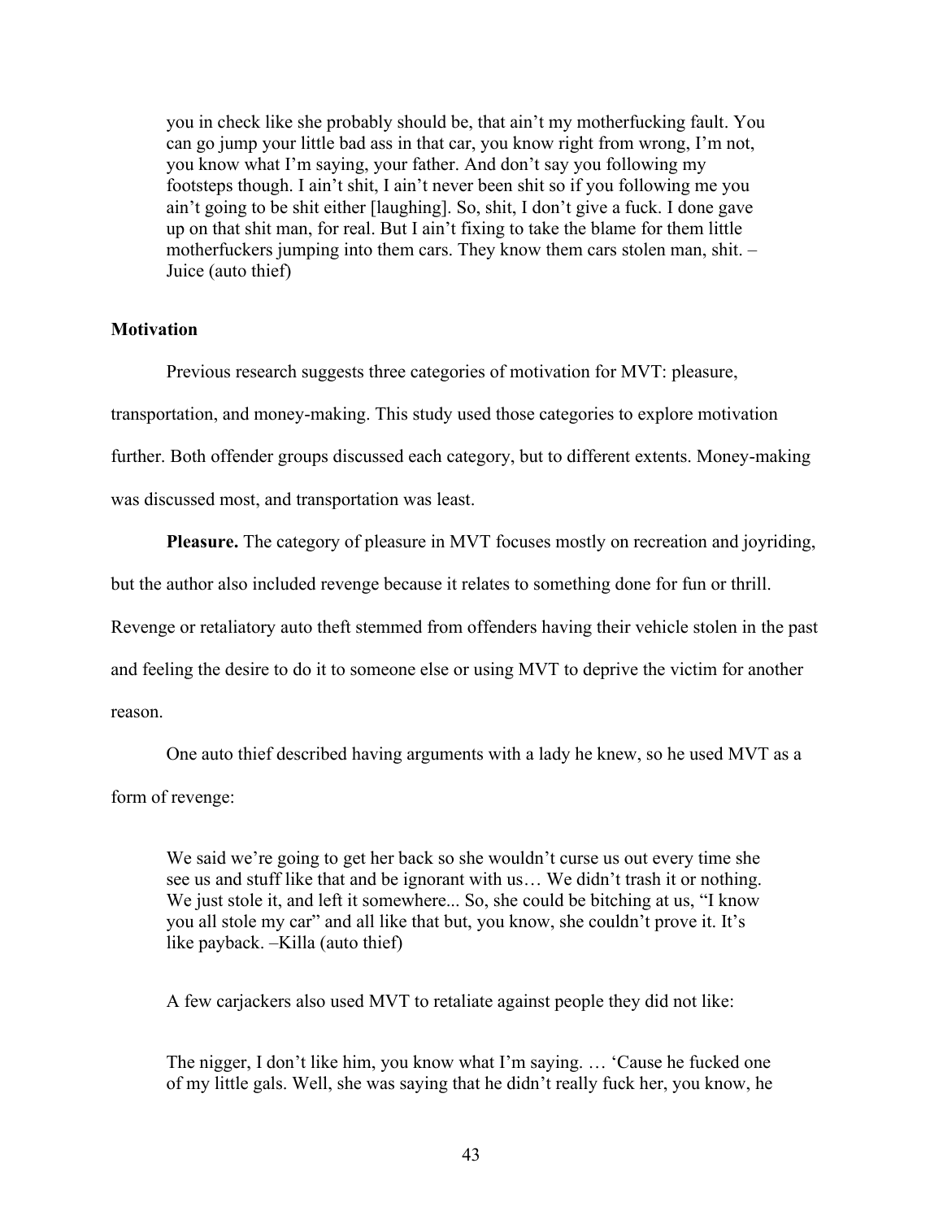> you in check like she probably should be, that ain't my motherfucking fault. You can go jump your little bad ass in that car, you know right from wrong, I'm not, you know what I'm saying, your father. And don't say you following my footsteps though. I ain't shit, I ain't never been shit so if you following me you ain't going to be shit either [laughing]. So, shit, I don't give a fuck. I done gave up on that shit man, for real. But I ain't fixing to take the blame for them little motherfuckers jumping into them cars. They know them cars stolen man, shit. – Juice (auto thief)

### Motivation

Previous research suggests three categories of motivation for MVT: pleasure, transportation, and money-making. This study used those categories to explore motivation further. Both offender groups discussed each category, but to different extents. Money-making was discussed most, and transportation was least.

**Pleasure.** The category of pleasure in MVT focuses mostly on recreation and joyriding, but the author also included revenge because it relates to something done for fun or thrill. Revenge or retaliatory auto theft stemmed from offenders having their vehicle stolen in the past and feeling the desire to do it to someone else or using MVT to deprive the victim for another reason.

One auto thief described having arguments with a lady he knew, so he used MVT as a form of revenge:

> We said we're going to get her back so she wouldn't curse us out every time she see us and stuff like that and be ignorant with us… We didn't trash it or nothing. We just stole it, and left it somewhere... So, she could be bitching at us, "I know you all stole my car" and all like that but, you know, she couldn't prove it. It's like payback. –Killa (auto thief)

A few carjackers also used MVT to retaliate against people they did not like:

> The nigger, I don't like him, you know what I'm saying. … 'Cause he fucked one of my little gals. Well, she was saying that he didn't really fuck her, you know, he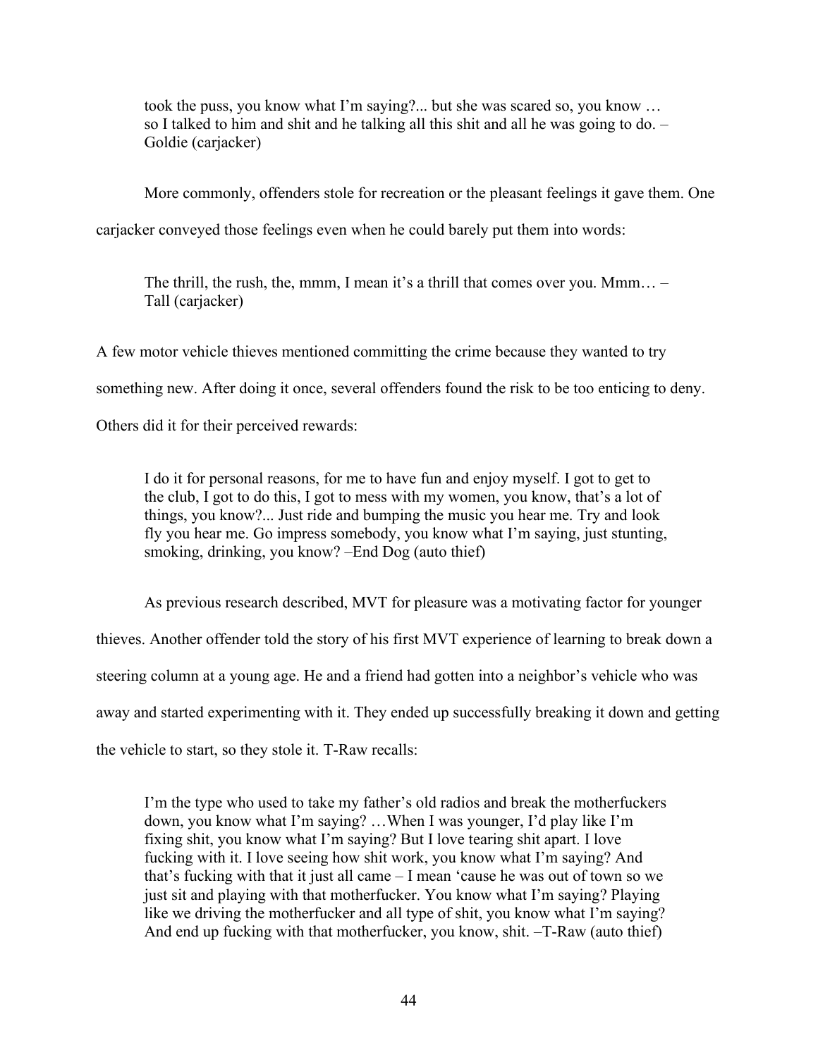> took the puss, you know what I'm saying?... but she was scared so, you know … so I talked to him and shit and he talking all this shit and all he was going to do. – Goldie (carjacker)

More commonly, offenders stole for recreation or the pleasant feelings it gave them. One carjacker conveyed those feelings even when he could barely put them into words:

> The thrill, the rush, the, mmm, I mean it's a thrill that comes over you. Mmm… – Tall (carjacker)

A few motor vehicle thieves mentioned committing the crime because they wanted to try something new. After doing it once, several offenders found the risk to be too enticing to deny. Others did it for their perceived rewards:

> I do it for personal reasons, for me to have fun and enjoy myself. I got to get to the club, I got to do this, I got to mess with my women, you know, that's a lot of things, you know?... Just ride and bumping the music you hear me. Try and look fly you hear me. Go impress somebody, you know what I'm saying, just stunting, smoking, drinking, you know? –End Dog (auto thief)

As previous research described, MVT for pleasure was a motivating factor for younger thieves. Another offender told the story of his first MVT experience of learning to break down a steering column at a young age. He and a friend had gotten into a neighbor's vehicle who was away and started experimenting with it. They ended up successfully breaking it down and getting the vehicle to start, so they stole it. T-Raw recalls:

> I'm the type who used to take my father's old radios and break the motherfuckers down, you know what I'm saying? …When I was younger, I'd play like I'm fixing shit, you know what I'm saying? But I love tearing shit apart. I love fucking with it. I love seeing how shit work, you know what I'm saying? And that's fucking with that it just all came – I mean 'cause he was out of town so we just sit and playing with that motherfucker. You know what I'm saying? Playing like we driving the motherfucker and all type of shit, you know what I'm saying? And end up fucking with that motherfucker, you know, shit. –T-Raw (auto thief)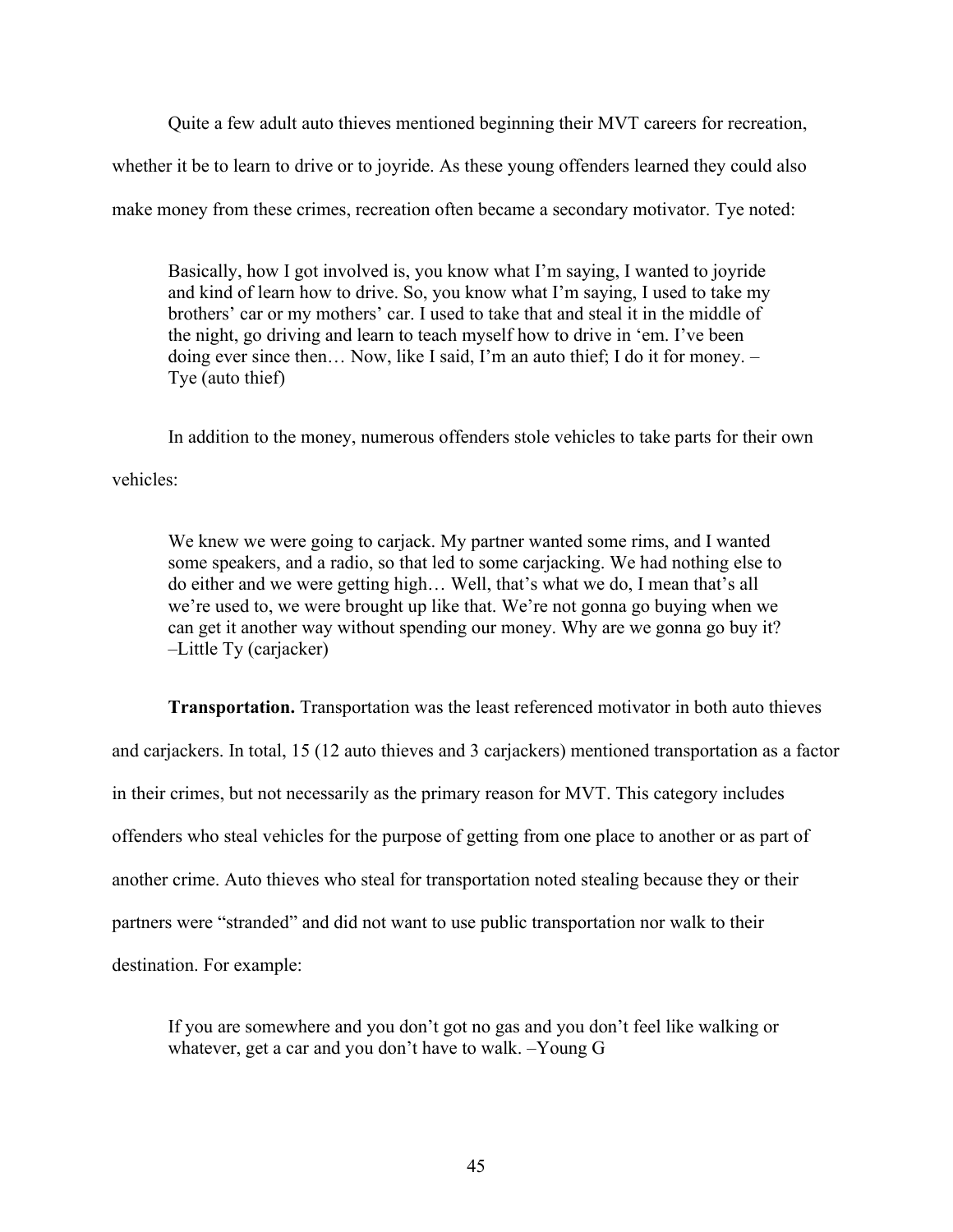Quite a few adult auto thieves mentioned beginning their MVT careers for recreation, whether it be to learn to drive or to joyride. As these young offenders learned they could also make money from these crimes, recreation often became a secondary motivator. Tye noted:

> Basically, how I got involved is, you know what I'm saying, I wanted to joyride and kind of learn how to drive. So, you know what I'm saying, I used to take my brothers' car or my mothers' car. I used to take that and steal it in the middle of the night, go driving and learn to teach myself how to drive in 'em. I've been doing ever since then… Now, like I said, I'm an auto thief; I do it for money. – Tye (auto thief)

In addition to the money, numerous offenders stole vehicles to take parts for their own vehicles:

> We knew we were going to carjack. My partner wanted some rims, and I wanted some speakers, and a radio, so that led to some carjacking. We had nothing else to do either and we were getting high… Well, that's what we do, I mean that's all we're used to, we were brought up like that. We're not gonna go buying when we can get it another way without spending our money. Why are we gonna go buy it? –Little Ty (carjacker)

**Transportation.** Transportation was the least referenced motivator in both auto thieves and carjackers. In total, 15 (12 auto thieves and 3 carjackers) mentioned transportation as a factor in their crimes, but not necessarily as the primary reason for MVT. This category includes offenders who steal vehicles for the purpose of getting from one place to another or as part of another crime. Auto thieves who steal for transportation noted stealing because they or their partners were "stranded" and did not want to use public transportation nor walk to their destination. For example:

> If you are somewhere and you don't got no gas and you don't feel like walking or whatever, get a car and you don't have to walk. –Young G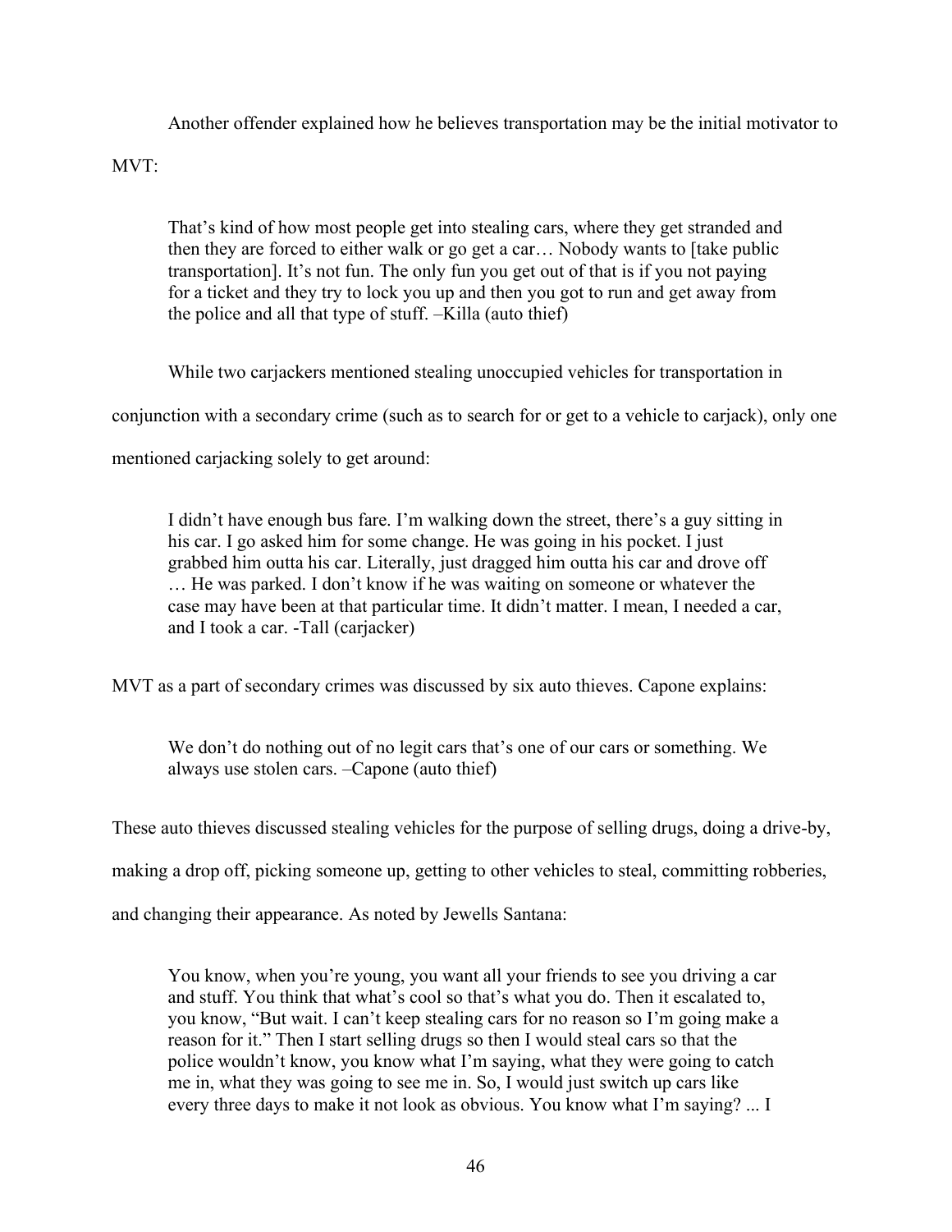Another offender explained how he believes transportation may be the initial motivator to MVT:

> That's kind of how most people get into stealing cars, where they get stranded and then they are forced to either walk or go get a car… Nobody wants to [take public transportation]. It's not fun. The only fun you get out of that is if you not paying for a ticket and they try to lock you up and then you got to run and get away from the police and all that type of stuff. –Killa (auto thief)

While two carjackers mentioned stealing unoccupied vehicles for transportation in conjunction with a secondary crime (such as to search for or get to a vehicle to carjack), only one mentioned carjacking solely to get around:

> I didn't have enough bus fare. I'm walking down the street, there's a guy sitting in his car. I go asked him for some change. He was going in his pocket. I just grabbed him outta his car. Literally, just dragged him outta his car and drove off … He was parked. I don't know if he was waiting on someone or whatever the case may have been at that particular time. It didn't matter. I mean, I needed a car, and I took a car. -Tall (carjacker)

MVT as a part of secondary crimes was discussed by six auto thieves. Capone explains:

> We don't do nothing out of no legit cars that's one of our cars or something. We always use stolen cars. –Capone (auto thief)

These auto thieves discussed stealing vehicles for the purpose of selling drugs, doing a drive-by, making a drop off, picking someone up, getting to other vehicles to steal, committing robberies, and changing their appearance. As noted by Jewells Santana:

> You know, when you're young, you want all your friends to see you driving a car and stuff. You think that what's cool so that's what you do. Then it escalated to, you know, "But wait. I can't keep stealing cars for no reason so I'm going make a reason for it." Then I start selling drugs so then I would steal cars so that the police wouldn't know, you know what I'm saying, what they were going to catch me in, what they was going to see me in. So, I would just switch up cars like every three days to make it not look as obvious. You know what I'm saying? ... I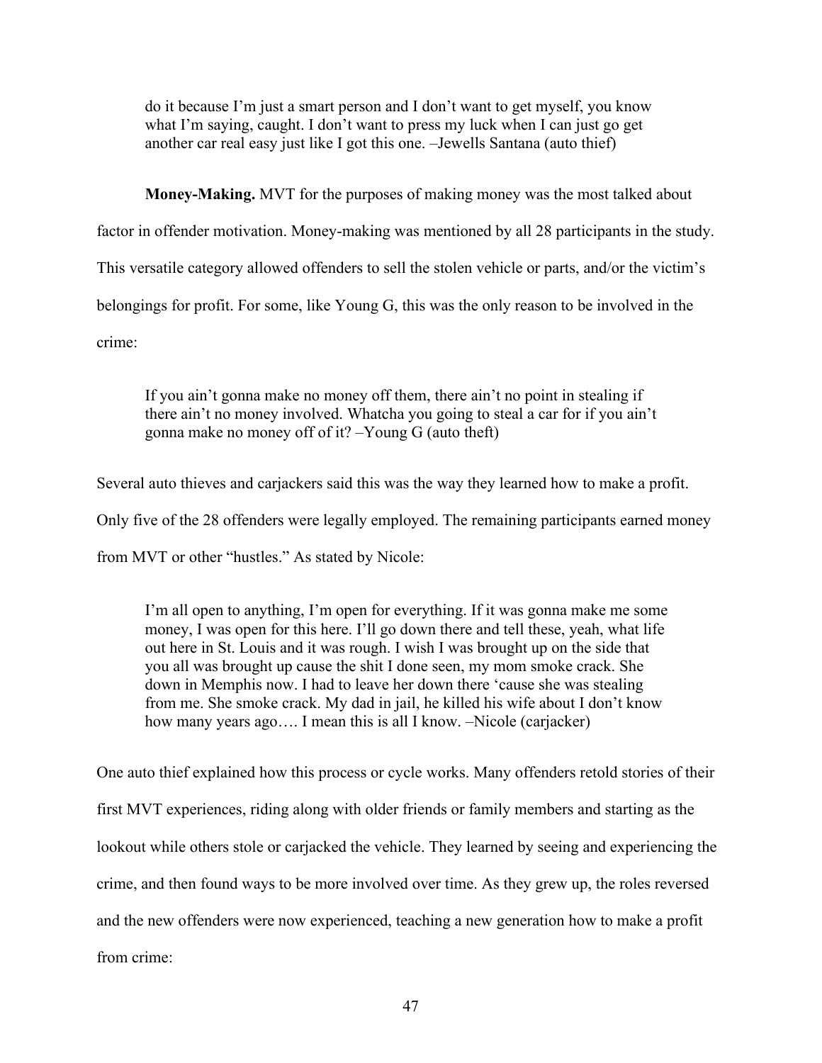> do it because I'm just a smart person and I don't want to get myself, you know what I'm saying, caught. I don't want to press my luck when I can just go get another car real easy just like I got this one. –Jewells Santana (auto thief)

**Money-Making.** MVT for the purposes of making money was the most talked about factor in offender motivation. Money-making was mentioned by all 28 participants in the study. This versatile category allowed offenders to sell the stolen vehicle or parts, and/or the victim's belongings for profit. For some, like Young G, this was the only reason to be involved in the crime:

> If you ain't gonna make no money off them, there ain't no point in stealing if there ain't no money involved. Whatcha you going to steal a car for if you ain't gonna make no money off of it? –Young G (auto theft)

Several auto thieves and carjackers said this was the way they learned how to make a profit. Only five of the 28 offenders were legally employed. The remaining participants earned money from MVT or other "hustles." As stated by Nicole:

> I'm all open to anything, I'm open for everything. If it was gonna make me some money, I was open for this here. I'll go down there and tell these, yeah, what life out here in St. Louis and it was rough. I wish I was brought up on the side that you all was brought up cause the shit I done seen, my mom smoke crack. She down in Memphis now. I had to leave her down there 'cause she was stealing from me. She smoke crack. My dad in jail, he killed his wife about I don't know how many years ago…. I mean this is all I know. –Nicole (carjacker)

One auto thief explained how this process or cycle works. Many offenders retold stories of their first MVT experiences, riding along with older friends or family members and starting as the lookout while others stole or carjacked the vehicle. They learned by seeing and experiencing the crime, and then found ways to be more involved over time. As they grew up, the roles reversed and the new offenders were now experienced, teaching a new generation how to make a profit from crime: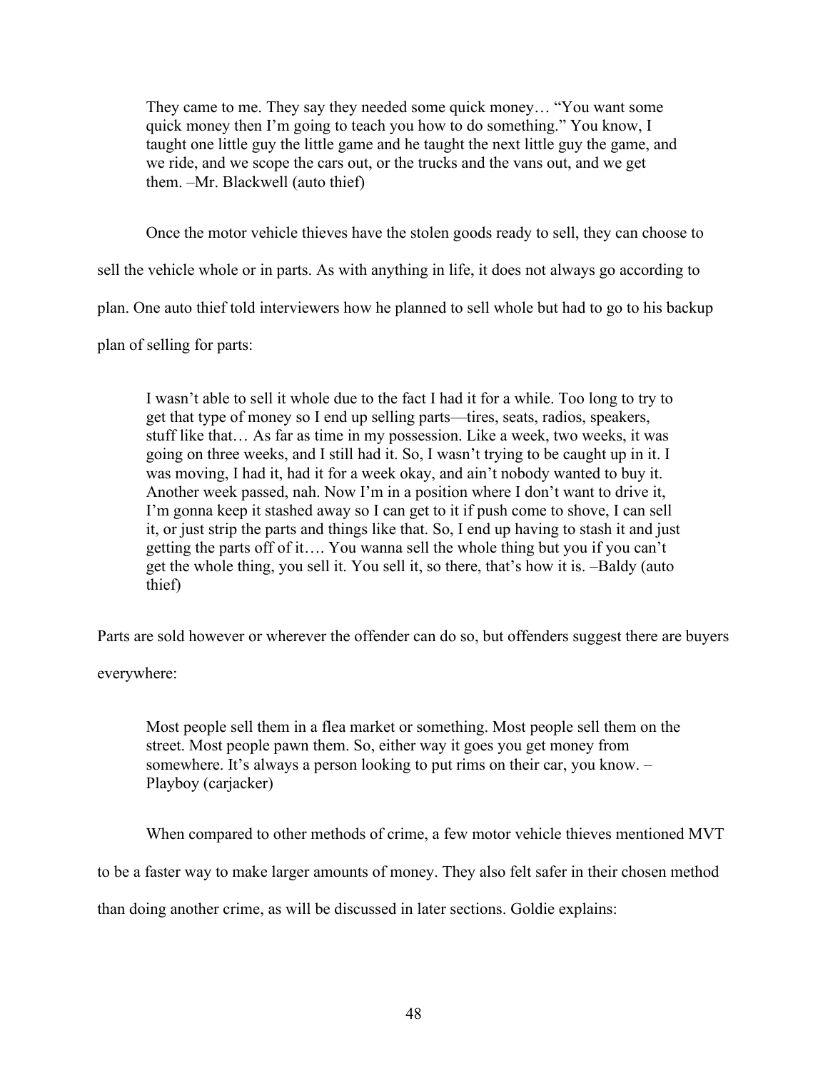> They came to me. They say they needed some quick money… "You want some quick money then I'm going to teach you how to do something." You know, I taught one little guy the little game and he taught the next little guy the game, and we ride, and we scope the cars out, or the trucks and the vans out, and we get them. –Mr. Blackwell (auto thief)

Once the motor vehicle thieves have the stolen goods ready to sell, they can choose to sell the vehicle whole or in parts. As with anything in life, it does not always go according to plan. One auto thief told interviewers how he planned to sell whole but had to go to his backup plan of selling for parts:

> I wasn't able to sell it whole due to the fact I had it for a while. Too long to try to get that type of money so I end up selling parts—tires, seats, radios, speakers, stuff like that… As far as time in my possession. Like a week, two weeks, it was going on three weeks, and I still had it. So, I wasn't trying to be caught up in it. I was moving, I had it, had it for a week okay, and ain't nobody wanted to buy it. Another week passed, nah. Now I'm in a position where I don't want to drive it, I'm gonna keep it stashed away so I can get to it if push come to shove, I can sell it, or just strip the parts and things like that. So, I end up having to stash it and just getting the parts off of it…. You wanna sell the whole thing but you if you can't get the whole thing, you sell it. You sell it, so there, that's how it is. –Baldy (auto thief)

Parts are sold however or wherever the offender can do so, but offenders suggest there are buyers everywhere:

> Most people sell them in a flea market or something. Most people sell them on the street. Most people pawn them. So, either way it goes you get money from somewhere. It's always a person looking to put rims on their car, you know. –Playboy (carjacker)

When compared to other methods of crime, a few motor vehicle thieves mentioned MVT to be a faster way to make larger amounts of money. They also felt safer in their chosen method than doing another crime, as will be discussed in later sections. Goldie explains: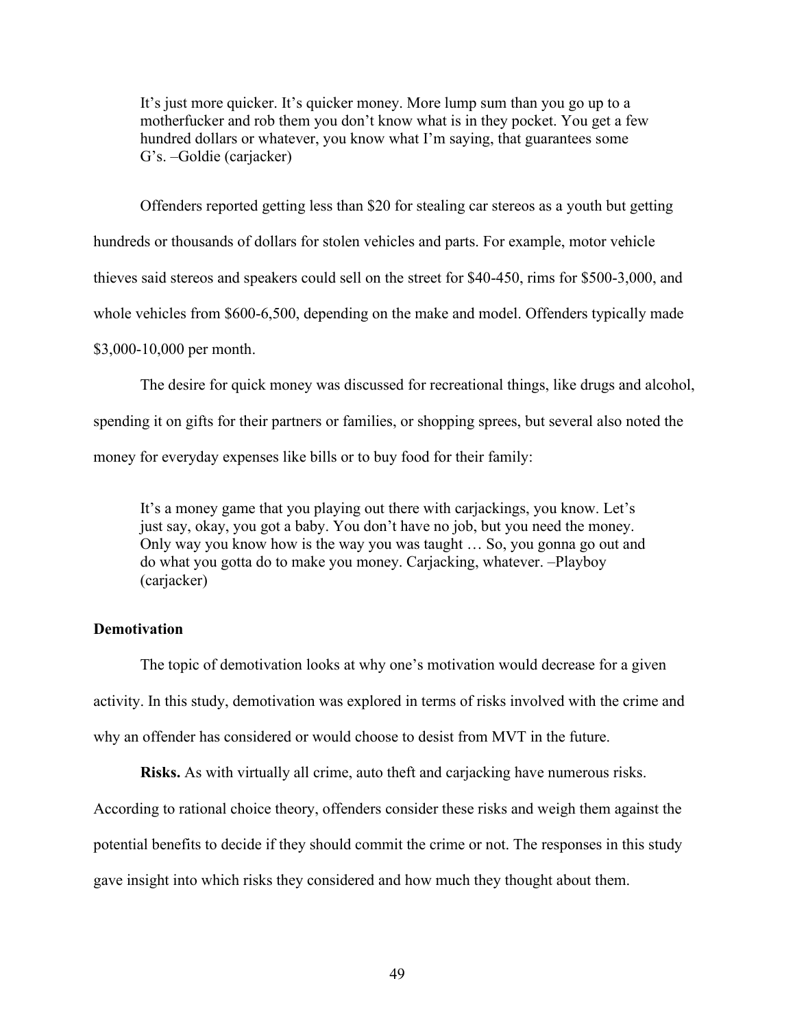> It's just more quicker. It's quicker money. More lump sum than you go up to a motherfucker and rob them you don't know what is in they pocket. You get a few hundred dollars or whatever, you know what I'm saying, that guarantees some G's. –Goldie (carjacker)

Offenders reported getting less than $20 for stealing car stereos as a youth but getting hundreds or thousands of dollars for stolen vehicles and parts. For example, motor vehicle thieves said stereos and speakers could sell on the street for $40-450, rims for $500-3,000, and whole vehicles from $600-6,500, depending on the make and model. Offenders typically made $3,000-10,000 per month.

The desire for quick money was discussed for recreational things, like drugs and alcohol, spending it on gifts for their partners or families, or shopping sprees, but several also noted the money for everyday expenses like bills or to buy food for their family:

> It's a money game that you playing out there with carjackings, you know. Let's just say, okay, you got a baby. You don't have no job, but you need the money. Only way you know how is the way you was taught … So, you gonna go out and do what you gotta do to make you money. Carjacking, whatever. –Playboy (carjacker)

### Demotivation

The topic of demotivation looks at why one's motivation would decrease for a given activity. In this study, demotivation was explored in terms of risks involved with the crime and why an offender has considered or would choose to desist from MVT in the future.

**Risks.** As with virtually all crime, auto theft and carjacking have numerous risks. According to rational choice theory, offenders consider these risks and weigh them against the potential benefits to decide if they should commit the crime or not. The responses in this study gave insight into which risks they considered and how much they thought about them.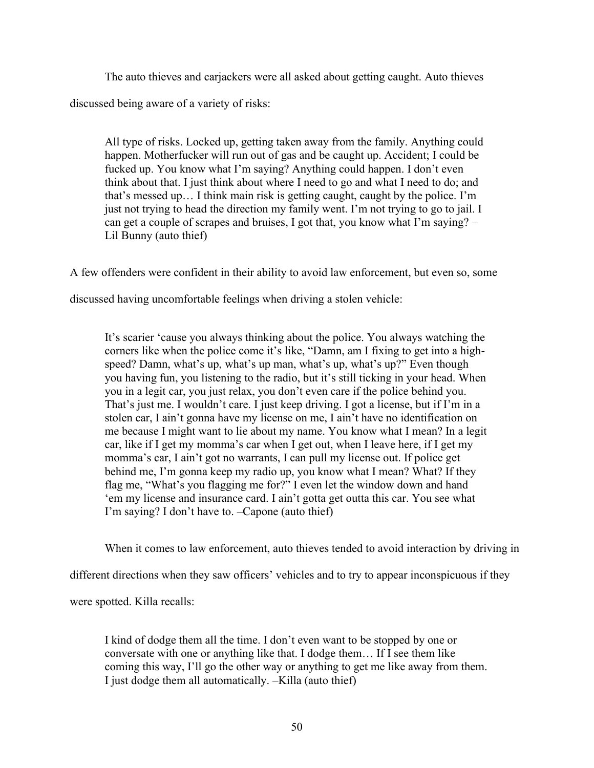The auto thieves and carjackers were all asked about getting caught. Auto thieves discussed being aware of a variety of risks:

> All type of risks. Locked up, getting taken away from the family. Anything could happen. Motherfucker will run out of gas and be caught up. Accident; I could be fucked up. You know what I'm saying? Anything could happen. I don't even think about that. I just think about where I need to go and what I need to do; and that's messed up… I think main risk is getting caught, caught by the police. I'm just not trying to head the direction my family went. I'm not trying to go to jail. I can get a couple of scrapes and bruises, I got that, you know what I'm saying? – Lil Bunny (auto thief)

A few offenders were confident in their ability to avoid law enforcement, but even so, some discussed having uncomfortable feelings when driving a stolen vehicle:

> It's scarier 'cause you always thinking about the police. You always watching the corners like when the police come it's like, "Damn, am I fixing to get into a high-speed? Damn, what's up, what's up man, what's up, what's up?" Even though you having fun, you listening to the radio, but it's still ticking in your head. When you in a legit car, you just relax, you don't even care if the police behind you. That's just me. I wouldn't care. I just keep driving. I got a license, but if I'm in a stolen car, I ain't gonna have my license on me, I ain't have no identification on me because I might want to lie about my name. You know what I mean? In a legit car, like if I get my momma's car when I get out, when I leave here, if I get my momma's car, I ain't got no warrants, I can pull my license out. If police get behind me, I'm gonna keep my radio up, you know what I mean? What? If they flag me, "What's you flagging me for?" I even let the window down and hand 'em my license and insurance card. I ain't gotta get outta this car. You see what I'm saying? I don't have to. –Capone (auto thief)

When it comes to law enforcement, auto thieves tended to avoid interaction by driving in different directions when they saw officers' vehicles and to try to appear inconspicuous if they were spotted. Killa recalls:

> I kind of dodge them all the time. I don't even want to be stopped by one or conversate with one or anything like that. I dodge them… If I see them like coming this way, I'll go the other way or anything to get me like away from them. I just dodge them all automatically. –Killa (auto thief)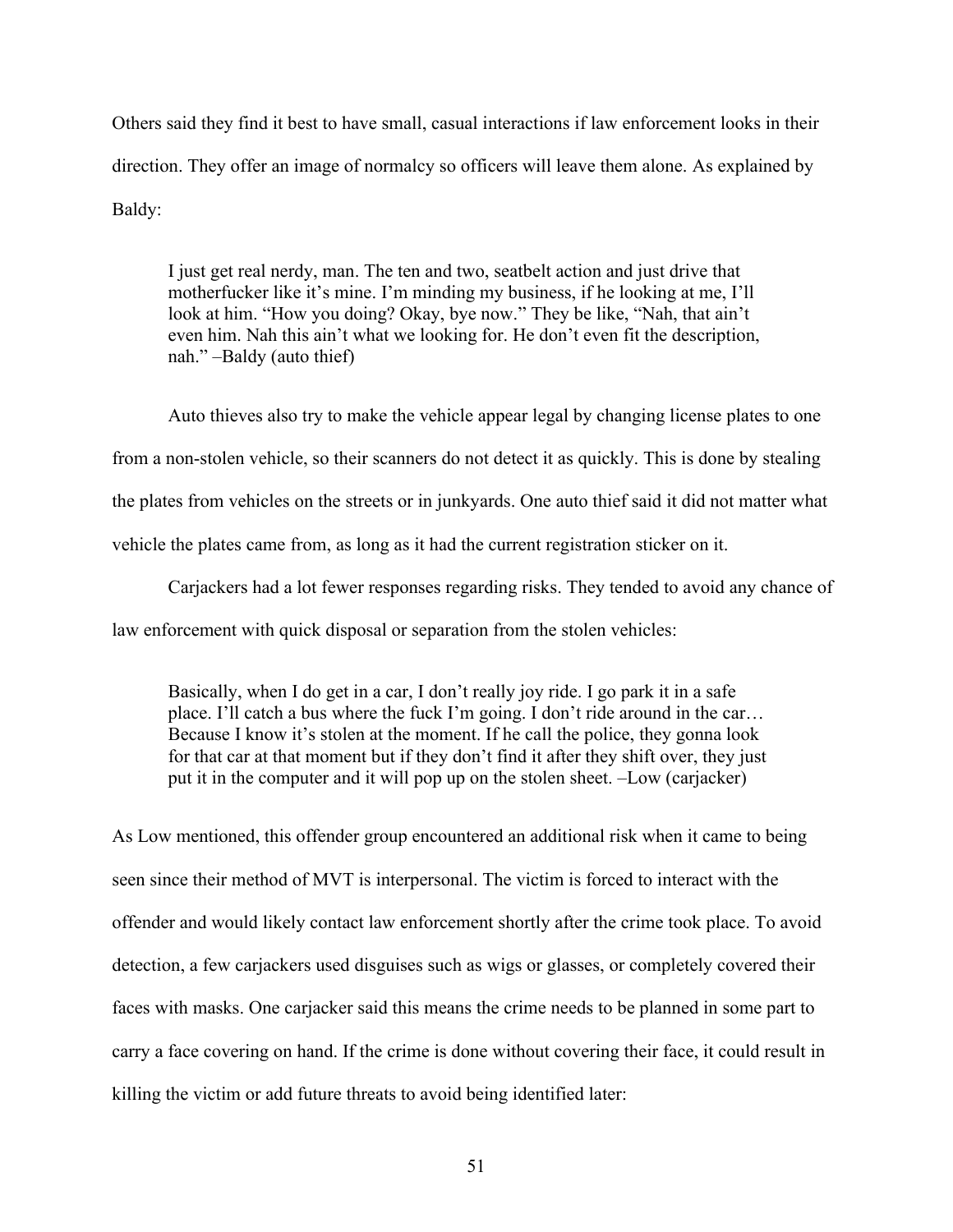Others said they find it best to have small, casual interactions if law enforcement looks in their direction. They offer an image of normalcy so officers will leave them alone. As explained by Baldy:

> I just get real nerdy, man. The ten and two, seatbelt action and just drive that motherfucker like it's mine. I'm minding my business, if he looking at me, I'll look at him. "How you doing? Okay, bye now." They be like, "Nah, that ain't even him. Nah this ain't what we looking for. He don't even fit the description, nah." –Baldy (auto thief)

Auto thieves also try to make the vehicle appear legal by changing license plates to one from a non-stolen vehicle, so their scanners do not detect it as quickly. This is done by stealing the plates from vehicles on the streets or in junkyards. One auto thief said it did not matter what vehicle the plates came from, as long as it had the current registration sticker on it.

Carjackers had a lot fewer responses regarding risks. They tended to avoid any chance of law enforcement with quick disposal or separation from the stolen vehicles:

> Basically, when I do get in a car, I don't really joy ride. I go park it in a safe place. I'll catch a bus where the fuck I'm going. I don't ride around in the car… Because I know it's stolen at the moment. If he call the police, they gonna look for that car at that moment but if they don't find it after they shift over, they just put it in the computer and it will pop up on the stolen sheet. –Low (carjacker)

As Low mentioned, this offender group encountered an additional risk when it came to being seen since their method of MVT is interpersonal. The victim is forced to interact with the offender and would likely contact law enforcement shortly after the crime took place. To avoid detection, a few carjackers used disguises such as wigs or glasses, or completely covered their faces with masks. One carjacker said this means the crime needs to be planned in some part to carry a face covering on hand. If the crime is done without covering their face, it could result in killing the victim or add future threats to avoid being identified later: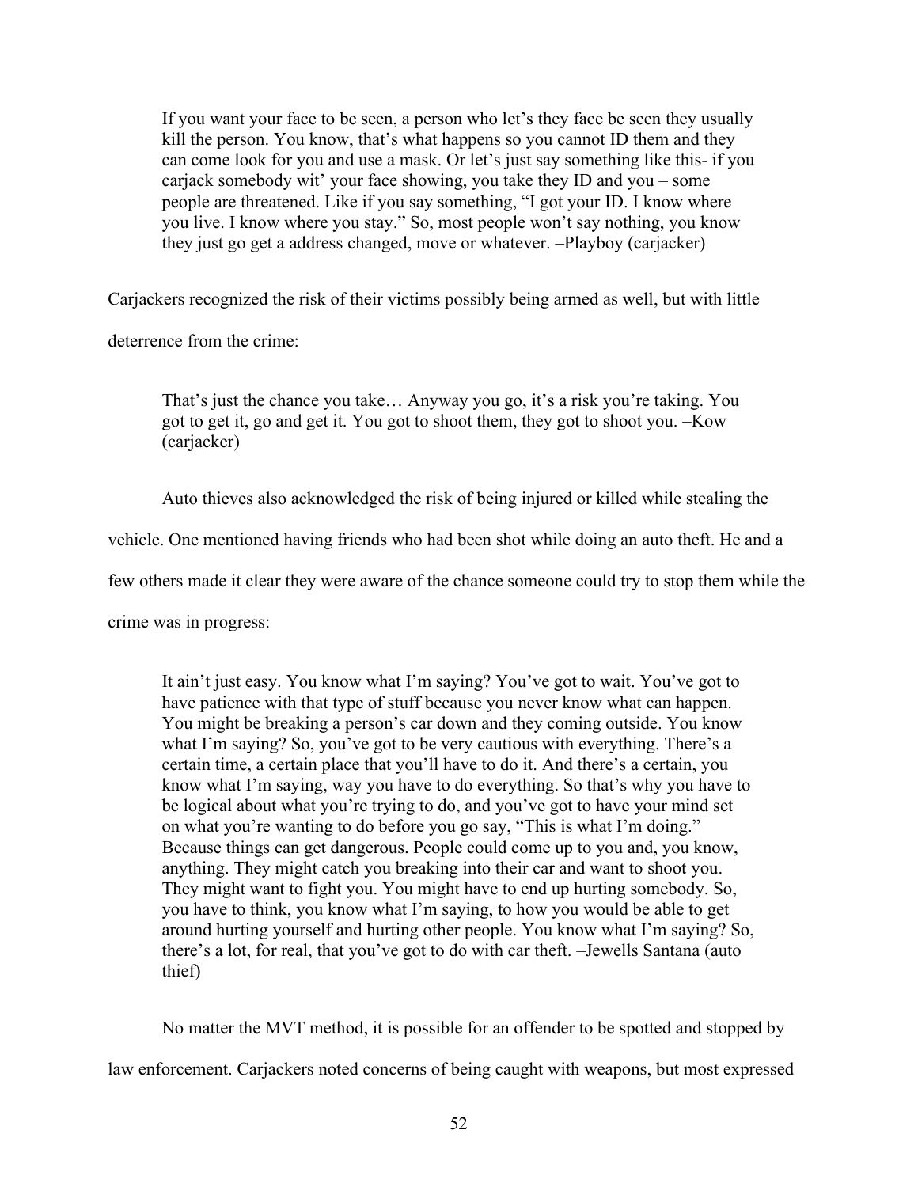> If you want your face to be seen, a person who let's they face be seen they usually kill the person. You know, that's what happens so you cannot ID them and they can come look for you and use a mask. Or let's just say something like this- if you carjack somebody wit' your face showing, you take they ID and you – some people are threatened. Like if you say something, "I got your ID. I know where you live. I know where you stay." So, most people won't say nothing, you know they just go get a address changed, move or whatever. –Playboy (carjacker)

Carjackers recognized the risk of their victims possibly being armed as well, but with little deterrence from the crime:

> That's just the chance you take… Anyway you go, it's a risk you're taking. You got to get it, go and get it. You got to shoot them, they got to shoot you. –Kow (carjacker)

Auto thieves also acknowledged the risk of being injured or killed while stealing the vehicle. One mentioned having friends who had been shot while doing an auto theft. He and a few others made it clear they were aware of the chance someone could try to stop them while the crime was in progress:

> It ain't just easy. You know what I'm saying? You've got to wait. You've got to have patience with that type of stuff because you never know what can happen. You might be breaking a person's car down and they coming outside. You know what I'm saying? So, you've got to be very cautious with everything. There's a certain time, a certain place that you'll have to do it. And there's a certain, you know what I'm saying, way you have to do everything. So that's why you have to be logical about what you're trying to do, and you've got to have your mind set on what you're wanting to do before you go say, "This is what I'm doing." Because things can get dangerous. People could come up to you and, you know, anything. They might catch you breaking into their car and want to shoot you. They might want to fight you. You might have to end up hurting somebody. So, you have to think, you know what I'm saying, to how you would be able to get around hurting yourself and hurting other people. You know what I'm saying? So, there's a lot, for real, that you've got to do with car theft. –Jewells Santana (auto thief)

No matter the MVT method, it is possible for an offender to be spotted and stopped by law enforcement. Carjackers noted concerns of being caught with weapons, but most expressed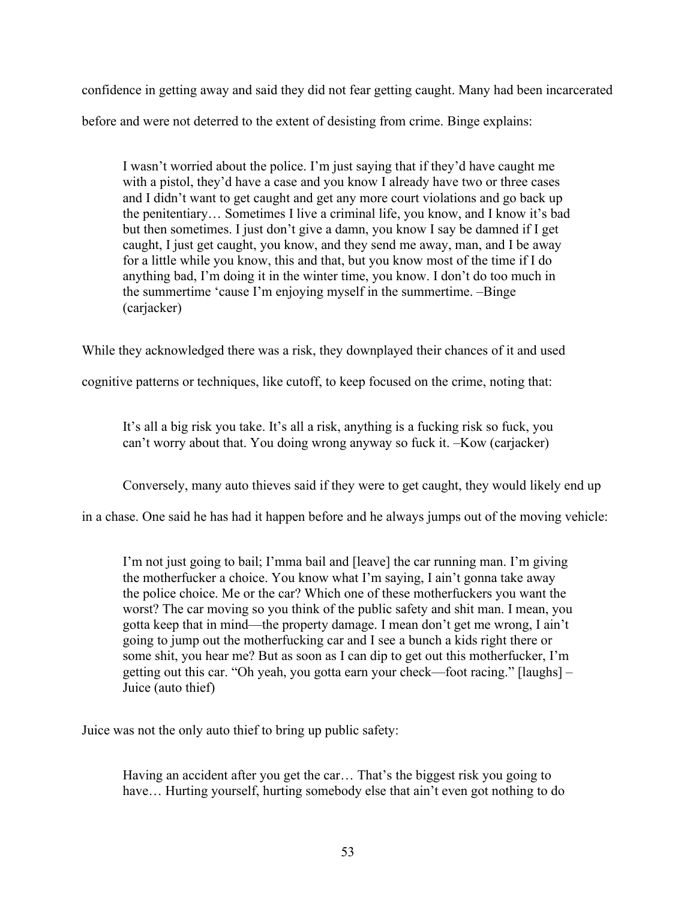confidence in getting away and said they did not fear getting caught. Many had been incarcerated before and were not deterred to the extent of desisting from crime. Binge explains:

> I wasn't worried about the police. I'm just saying that if they'd have caught me with a pistol, they'd have a case and you know I already have two or three cases and I didn't want to get caught and get any more court violations and go back up the penitentiary… Sometimes I live a criminal life, you know, and I know it's bad but then sometimes. I just don't give a damn, you know I say be damned if I get caught, I just get caught, you know, and they send me away, man, and I be away for a little while you know, this and that, but you know most of the time if I do anything bad, I'm doing it in the winter time, you know. I don't do too much in the summertime 'cause I'm enjoying myself in the summertime. –Binge (carjacker)

While they acknowledged there was a risk, they downplayed their chances of it and used cognitive patterns or techniques, like cutoff, to keep focused on the crime, noting that:

> It's all a big risk you take. It's all a risk, anything is a fucking risk so fuck, you can't worry about that. You doing wrong anyway so fuck it. –Kow (carjacker)

Conversely, many auto thieves said if they were to get caught, they would likely end up in a chase. One said he has had it happen before and he always jumps out of the moving vehicle:

> I'm not just going to bail; I'mma bail and [leave] the car running man. I'm giving the motherfucker a choice. You know what I'm saying, I ain't gonna take away the police choice. Me or the car? Which one of these motherfuckers you want the worst? The car moving so you think of the public safety and shit man. I mean, you gotta keep that in mind—the property damage. I mean don't get me wrong, I ain't going to jump out the motherfucking car and I see a bunch a kids right there or some shit, you hear me? But as soon as I can dip to get out this motherfucker, I'm getting out this car. "Oh yeah, you gotta earn your check—foot racing." [laughs] –Juice (auto thief)

Juice was not the only auto thief to bring up public safety:

> Having an accident after you get the car… That's the biggest risk you going to have… Hurting yourself, hurting somebody else that ain't even got nothing to do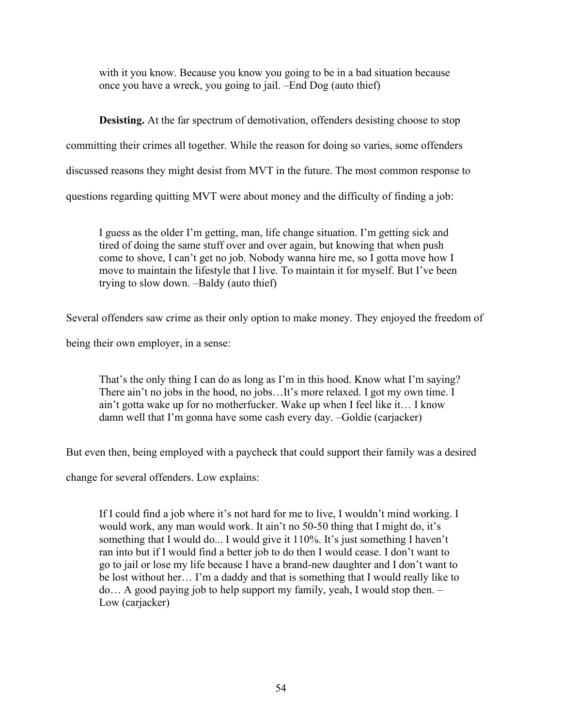> with it you know. Because you know you going to be in a bad situation because once you have a wreck, you going to jail. –End Dog (auto thief)

**Desisting.** At the far spectrum of demotivation, offenders desisting choose to stop committing their crimes all together. While the reason for doing so varies, some offenders discussed reasons they might desist from MVT in the future. The most common response to questions regarding quitting MVT were about money and the difficulty of finding a job:

> I guess as the older I'm getting, man, life change situation. I'm getting sick and tired of doing the same stuff over and over again, but knowing that when push come to shove, I can't get no job. Nobody wanna hire me, so I gotta move how I move to maintain the lifestyle that I live. To maintain it for myself. But I've been trying to slow down. –Baldy (auto thief)

Several offenders saw crime as their only option to make money. They enjoyed the freedom of being their own employer, in a sense:

> That's the only thing I can do as long as I'm in this hood. Know what I'm saying? There ain't no jobs in the hood, no jobs…It's more relaxed. I got my own time. I ain't gotta wake up for no motherfucker. Wake up when I feel like it… I know damn well that I'm gonna have some cash every day. –Goldie (carjacker)

But even then, being employed with a paycheck that could support their family was a desired change for several offenders. Low explains:

> If I could find a job where it's not hard for me to live, I wouldn't mind working. I would work, any man would work. It ain't no 50-50 thing that I might do, it's something that I would do... I would give it 110%. It's just something I haven't ran into but if I would find a better job to do then I would cease. I don't want to go to jail or lose my life because I have a brand-new daughter and I don't want to be lost without her… I'm a daddy and that is something that I would really like to do… A good paying job to help support my family, yeah, I would stop then. –Low (carjacker)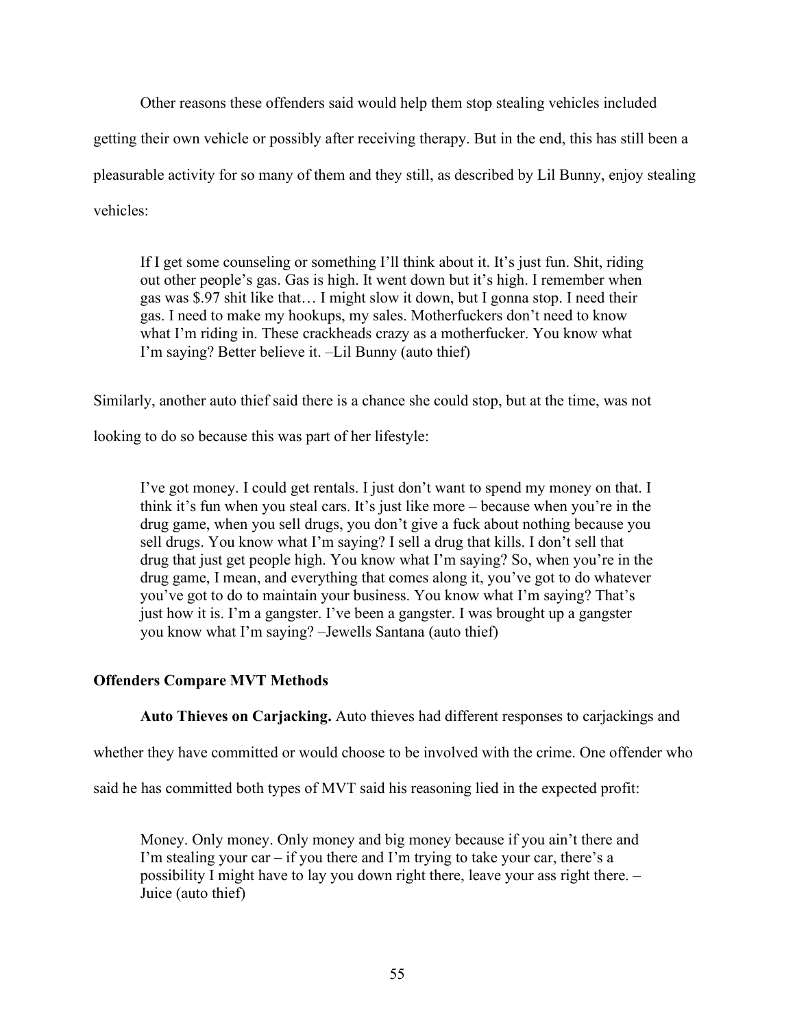Other reasons these offenders said would help them stop stealing vehicles included getting their own vehicle or possibly after receiving therapy. But in the end, this has still been a pleasurable activity for so many of them and they still, as described by Lil Bunny, enjoy stealing vehicles:

> If I get some counseling or something I'll think about it. It's just fun. Shit, riding out other people's gas. Gas is high. It went down but it's high. I remember when gas was $.97 shit like that… I might slow it down, but I gonna stop. I need their gas. I need to make my hookups, my sales. Motherfuckers don't need to know what I'm riding in. These crackheads crazy as a motherfucker. You know what I'm saying? Better believe it. –Lil Bunny (auto thief)

Similarly, another auto thief said there is a chance she could stop, but at the time, was not looking to do so because this was part of her lifestyle:

> I've got money. I could get rentals. I just don't want to spend my money on that. I think it's fun when you steal cars. It's just like more – because when you're in the drug game, when you sell drugs, you don't give a fuck about nothing because you sell drugs. You know what I'm saying? I sell a drug that kills. I don't sell that drug that just get people high. You know what I'm saying? So, when you're in the drug game, I mean, and everything that comes along it, you've got to do whatever you've got to do to maintain your business. You know what I'm saying? That's just how it is. I'm a gangster. I've been a gangster. I was brought up a gangster you know what I'm saying? –Jewells Santana (auto thief)

### Offenders Compare MVT Methods

**Auto Thieves on Carjacking.** Auto thieves had different responses to carjackings and whether they have committed or would choose to be involved with the crime. One offender who said he has committed both types of MVT said his reasoning lied in the expected profit:

> Money. Only money. Only money and big money because if you ain't there and I'm stealing your car – if you there and I'm trying to take your car, there's a possibility I might have to lay you down right there, leave your ass right there. –Juice (auto thief)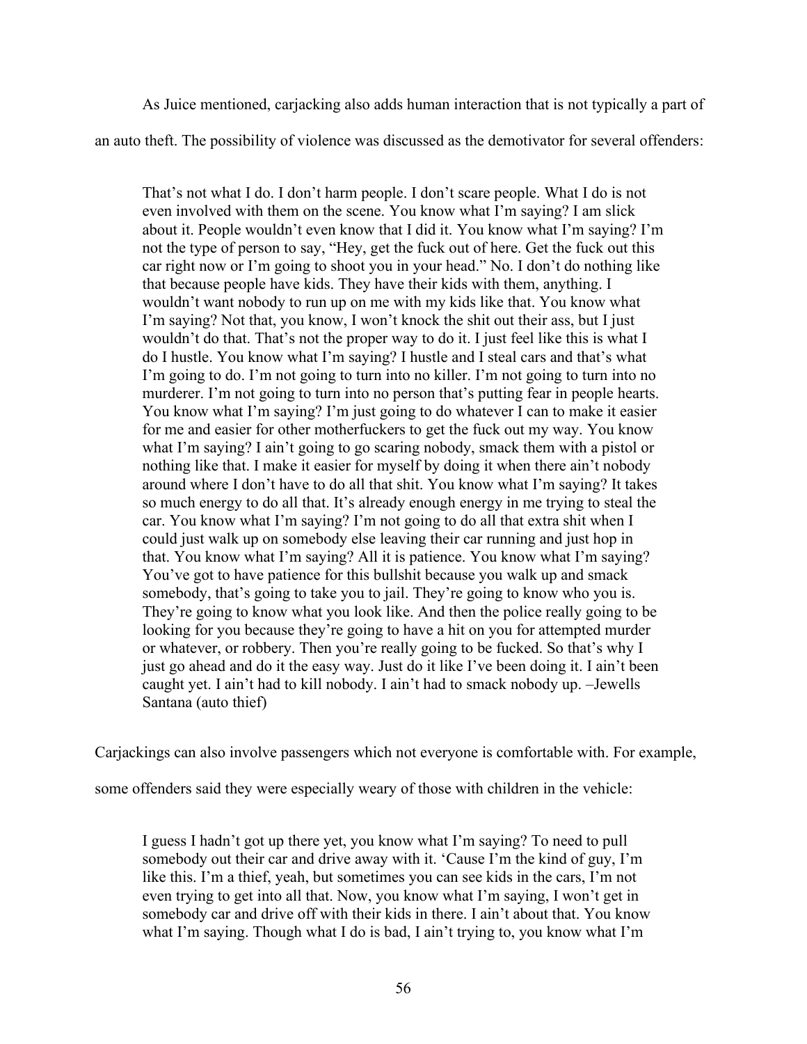As Juice mentioned, carjacking also adds human interaction that is not typically a part of an auto theft. The possibility of violence was discussed as the demotivator for several offenders:

> That's not what I do. I don't harm people. I don't scare people. What I do is not even involved with them on the scene. You know what I'm saying? I am slick about it. People wouldn't even know that I did it. You know what I'm saying? I'm not the type of person to say, "Hey, get the fuck out of here. Get the fuck out this car right now or I'm going to shoot you in your head." No. I don't do nothing like that because people have kids. They have their kids with them, anything. I wouldn't want nobody to run up on me with my kids like that. You know what I'm saying? Not that, you know, I won't knock the shit out their ass, but I just wouldn't do that. That's not the proper way to do it. I just feel like this is what I do I hustle. You know what I'm saying? I hustle and I steal cars and that's what I'm going to do. I'm not going to turn into no killer. I'm not going to turn into no murderer. I'm not going to turn into no person that's putting fear in people hearts. You know what I'm saying? I'm just going to do whatever I can to make it easier for me and easier for other motherfuckers to get the fuck out my way. You know what I'm saying? I ain't going to go scaring nobody, smack them with a pistol or nothing like that. I make it easier for myself by doing it when there ain't nobody around where I don't have to do all that shit. You know what I'm saying? It takes so much energy to do all that. It's already enough energy in me trying to steal the car. You know what I'm saying? I'm not going to do all that extra shit when I could just walk up on somebody else leaving their car running and just hop in that. You know what I'm saying? All it is patience. You know what I'm saying? You've got to have patience for this bullshit because you walk up and smack somebody, that's going to take you to jail. They're going to know who you is. They're going to know what you look like. And then the police really going to be looking for you because they're going to have a hit on you for attempted murder or whatever, or robbery. Then you're really going to be fucked. So that's why I just go ahead and do it the easy way. Just do it like I've been doing it. I ain't been caught yet. I ain't had to kill nobody. I ain't had to smack nobody up. –Jewells Santana (auto thief)

Carjackings can also involve passengers which not everyone is comfortable with. For example, some offenders said they were especially weary of those with children in the vehicle:

> I guess I hadn't got up there yet, you know what I'm saying? To need to pull somebody out their car and drive away with it. 'Cause I'm the kind of guy, I'm like this. I'm a thief, yeah, but sometimes you can see kids in the cars, I'm not even trying to get into all that. Now, you know what I'm saying, I won't get in somebody car and drive off with their kids in there. I ain't about that. You know what I'm saying. Though what I do is bad, I ain't trying to, you know what I'm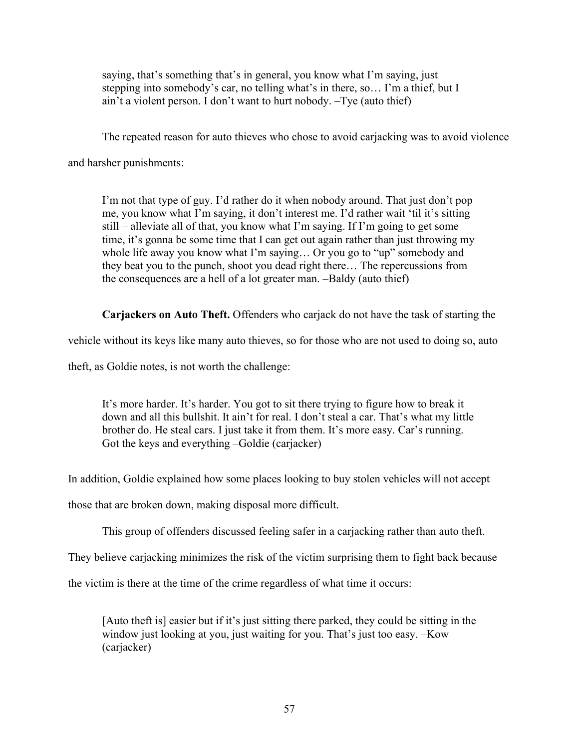> saying, that's something that's in general, you know what I'm saying, just stepping into somebody's car, no telling what's in there, so… I'm a thief, but I ain't a violent person. I don't want to hurt nobody. –Tye (auto thief)

The repeated reason for auto thieves who chose to avoid carjacking was to avoid violence and harsher punishments:

> I'm not that type of guy. I'd rather do it when nobody around. That just don't pop me, you know what I'm saying, it don't interest me. I'd rather wait 'til it's sitting still – alleviate all of that, you know what I'm saying. If I'm going to get some time, it's gonna be some time that I can get out again rather than just throwing my whole life away you know what I'm saying… Or you go to "up" somebody and they beat you to the punch, shoot you dead right there… The repercussions from the consequences are a hell of a lot greater man. –Baldy (auto thief)

**Carjackers on Auto Theft.** Offenders who carjack do not have the task of starting the vehicle without its keys like many auto thieves, so for those who are not used to doing so, auto theft, as Goldie notes, is not worth the challenge:

> It's more harder. It's harder. You got to sit there trying to figure how to break it down and all this bullshit. It ain't for real. I don't steal a car. That's what my little brother do. He steal cars. I just take it from them. It's more easy. Car's running. Got the keys and everything –Goldie (carjacker)

In addition, Goldie explained how some places looking to buy stolen vehicles will not accept those that are broken down, making disposal more difficult.

This group of offenders discussed feeling safer in a carjacking rather than auto theft. They believe carjacking minimizes the risk of the victim surprising them to fight back because the victim is there at the time of the crime regardless of what time it occurs:

> [Auto theft is] easier but if it's just sitting there parked, they could be sitting in the window just looking at you, just waiting for you. That's just too easy. –Kow (carjacker)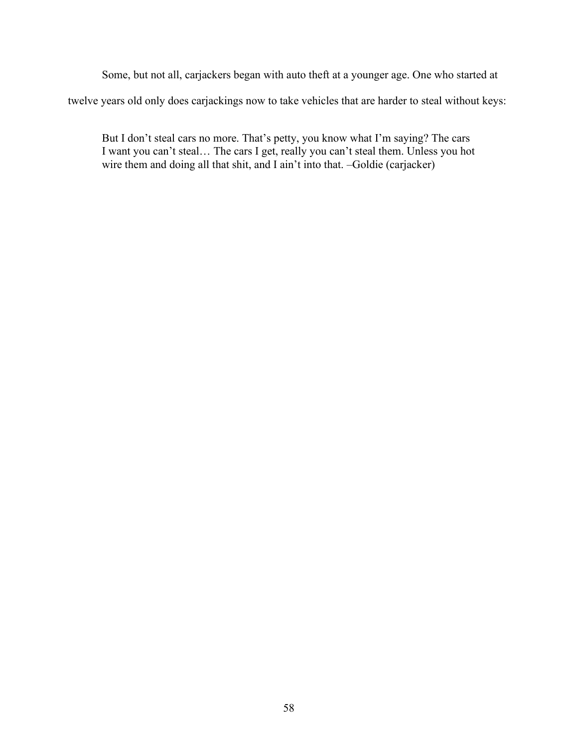Some, but not all, carjackers began with auto theft at a younger age. One who started at twelve years old only does carjackings now to take vehicles that are harder to steal without keys:

> But I don't steal cars no more. That's petty, you know what I'm saying? The cars I want you can't steal… The cars I get, really you can't steal them. Unless you hot wire them and doing all that shit, and I ain't into that. –Goldie (carjacker)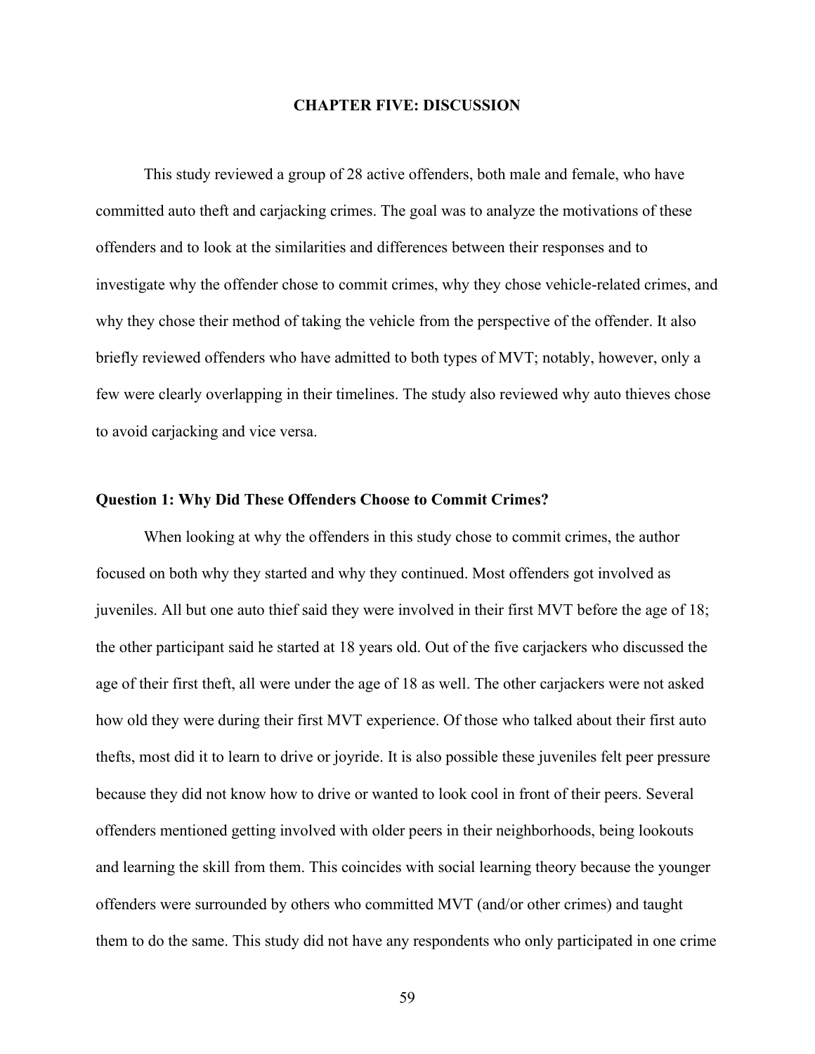# CHAPTER FIVE: DISCUSSION

This study reviewed a group of 28 active offenders, both male and female, who have committed auto theft and carjacking crimes. The goal was to analyze the motivations of these offenders and to look at the similarities and differences between their responses and to investigate why the offender chose to commit crimes, why they chose vehicle-related crimes, and why they chose their method of taking the vehicle from the perspective of the offender. It also briefly reviewed offenders who have admitted to both types of MVT; notably, however, only a few were clearly overlapping in their timelines. The study also reviewed why auto thieves chose to avoid carjacking and vice versa.

### Question 1: Why Did These Offenders Choose to Commit Crimes?

When looking at why the offenders in this study chose to commit crimes, the author focused on both why they started and why they continued. Most offenders got involved as juveniles. All but one auto thief said they were involved in their first MVT before the age of 18; the other participant said he started at 18 years old. Out of the five carjackers who discussed the age of their first theft, all were under the age of 18 as well. The other carjackers were not asked how old they were during their first MVT experience. Of those who talked about their first auto thefts, most did it to learn to drive or joyride. It is also possible these juveniles felt peer pressure because they did not know how to drive or wanted to look cool in front of their peers. Several offenders mentioned getting involved with older peers in their neighborhoods, being lookouts and learning the skill from them. This coincides with social learning theory because the younger offenders were surrounded by others who committed MVT (and/or other crimes) and taught them to do the same. This study did not have any respondents who only participated in one crime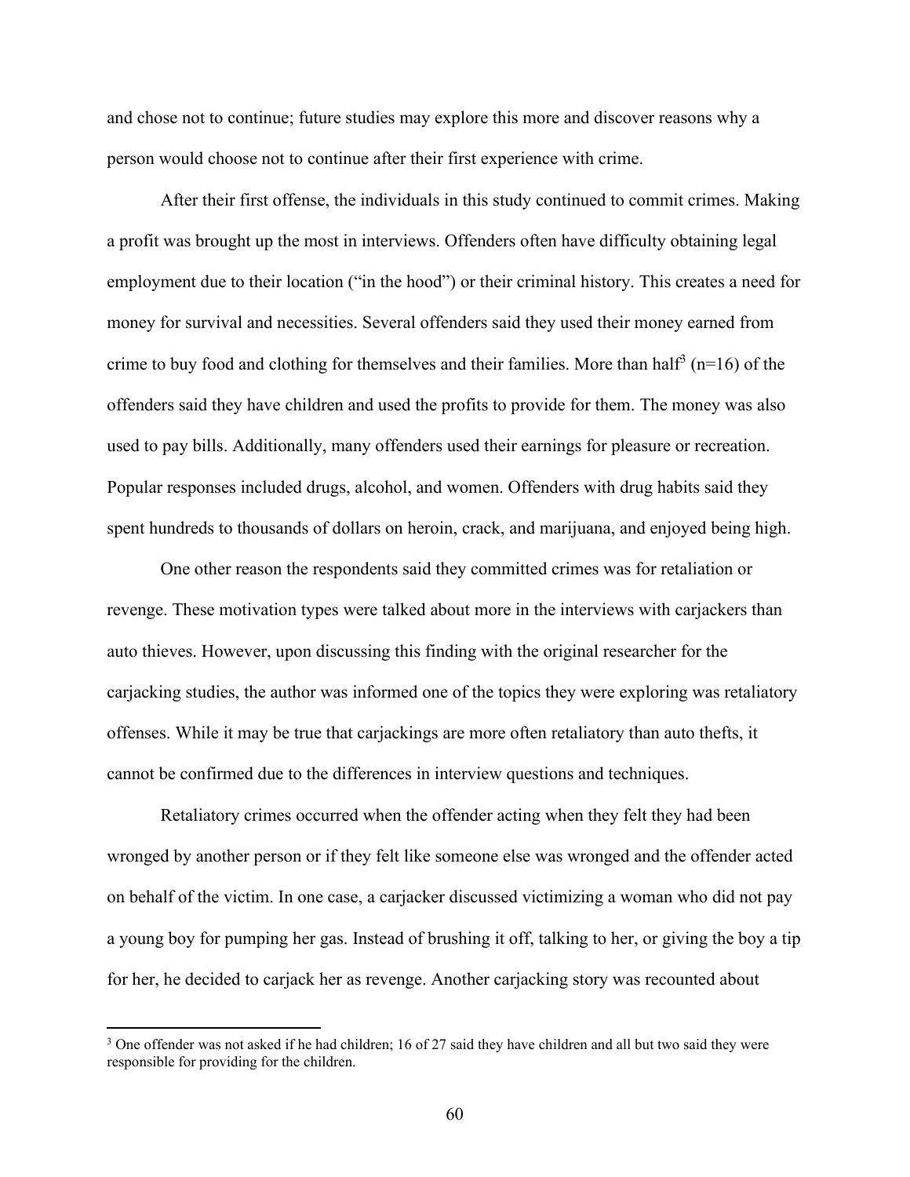and chose not to continue; future studies may explore this more and discover reasons why a person would choose not to continue after their first experience with crime.

After their first offense, the individuals in this study continued to commit crimes. Making a profit was brought up the most in interviews. Offenders often have difficulty obtaining legal employment due to their location ("in the hood") or their criminal history. This creates a need for money for survival and necessities. Several offenders said they used their money earned from crime to buy food and clothing for themselves and their families. More than half[3] (n=16) of the offenders said they have children and used the profits to provide for them. The money was also used to pay bills. Additionally, many offenders used their earnings for pleasure or recreation. Popular responses included drugs, alcohol, and women. Offenders with drug habits said they spent hundreds to thousands of dollars on heroin, crack, and marijuana, and enjoyed being high.

One other reason the respondents said they committed crimes was for retaliation or revenge. These motivation types were talked about more in the interviews with carjackers than auto thieves. However, upon discussing this finding with the original researcher for the carjacking studies, the author was informed one of the topics they were exploring was retaliatory offenses. While it may be true that carjackings are more often retaliatory than auto thefts, it cannot be confirmed due to the differences in interview questions and techniques.

Retaliatory crimes occurred when the offender acting when they felt they had been wronged by another person or if they felt like someone else was wronged and the offender acted on behalf of the victim. In one case, a carjacker discussed victimizing a woman who did not pay a young boy for pumping her gas. Instead of brushing it off, talking to her, or giving the boy a tip for her, he decided to carjack her as revenge. Another carjacking story was recounted about

---

[3] One offender was not asked if he had children; 16 of 27 said they have children and all but two said they were responsible for providing for the children.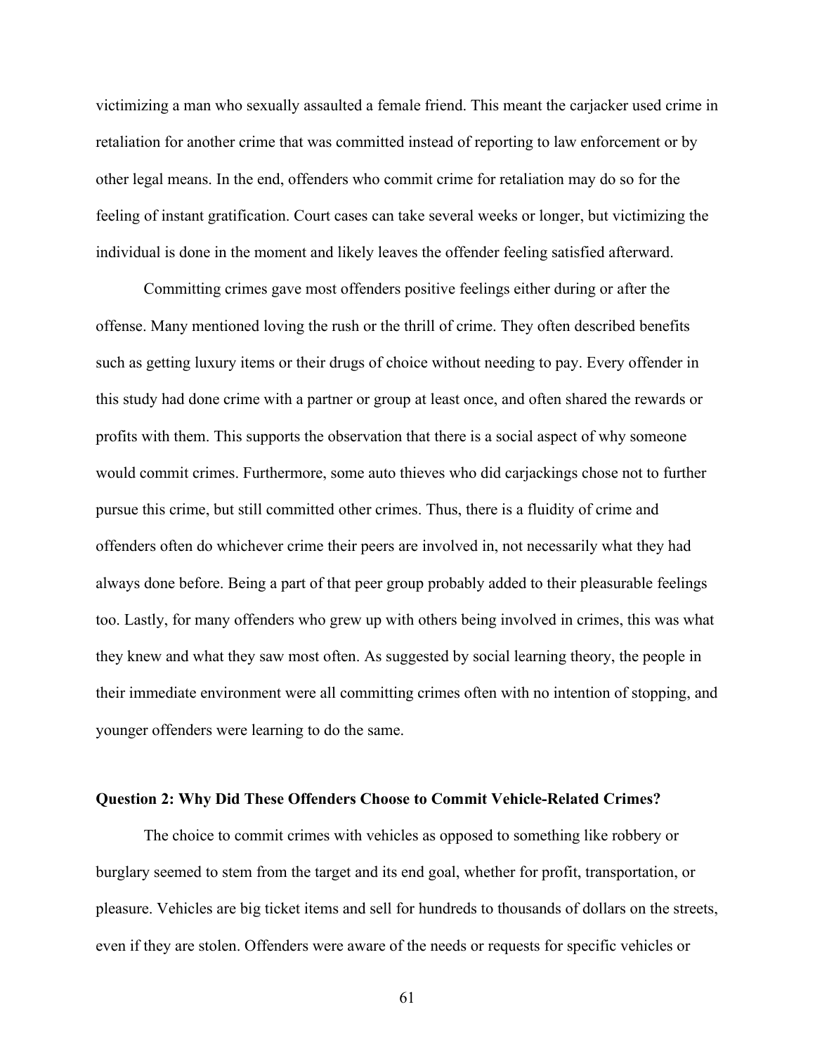victimizing a man who sexually assaulted a female friend. This meant the carjacker used crime in retaliation for another crime that was committed instead of reporting to law enforcement or by other legal means. In the end, offenders who commit crime for retaliation may do so for the feeling of instant gratification. Court cases can take several weeks or longer, but victimizing the individual is done in the moment and likely leaves the offender feeling satisfied afterward.

Committing crimes gave most offenders positive feelings either during or after the offense. Many mentioned loving the rush or the thrill of crime. They often described benefits such as getting luxury items or their drugs of choice without needing to pay. Every offender in this study had done crime with a partner or group at least once, and often shared the rewards or profits with them. This supports the observation that there is a social aspect of why someone would commit crimes. Furthermore, some auto thieves who did carjackings chose not to further pursue this crime, but still committed other crimes. Thus, there is a fluidity of crime and offenders often do whichever crime their peers are involved in, not necessarily what they had always done before. Being a part of that peer group probably added to their pleasurable feelings too. Lastly, for many offenders who grew up with others being involved in crimes, this was what they knew and what they saw most often. As suggested by social learning theory, the people in their immediate environment were all committing crimes often with no intention of stopping, and younger offenders were learning to do the same.

**Question 2: Why Did These Offenders Choose to Commit Vehicle-Related Crimes?**

The choice to commit crimes with vehicles as opposed to something like robbery or burglary seemed to stem from the target and its end goal, whether for profit, transportation, or pleasure. Vehicles are big ticket items and sell for hundreds to thousands of dollars on the streets, even if they are stolen. Offenders were aware of the needs or requests for specific vehicles or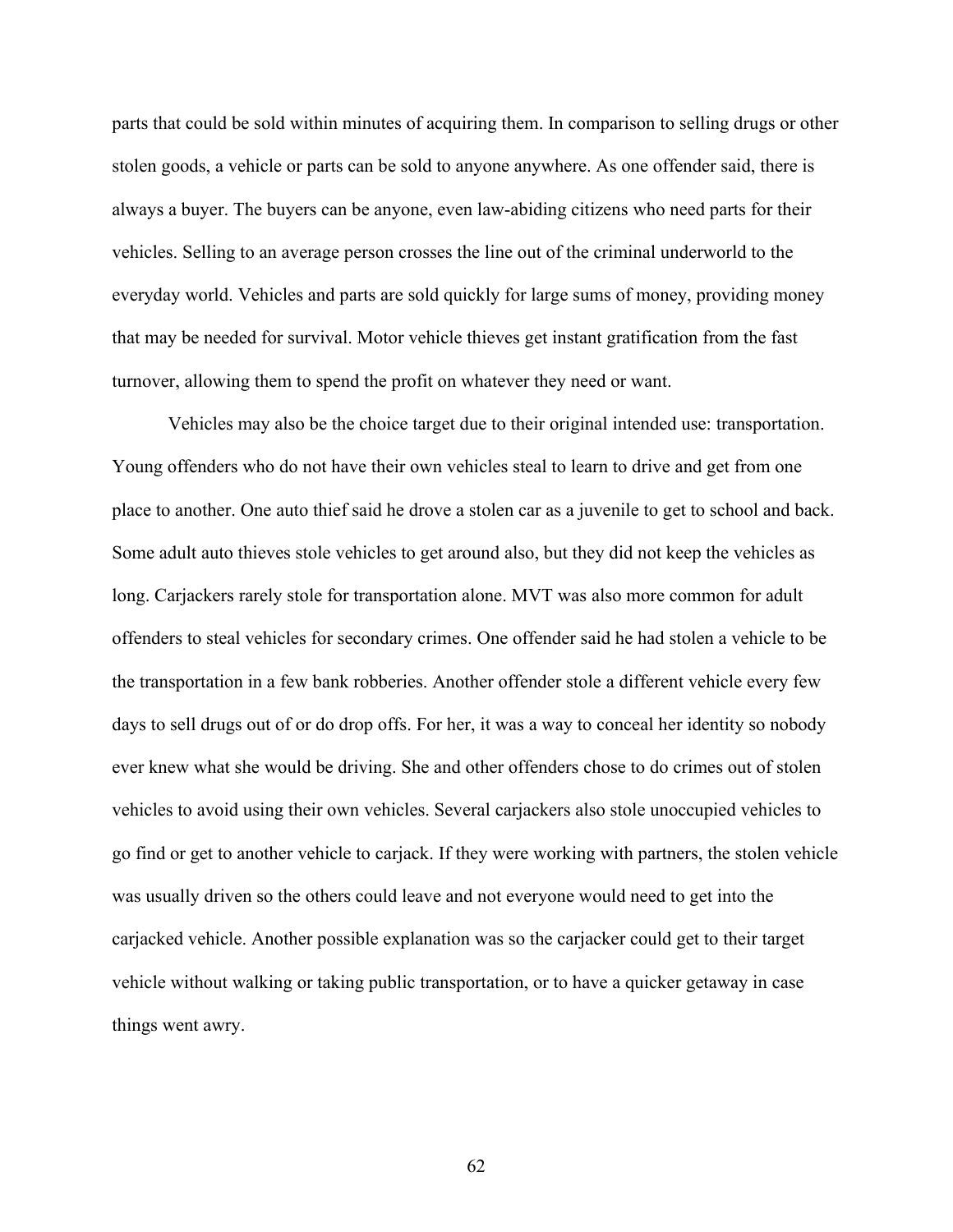parts that could be sold within minutes of acquiring them. In comparison to selling drugs or other stolen goods, a vehicle or parts can be sold to anyone anywhere. As one offender said, there is always a buyer. The buyers can be anyone, even law-abiding citizens who need parts for their vehicles. Selling to an average person crosses the line out of the criminal underworld to the everyday world. Vehicles and parts are sold quickly for large sums of money, providing money that may be needed for survival. Motor vehicle thieves get instant gratification from the fast turnover, allowing them to spend the profit on whatever they need or want.

Vehicles may also be the choice target due to their original intended use: transportation. Young offenders who do not have their own vehicles steal to learn to drive and get from one place to another. One auto thief said he drove a stolen car as a juvenile to get to school and back. Some adult auto thieves stole vehicles to get around also, but they did not keep the vehicles as long. Carjackers rarely stole for transportation alone. MVT was also more common for adult offenders to steal vehicles for secondary crimes. One offender said he had stolen a vehicle to be the transportation in a few bank robberies. Another offender stole a different vehicle every few days to sell drugs out of or do drop offs. For her, it was a way to conceal her identity so nobody ever knew what she would be driving. She and other offenders chose to do crimes out of stolen vehicles to avoid using their own vehicles. Several carjackers also stole unoccupied vehicles to go find or get to another vehicle to carjack. If they were working with partners, the stolen vehicle was usually driven so the others could leave and not everyone would need to get into the carjacked vehicle. Another possible explanation was so the carjacker could get to their target vehicle without walking or taking public transportation, or to have a quicker getaway in case things went awry.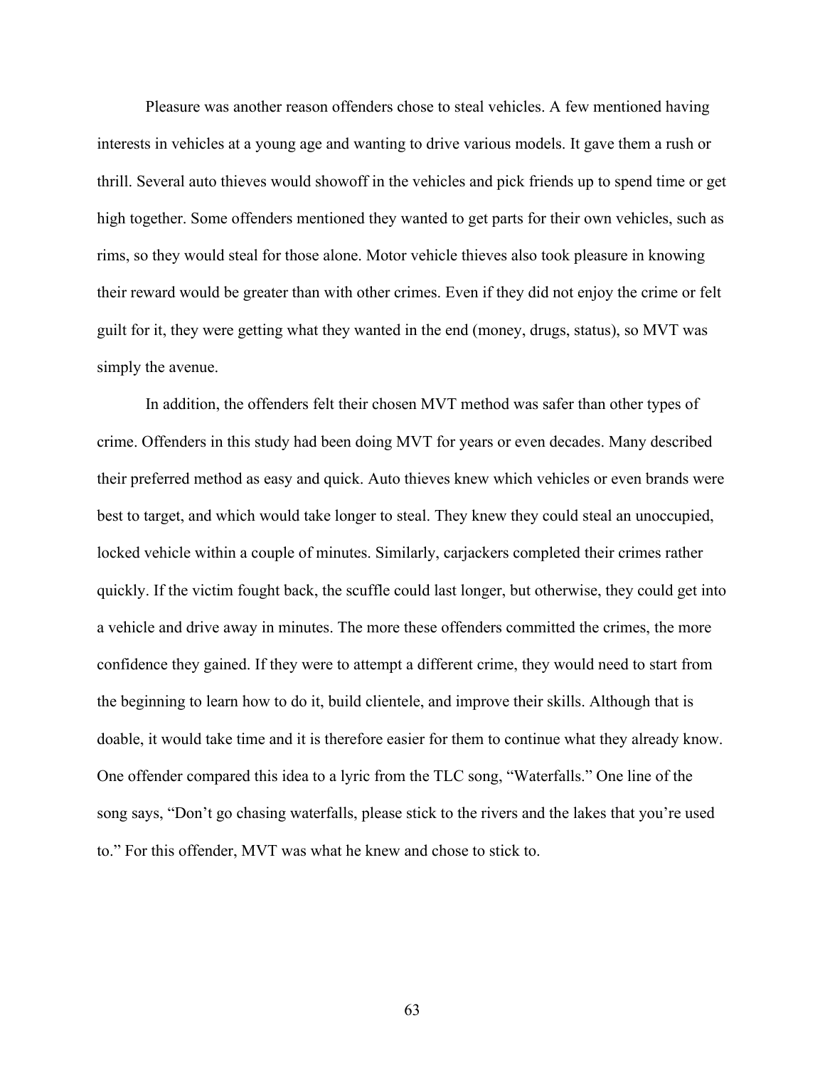Pleasure was another reason offenders chose to steal vehicles. A few mentioned having interests in vehicles at a young age and wanting to drive various models. It gave them a rush or thrill. Several auto thieves would showoff in the vehicles and pick friends up to spend time or get high together. Some offenders mentioned they wanted to get parts for their own vehicles, such as rims, so they would steal for those alone. Motor vehicle thieves also took pleasure in knowing their reward would be greater than with other crimes. Even if they did not enjoy the crime or felt guilt for it, they were getting what they wanted in the end (money, drugs, status), so MVT was simply the avenue.

In addition, the offenders felt their chosen MVT method was safer than other types of crime. Offenders in this study had been doing MVT for years or even decades. Many described their preferred method as easy and quick. Auto thieves knew which vehicles or even brands were best to target, and which would take longer to steal. They knew they could steal an unoccupied, locked vehicle within a couple of minutes. Similarly, carjackers completed their crimes rather quickly. If the victim fought back, the scuffle could last longer, but otherwise, they could get into a vehicle and drive away in minutes. The more these offenders committed the crimes, the more confidence they gained. If they were to attempt a different crime, they would need to start from the beginning to learn how to do it, build clientele, and improve their skills. Although that is doable, it would take time and it is therefore easier for them to continue what they already know. One offender compared this idea to a lyric from the TLC song, "Waterfalls." One line of the song says, "Don't go chasing waterfalls, please stick to the rivers and the lakes that you're used to." For this offender, MVT was what he knew and chose to stick to.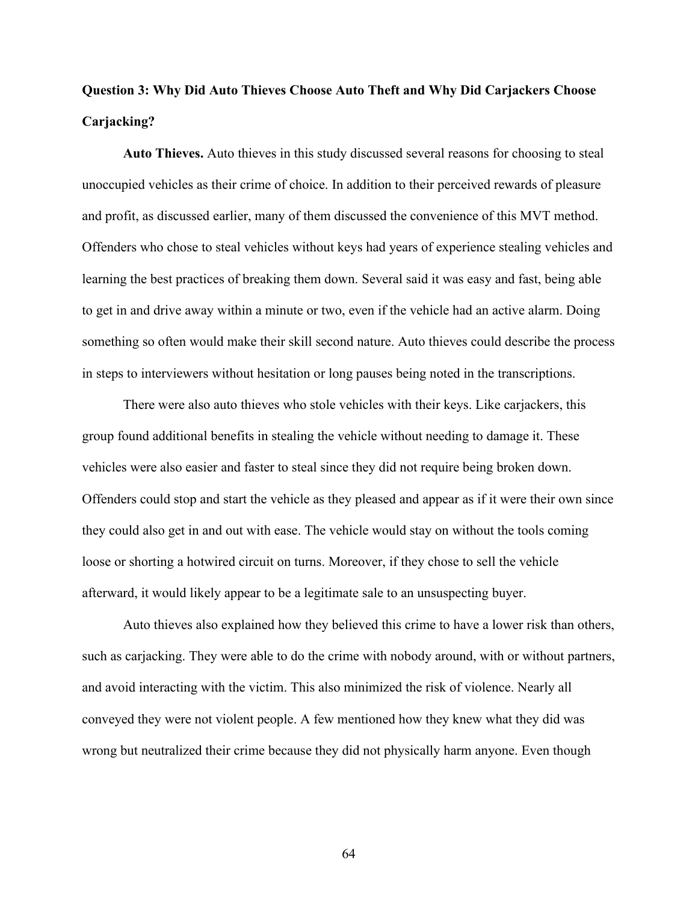**Question 3: Why Did Auto Thieves Choose Auto Theft and Why Did Carjackers Choose Carjacking?**

**Auto Thieves.** Auto thieves in this study discussed several reasons for choosing to steal unoccupied vehicles as their crime of choice. In addition to their perceived rewards of pleasure and profit, as discussed earlier, many of them discussed the convenience of this MVT method. Offenders who chose to steal vehicles without keys had years of experience stealing vehicles and learning the best practices of breaking them down. Several said it was easy and fast, being able to get in and drive away within a minute or two, even if the vehicle had an active alarm. Doing something so often would make their skill second nature. Auto thieves could describe the process in steps to interviewers without hesitation or long pauses being noted in the transcriptions.

There were also auto thieves who stole vehicles with their keys. Like carjackers, this group found additional benefits in stealing the vehicle without needing to damage it. These vehicles were also easier and faster to steal since they did not require being broken down. Offenders could stop and start the vehicle as they pleased and appear as if it were their own since they could also get in and out with ease. The vehicle would stay on without the tools coming loose or shorting a hotwired circuit on turns. Moreover, if they chose to sell the vehicle afterward, it would likely appear to be a legitimate sale to an unsuspecting buyer.

Auto thieves also explained how they believed this crime to have a lower risk than others, such as carjacking. They were able to do the crime with nobody around, with or without partners, and avoid interacting with the victim. This also minimized the risk of violence. Nearly all conveyed they were not violent people. A few mentioned how they knew what they did was wrong but neutralized their crime because they did not physically harm anyone. Even though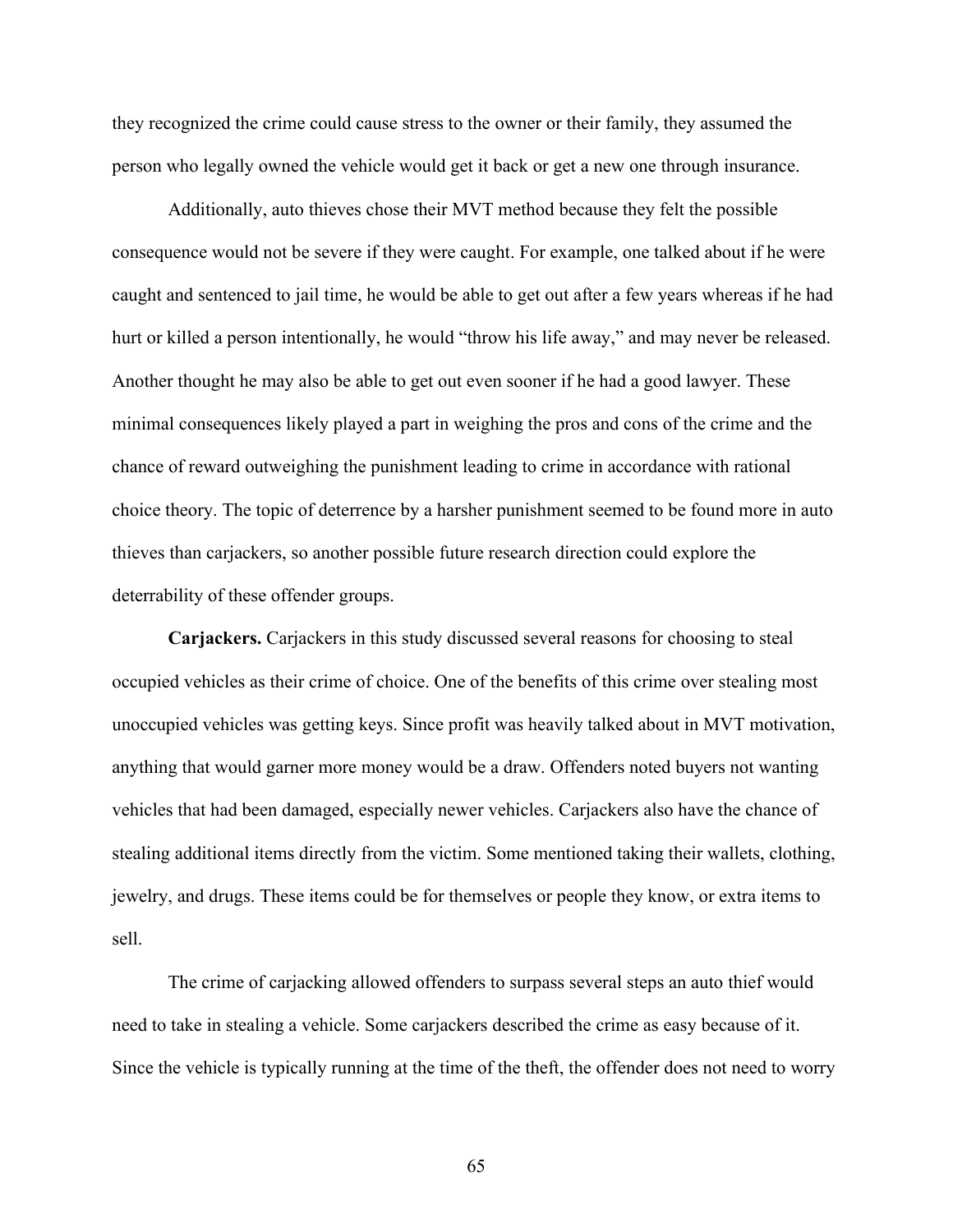they recognized the crime could cause stress to the owner or their family, they assumed the person who legally owned the vehicle would get it back or get a new one through insurance.

Additionally, auto thieves chose their MVT method because they felt the possible consequence would not be severe if they were caught. For example, one talked about if he were caught and sentenced to jail time, he would be able to get out after a few years whereas if he had hurt or killed a person intentionally, he would "throw his life away," and may never be released. Another thought he may also be able to get out even sooner if he had a good lawyer. These minimal consequences likely played a part in weighing the pros and cons of the crime and the chance of reward outweighing the punishment leading to crime in accordance with rational choice theory. The topic of deterrence by a harsher punishment seemed to be found more in auto thieves than carjackers, so another possible future research direction could explore the deterrability of these offender groups.

**Carjackers.** Carjackers in this study discussed several reasons for choosing to steal occupied vehicles as their crime of choice. One of the benefits of this crime over stealing most unoccupied vehicles was getting keys. Since profit was heavily talked about in MVT motivation, anything that would garner more money would be a draw. Offenders noted buyers not wanting vehicles that had been damaged, especially newer vehicles. Carjackers also have the chance of stealing additional items directly from the victim. Some mentioned taking their wallets, clothing, jewelry, and drugs. These items could be for themselves or people they know, or extra items to sell.

The crime of carjacking allowed offenders to surpass several steps an auto thief would need to take in stealing a vehicle. Some carjackers described the crime as easy because of it. Since the vehicle is typically running at the time of the theft, the offender does not need to worry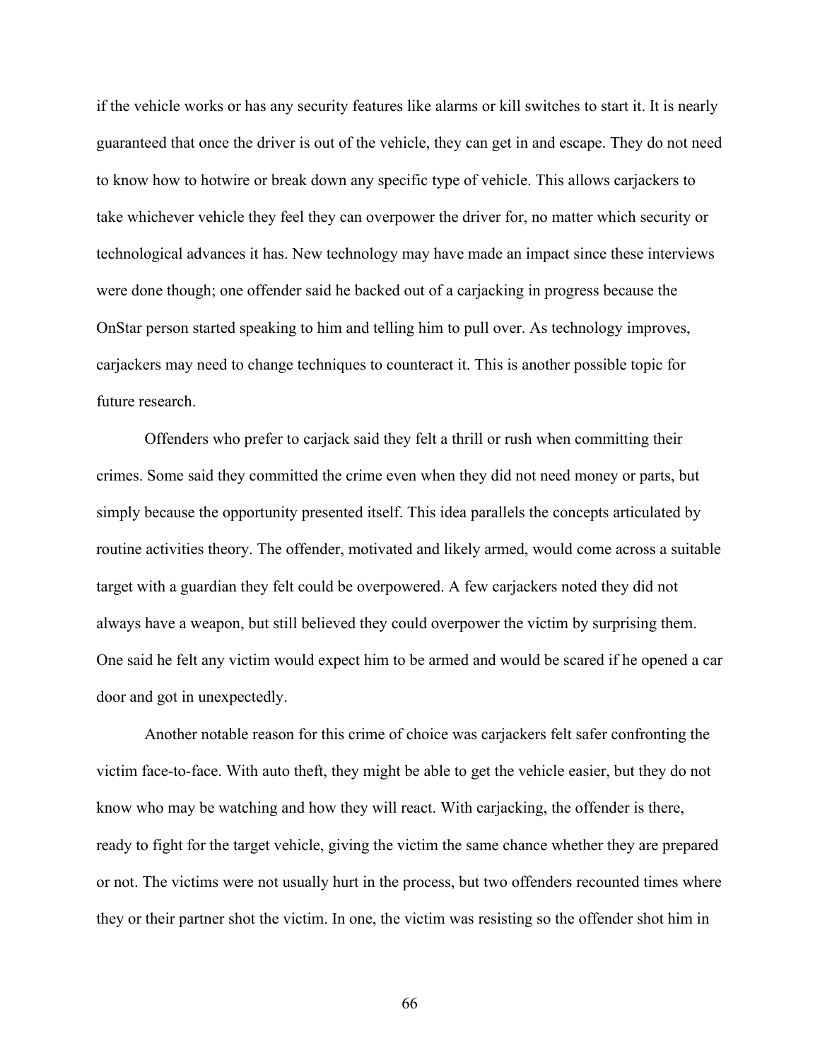if the vehicle works or has any security features like alarms or kill switches to start it. It is nearly guaranteed that once the driver is out of the vehicle, they can get in and escape. They do not need to know how to hotwire or break down any specific type of vehicle. This allows carjackers to take whichever vehicle they feel they can overpower the driver for, no matter which security or technological advances it has. New technology may have made an impact since these interviews were done though; one offender said he backed out of a carjacking in progress because the OnStar person started speaking to him and telling him to pull over. As technology improves, carjackers may need to change techniques to counteract it. This is another possible topic for future research.

Offenders who prefer to carjack said they felt a thrill or rush when committing their crimes. Some said they committed the crime even when they did not need money or parts, but simply because the opportunity presented itself. This idea parallels the concepts articulated by routine activities theory. The offender, motivated and likely armed, would come across a suitable target with a guardian they felt could be overpowered. A few carjackers noted they did not always have a weapon, but still believed they could overpower the victim by surprising them. One said he felt any victim would expect him to be armed and would be scared if he opened a car door and got in unexpectedly.

Another notable reason for this crime of choice was carjackers felt safer confronting the victim face-to-face. With auto theft, they might be able to get the vehicle easier, but they do not know who may be watching and how they will react. With carjacking, the offender is there, ready to fight for the target vehicle, giving the victim the same chance whether they are prepared or not. The victims were not usually hurt in the process, but two offenders recounted times where they or their partner shot the victim. In one, the victim was resisting so the offender shot him in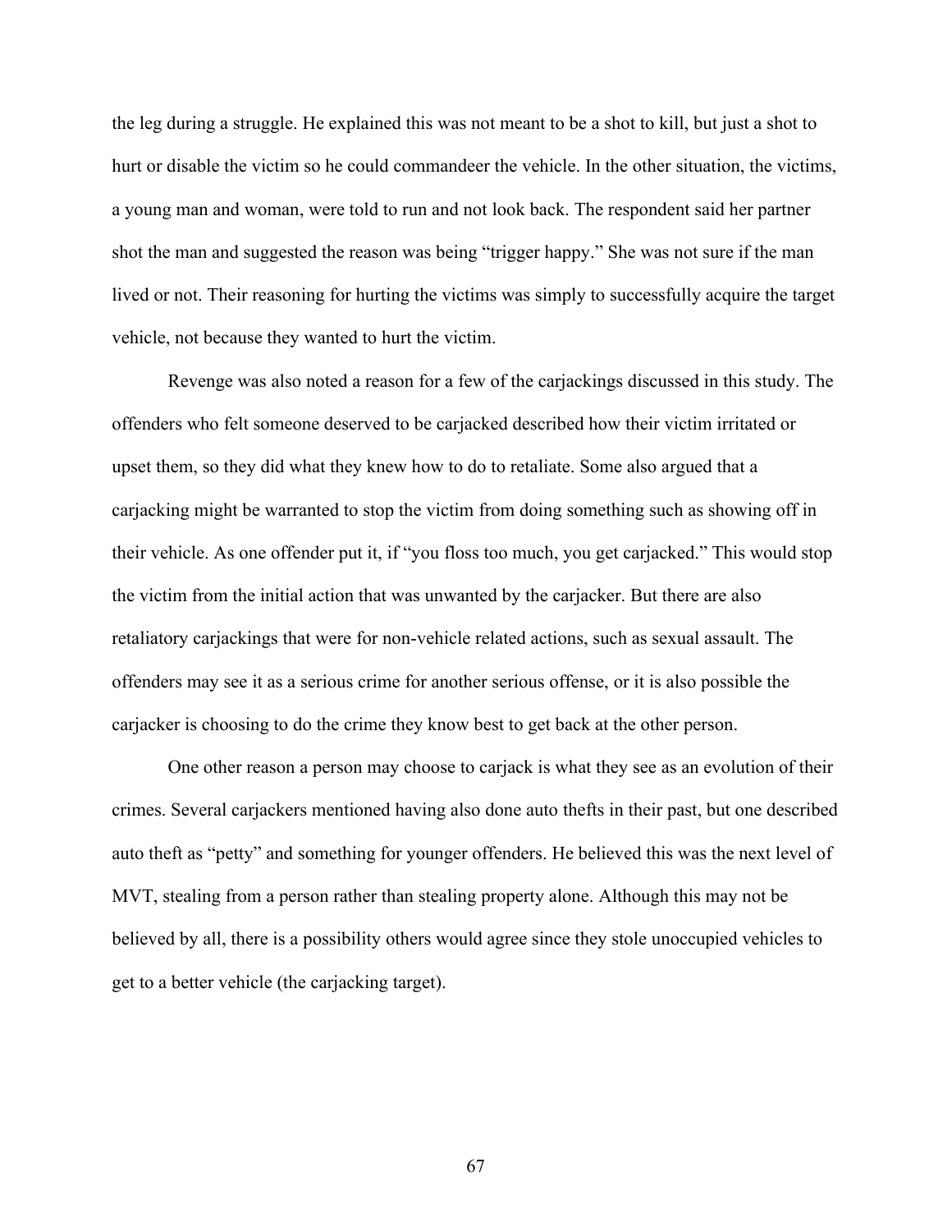the leg during a struggle. He explained this was not meant to be a shot to kill, but just a shot to hurt or disable the victim so he could commandeer the vehicle. In the other situation, the victims, a young man and woman, were told to run and not look back. The respondent said her partner shot the man and suggested the reason was being "trigger happy." She was not sure if the man lived or not. Their reasoning for hurting the victims was simply to successfully acquire the target vehicle, not because they wanted to hurt the victim.

Revenge was also noted a reason for a few of the carjackings discussed in this study. The offenders who felt someone deserved to be carjacked described how their victim irritated or upset them, so they did what they knew how to do to retaliate. Some also argued that a carjacking might be warranted to stop the victim from doing something such as showing off in their vehicle. As one offender put it, if "you floss too much, you get carjacked." This would stop the victim from the initial action that was unwanted by the carjacker. But there are also retaliatory carjackings that were for non-vehicle related actions, such as sexual assault. The offenders may see it as a serious crime for another serious offense, or it is also possible the carjacker is choosing to do the crime they know best to get back at the other person.

One other reason a person may choose to carjack is what they see as an evolution of their crimes. Several carjackers mentioned having also done auto thefts in their past, but one described auto theft as "petty" and something for younger offenders. He believed this was the next level of MVT, stealing from a person rather than stealing property alone. Although this may not be believed by all, there is a possibility others would agree since they stole unoccupied vehicles to get to a better vehicle (the carjacking target).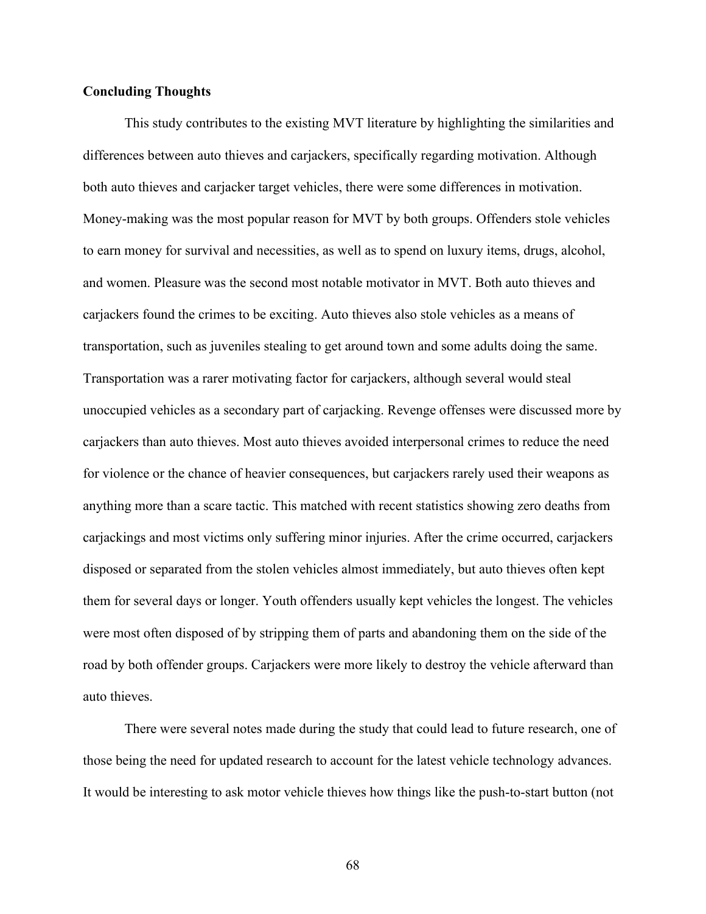**Concluding Thoughts**

This study contributes to the existing MVT literature by highlighting the similarities and differences between auto thieves and carjackers, specifically regarding motivation. Although both auto thieves and carjacker target vehicles, there were some differences in motivation. Money-making was the most popular reason for MVT by both groups. Offenders stole vehicles to earn money for survival and necessities, as well as to spend on luxury items, drugs, alcohol, and women. Pleasure was the second most notable motivator in MVT. Both auto thieves and carjackers found the crimes to be exciting. Auto thieves also stole vehicles as a means of transportation, such as juveniles stealing to get around town and some adults doing the same. Transportation was a rarer motivating factor for carjackers, although several would steal unoccupied vehicles as a secondary part of carjacking. Revenge offenses were discussed more by carjackers than auto thieves. Most auto thieves avoided interpersonal crimes to reduce the need for violence or the chance of heavier consequences, but carjackers rarely used their weapons as anything more than a scare tactic. This matched with recent statistics showing zero deaths from carjackings and most victims only suffering minor injuries. After the crime occurred, carjackers disposed or separated from the stolen vehicles almost immediately, but auto thieves often kept them for several days or longer. Youth offenders usually kept vehicles the longest. The vehicles were most often disposed of by stripping them of parts and abandoning them on the side of the road by both offender groups. Carjackers were more likely to destroy the vehicle afterward than auto thieves.

There were several notes made during the study that could lead to future research, one of those being the need for updated research to account for the latest vehicle technology advances. It would be interesting to ask motor vehicle thieves how things like the push-to-start button (not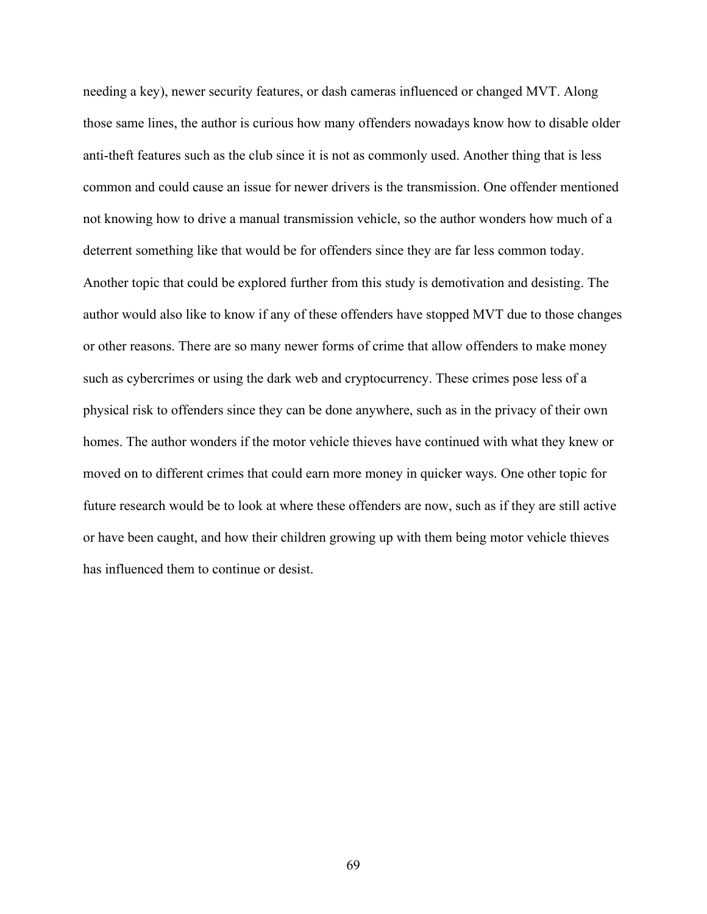needing a key), newer security features, or dash cameras influenced or changed MVT. Along those same lines, the author is curious how many offenders nowadays know how to disable older anti-theft features such as the club since it is not as commonly used. Another thing that is less common and could cause an issue for newer drivers is the transmission. One offender mentioned not knowing how to drive a manual transmission vehicle, so the author wonders how much of a deterrent something like that would be for offenders since they are far less common today. Another topic that could be explored further from this study is demotivation and desisting. The author would also like to know if any of these offenders have stopped MVT due to those changes or other reasons. There are so many newer forms of crime that allow offenders to make money such as cybercrimes or using the dark web and cryptocurrency. These crimes pose less of a physical risk to offenders since they can be done anywhere, such as in the privacy of their own homes. The author wonders if the motor vehicle thieves have continued with what they knew or moved on to different crimes that could earn more money in quicker ways. One other topic for future research would be to look at where these offenders are now, such as if they are still active or have been caught, and how their children growing up with them being motor vehicle thieves has influenced them to continue or desist.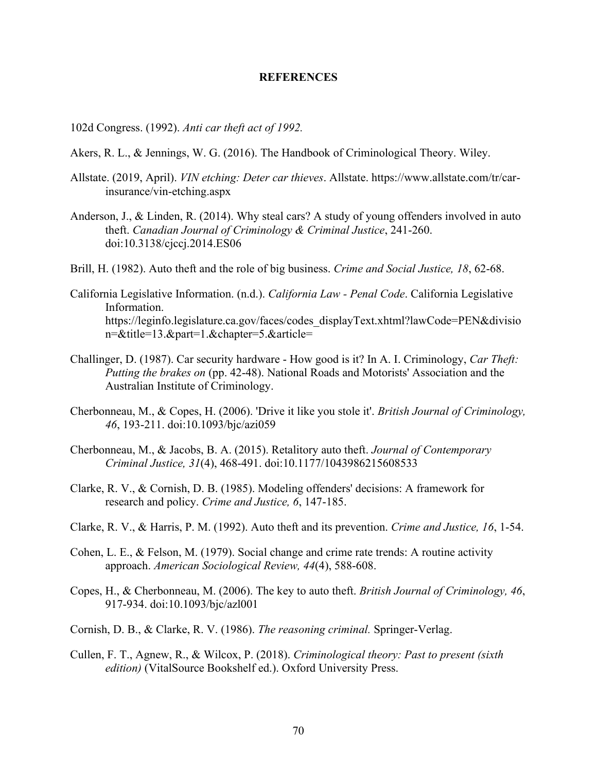# REFERENCES

102d Congress. (1992). *Anti car theft act of 1992.*

Akers, R. L., & Jennings, W. G. (2016). The Handbook of Criminological Theory. Wiley.

Allstate. (2019, April). *VIN etching: Deter car thieves*. Allstate. https://www.allstate.com/tr/car-insurance/vin-etching.aspx

Anderson, J., & Linden, R. (2014). Why steal cars? A study of young offenders involved in auto theft. *Canadian Journal of Criminology & Criminal Justice*, 241-260. doi:10.3138/cjccj.2014.ES06

Brill, H. (1982). Auto theft and the role of big business. *Crime and Social Justice, 18*, 62-68.

California Legislative Information. (n.d.). *California Law - Penal Code*. California Legislative Information. https://leginfo.legislature.ca.gov/faces/codes_displayText.xhtml?lawCode=PEN&division=&title=13.&part=1.&chapter=5.&article=

Challinger, D. (1987). Car security hardware - How good is it? In A. I. Criminology, *Car Theft: Putting the brakes on* (pp. 42-48). National Roads and Motorists' Association and the Australian Institute of Criminology.

Cherbonneau, M., & Copes, H. (2006). 'Drive it like you stole it'. *British Journal of Criminology, 46*, 193-211. doi:10.1093/bjc/azi059

Cherbonneau, M., & Jacobs, B. A. (2015). Retalitory auto theft. *Journal of Contemporary Criminal Justice, 31*(4), 468-491. doi:10.1177/1043986215608533

Clarke, R. V., & Cornish, D. B. (1985). Modeling offenders' decisions: A framework for research and policy. *Crime and Justice, 6*, 147-185.

Clarke, R. V., & Harris, P. M. (1992). Auto theft and its prevention. *Crime and Justice, 16*, 1-54.

Cohen, L. E., & Felson, M. (1979). Social change and crime rate trends: A routine activity approach. *American Sociological Review, 44*(4), 588-608.

Copes, H., & Cherbonneau, M. (2006). The key to auto theft. *British Journal of Criminology, 46*, 917-934. doi:10.1093/bjc/azl001

Cornish, D. B., & Clarke, R. V. (1986). *The reasoning criminal.* Springer-Verlag.

Cullen, F. T., Agnew, R., & Wilcox, P. (2018). *Criminological theory: Past to present (sixth edition)* (VitalSource Bookshelf ed.). Oxford University Press.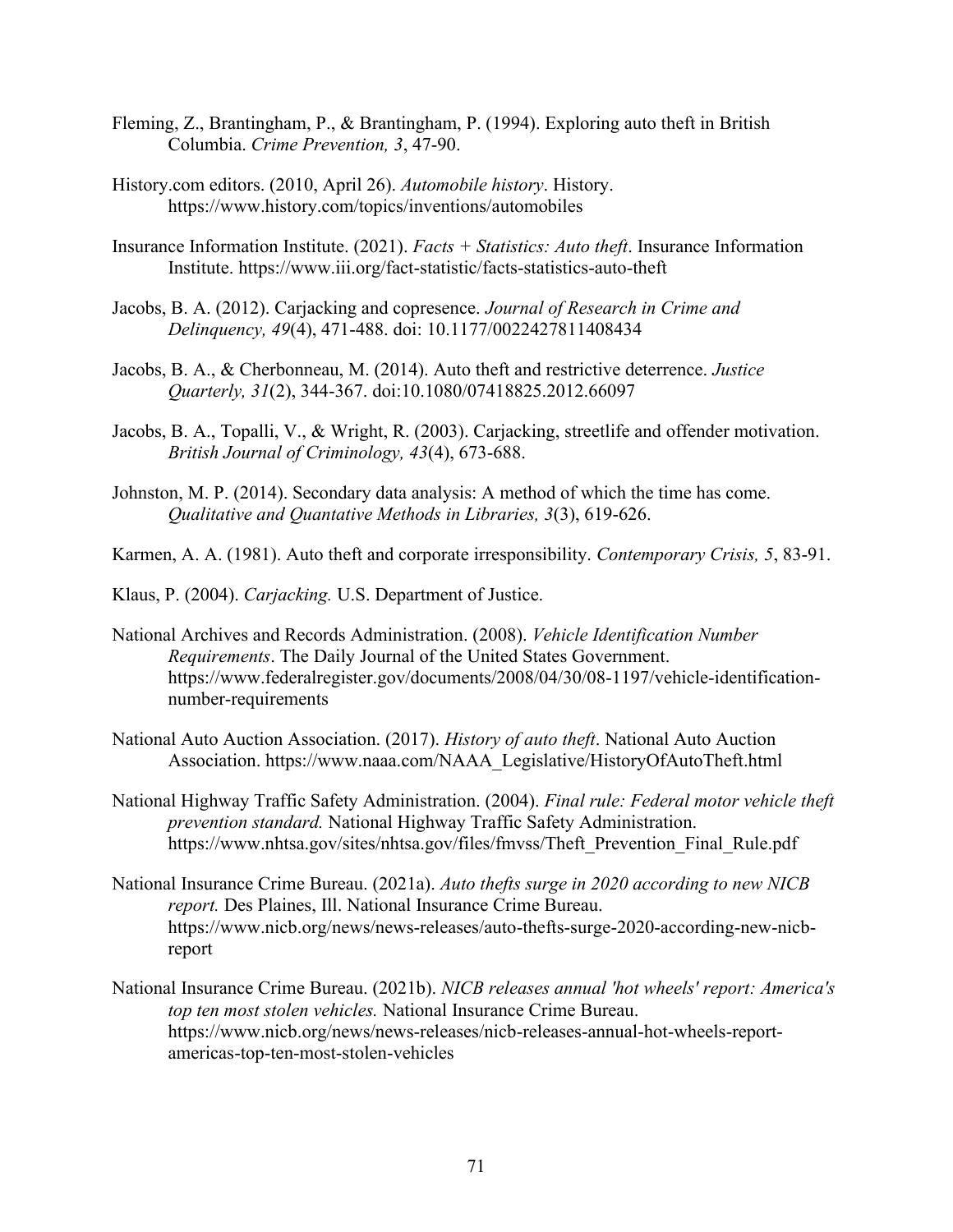Fleming, Z., Brantingham, P., & Brantingham, P. (1994). Exploring auto theft in British Columbia. *Crime Prevention, 3*, 47-90.

History.com editors. (2010, April 26). *Automobile history*. History. https://www.history.com/topics/inventions/automobiles

Insurance Information Institute. (2021). *Facts + Statistics: Auto theft*. Insurance Information Institute. https://www.iii.org/fact-statistic/facts-statistics-auto-theft

Jacobs, B. A. (2012). Carjacking and copresence. *Journal of Research in Crime and Delinquency, 49*(4), 471-488. doi: 10.1177/0022427811408434

Jacobs, B. A., & Cherbonneau, M. (2014). Auto theft and restrictive deterrence. *Justice Quarterly, 31*(2), 344-367. doi:10.1080/07418825.2012.66097

Jacobs, B. A., Topalli, V., & Wright, R. (2003). Carjacking, streetlife and offender motivation. *British Journal of Criminology, 43*(4), 673-688.

Johnston, M. P. (2014). Secondary data analysis: A method of which the time has come. *Qualitative and Quantative Methods in Libraries, 3*(3), 619-626.

Karmen, A. A. (1981). Auto theft and corporate irresponsibility. *Contemporary Crisis, 5*, 83-91.

Klaus, P. (2004). *Carjacking.* U.S. Department of Justice.

National Archives and Records Administration. (2008). *Vehicle Identification Number Requirements*. The Daily Journal of the United States Government. https://www.federalregister.gov/documents/2008/04/30/08-1197/vehicle-identification-number-requirements

National Auto Auction Association. (2017). *History of auto theft*. National Auto Auction Association. https://www.naaa.com/NAAA_Legislative/HistoryOfAutoTheft.html

National Highway Traffic Safety Administration. (2004). *Final rule: Federal motor vehicle theft prevention standard.* National Highway Traffic Safety Administration. https://www.nhtsa.gov/sites/nhtsa.gov/files/fmvss/Theft_Prevention_Final_Rule.pdf

National Insurance Crime Bureau. (2021a). *Auto thefts surge in 2020 according to new NICB report.* Des Plaines, Ill. National Insurance Crime Bureau. https://www.nicb.org/news/news-releases/auto-thefts-surge-2020-according-new-nicb-report

National Insurance Crime Bureau. (2021b). *NICB releases annual 'hot wheels' report: America's top ten most stolen vehicles.* National Insurance Crime Bureau. https://www.nicb.org/news/news-releases/nicb-releases-annual-hot-wheels-report-americas-top-ten-most-stolen-vehicles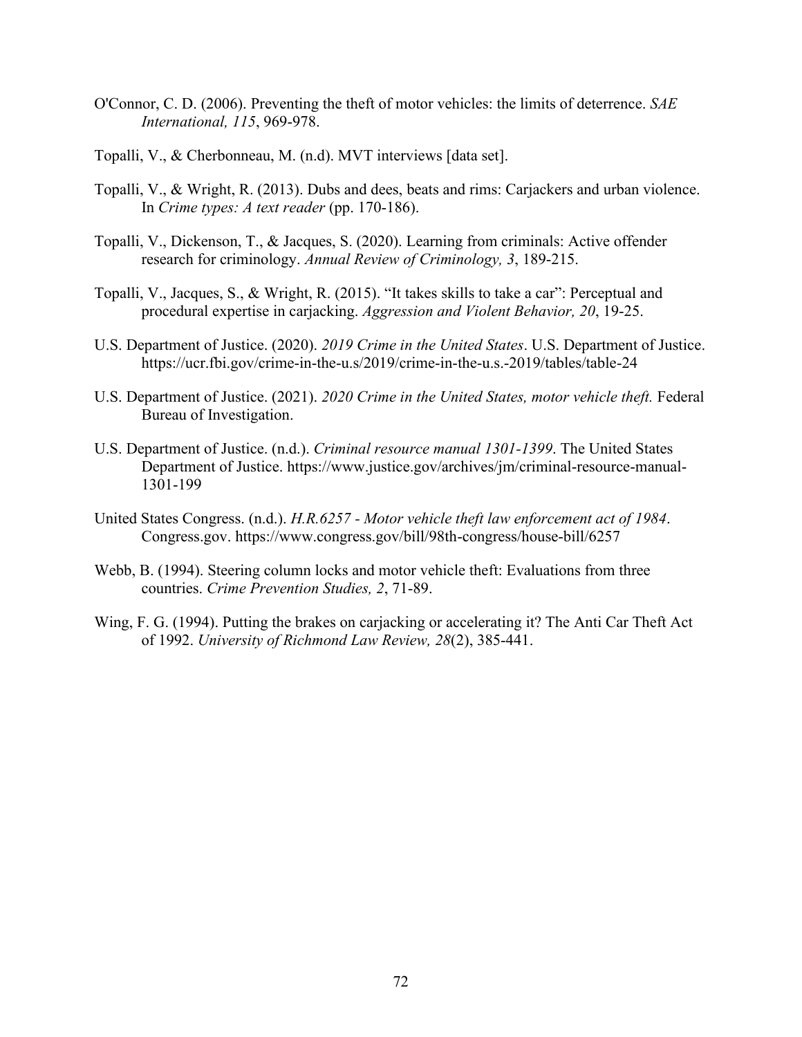O'Connor, C. D. (2006). Preventing the theft of motor vehicles: the limits of deterrence. *SAE International, 115*, 969-978.

Topalli, V., & Cherbonneau, M. (n.d). MVT interviews [data set].

Topalli, V., & Wright, R. (2013). Dubs and dees, beats and rims: Carjackers and urban violence. In *Crime types: A text reader* (pp. 170-186).

Topalli, V., Dickenson, T., & Jacques, S. (2020). Learning from criminals: Active offender research for criminology. *Annual Review of Criminology, 3*, 189-215.

Topalli, V., Jacques, S., & Wright, R. (2015). "It takes skills to take a car": Perceptual and procedural expertise in carjacking. *Aggression and Violent Behavior, 20*, 19-25.

U.S. Department of Justice. (2020). *2019 Crime in the United States*. U.S. Department of Justice. https://ucr.fbi.gov/crime-in-the-u.s/2019/crime-in-the-u.s.-2019/tables/table-24

U.S. Department of Justice. (2021). *2020 Crime in the United States, motor vehicle theft.* Federal Bureau of Investigation.

U.S. Department of Justice. (n.d.). *Criminal resource manual 1301-1399*. The United States Department of Justice. https://www.justice.gov/archives/jm/criminal-resource-manual-1301-199

United States Congress. (n.d.). *H.R.6257 - Motor vehicle theft law enforcement act of 1984*. Congress.gov. https://www.congress.gov/bill/98th-congress/house-bill/6257

Webb, B. (1994). Steering column locks and motor vehicle theft: Evaluations from three countries. *Crime Prevention Studies, 2*, 71-89.

Wing, F. G. (1994). Putting the brakes on carjacking or accelerating it? The Anti Car Theft Act of 1992. *University of Richmond Law Review, 28*(2), 385-441.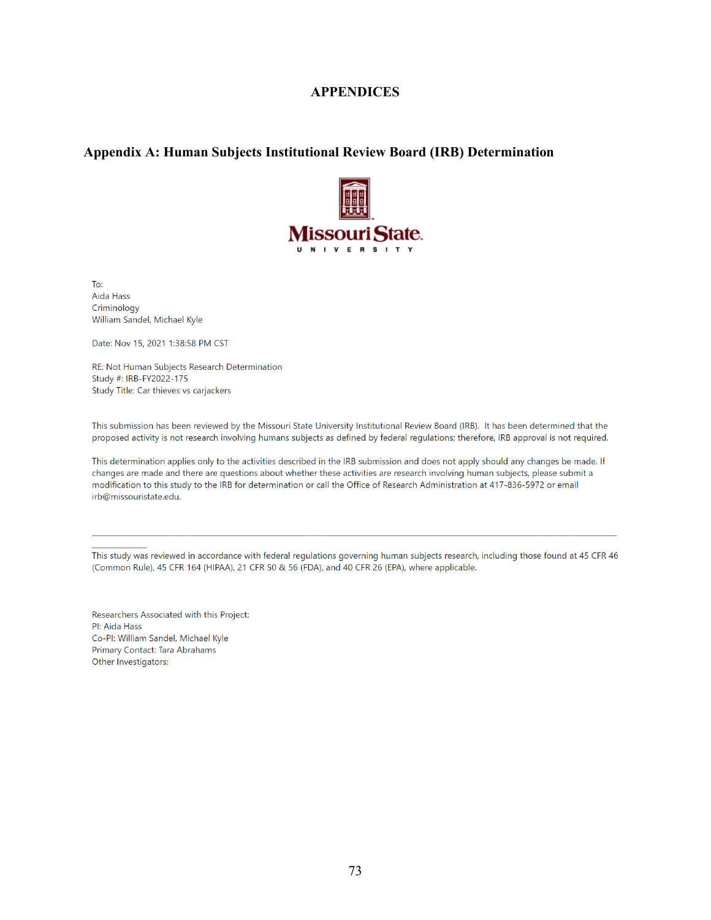# APPENDICES

## Appendix A: Human Subjects Institutional Review Board (IRB) Determination

Missouri State
UNIVERSITY

To:
Aida Hass
Criminology
William Sandel, Michael Kyle

Date: Nov 15, 2021 1:38:58 PM CST

RE: Not Human Subjects Research Determination
Study #: IRB-FY2022-175
Study Title: Car thieves vs carjackers

This submission has been reviewed by the Missouri State University Institutional Review Board (IRB). It has been determined that the proposed activity is not research involving humans subjects as defined by federal regulations; therefore, IRB approval is not required.

This determination applies only to the activities described in the IRB submission and does not apply should any changes be made. If changes are made and there are questions about whether these activities are research involving human subjects, please submit a modification to this study to the IRB for determination or call the Office of Research Administration at 417-836-5972 or email irb@missouristate.edu.

---

This study was reviewed in accordance with federal regulations governing human subjects research, including those found at 45 CFR 46 (Common Rule), 45 CFR 164 (HIPAA), 21 CFR 50 & 56 (FDA), and 40 CFR 26 (EPA), where applicable.

Researchers Associated with this Project:
PI: Aida Hass
Co-PI: William Sandel, Michael Kyle
Primary Contact: Tara Abrahams
Other Investigators: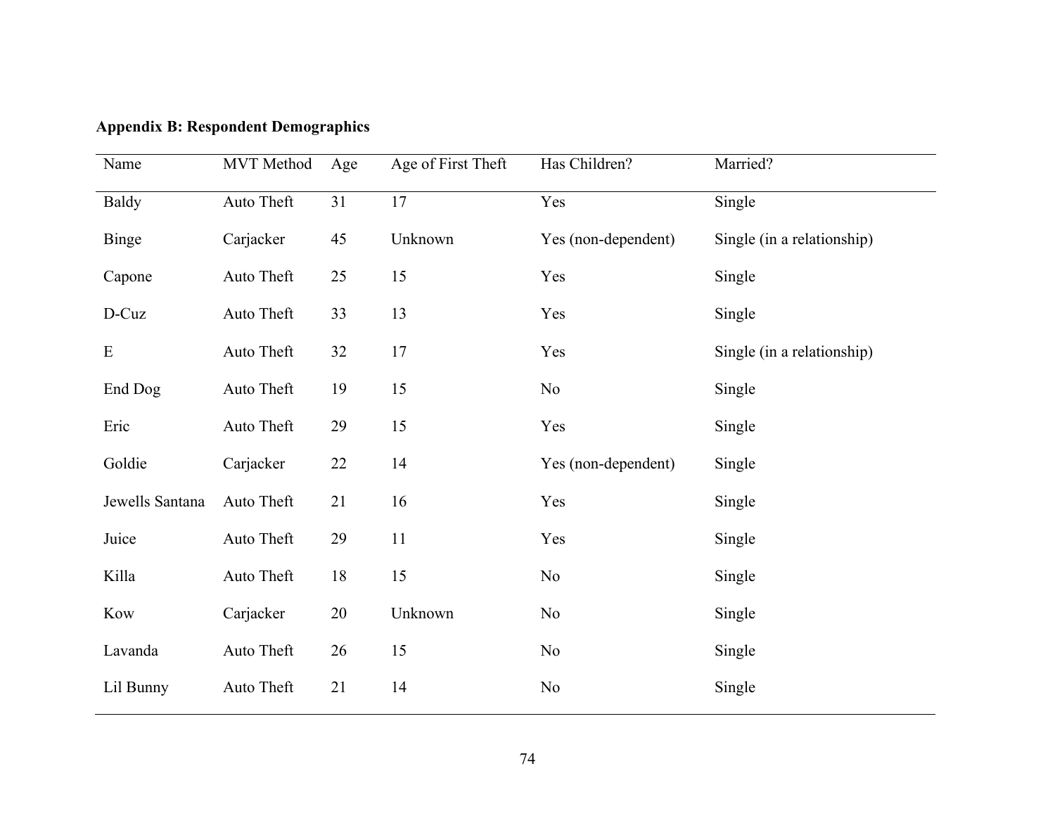**Appendix B: Respondent Demographics**

| Name | MVT Method | Age | Age of First Theft | Has Children? | Married? |
|---|---|---|---|---|---|
| Baldy | Auto Theft | 31 | 17 | Yes | Single |
| Binge | Carjacker | 45 | Unknown | Yes (non-dependent) | Single (in a relationship) |
| Capone | Auto Theft | 25 | 15 | Yes | Single |
| D-Cuz | Auto Theft | 33 | 13 | Yes | Single |
| E | Auto Theft | 32 | 17 | Yes | Single (in a relationship) |
| End Dog | Auto Theft | 19 | 15 | No | Single |
| Eric | Auto Theft | 29 | 15 | Yes | Single |
| Goldie | Carjacker | 22 | 14 | Yes (non-dependent) | Single |
| Jewells Santana | Auto Theft | 21 | 16 | Yes | Single |
| Juice | Auto Theft | 29 | 11 | Yes | Single |
| Killa | Auto Theft | 18 | 15 | No | Single |
| Kow | Carjacker | 20 | Unknown | No | Single |
| Lavanda | Auto Theft | 26 | 15 | No | Single |
| Lil Bunny | Auto Theft | 21 | 14 | No | Single |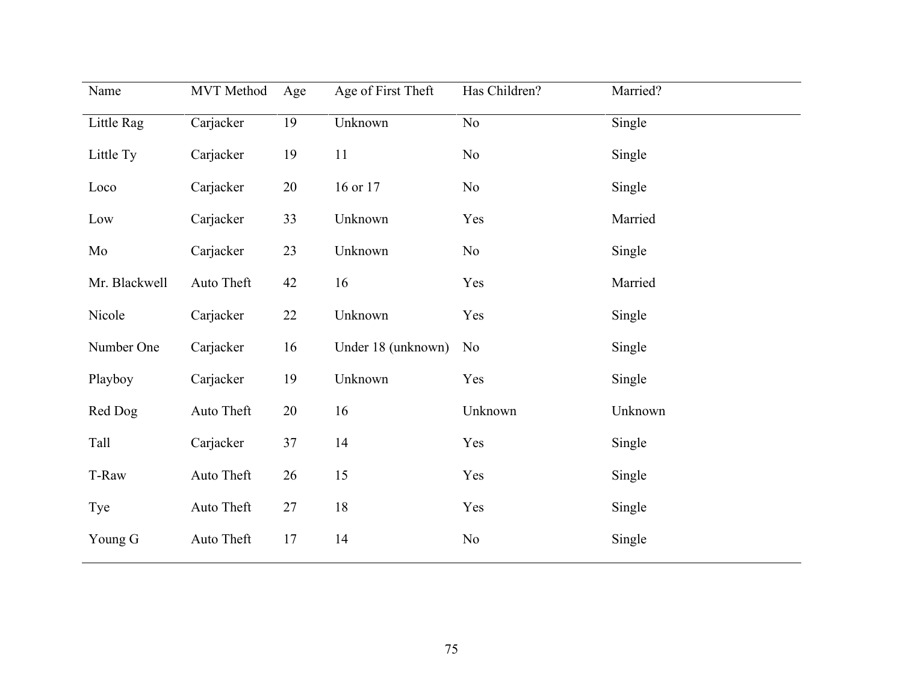| Name | MVT Method | Age | Age of First Theft | Has Children? | Married? |
|---|---|---|---|---|---|
| Little Rag | Carjacker | 19 | Unknown | No | Single |
| Little Ty | Carjacker | 19 | 11 | No | Single |
| Loco | Carjacker | 20 | 16 or 17 | No | Single |
| Low | Carjacker | 33 | Unknown | Yes | Married |
| Mo | Carjacker | 23 | Unknown | No | Single |
| Mr. Blackwell | Auto Theft | 42 | 16 | Yes | Married |
| Nicole | Carjacker | 22 | Unknown | Yes | Single |
| Number One | Carjacker | 16 | Under 18 (unknown) | No | Single |
| Playboy | Carjacker | 19 | Unknown | Yes | Single |
| Red Dog | Auto Theft | 20 | 16 | Unknown | Unknown |
| Tall | Carjacker | 37 | 14 | Yes | Single |
| T-Raw | Auto Theft | 26 | 15 | Yes | Single |
| Tye | Auto Theft | 27 | 18 | Yes | Single |
| Young G | Auto Theft | 17 | 14 | No | Single |